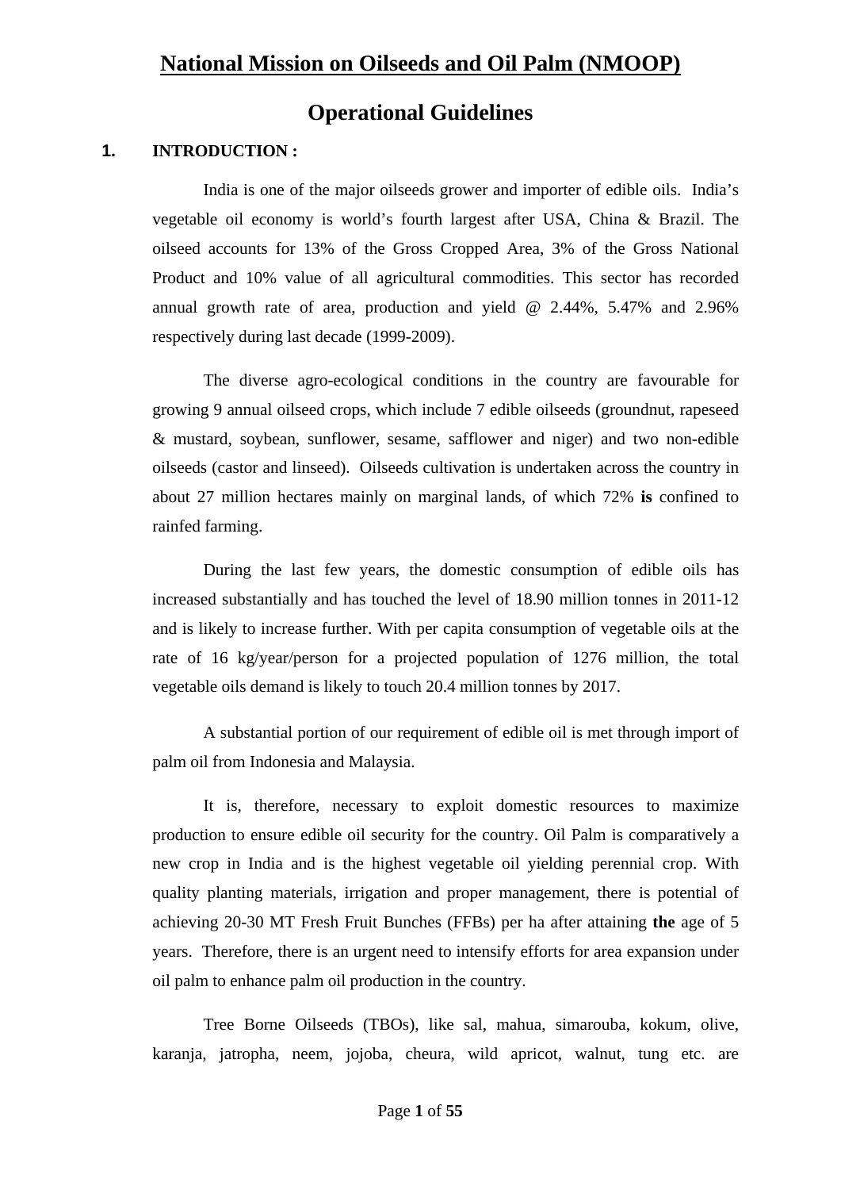# National Mission on Oilseeds and Oil Palm (NMOOP)

# Operational Guidelines

## 1. INTRODUCTION :

India is one of the major oilseeds grower and importer of edible oils. India's vegetable oil economy is world's fourth largest after USA, China & Brazil. The oilseed accounts for 13% of the Gross Cropped Area, 3% of the Gross National Product and 10% value of all agricultural commodities. This sector has recorded annual growth rate of area, production and yield @ 2.44%, 5.47% and 2.96% respectively during last decade (1999-2009).

The diverse agro-ecological conditions in the country are favourable for growing 9 annual oilseed crops, which include 7 edible oilseeds (groundnut, rapeseed & mustard, soybean, sunflower, sesame, safflower and niger) and two non-edible oilseeds (castor and linseed). Oilseeds cultivation is undertaken across the country in about 27 million hectares mainly on marginal lands, of which 72% **is** confined to rainfed farming.

During the last few years, the domestic consumption of edible oils has increased substantially and has touched the level of 18.90 million tonnes in 2011-12 and is likely to increase further. With per capita consumption of vegetable oils at the rate of 16 kg/year/person for a projected population of 1276 million, the total vegetable oils demand is likely to touch 20.4 million tonnes by 2017.

A substantial portion of our requirement of edible oil is met through import of palm oil from Indonesia and Malaysia.

It is, therefore, necessary to exploit domestic resources to maximize production to ensure edible oil security for the country. Oil Palm is comparatively a new crop in India and is the highest vegetable oil yielding perennial crop. With quality planting materials, irrigation and proper management, there is potential of achieving 20-30 MT Fresh Fruit Bunches (FFBs) per ha after attaining **the** age of 5 years. Therefore, there is an urgent need to intensify efforts for area expansion under oil palm to enhance palm oil production in the country.

Tree Borne Oilseeds (TBOs), like sal, mahua, simarouba, kokum, olive, karanja, jatropha, neem, jojoba, cheura, wild apricot, walnut, tung etc. are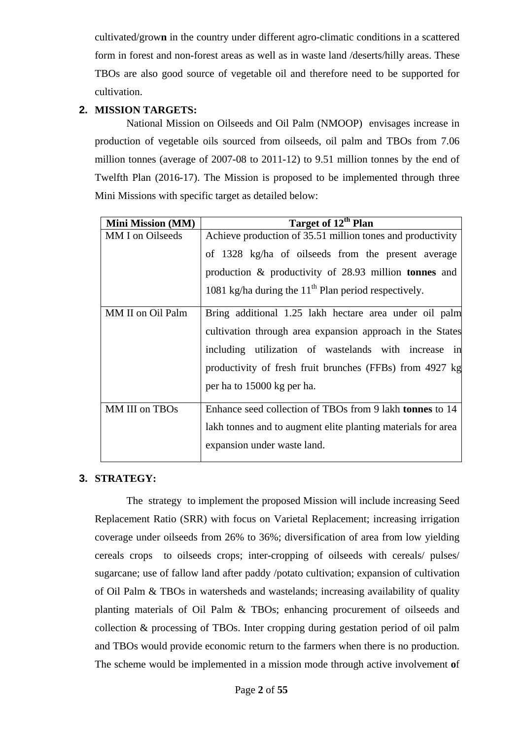cultivated/grow**n** in the country under different agro-climatic conditions in a scattered form in forest and non-forest areas as well as in waste land /deserts/hilly areas. These TBOs are also good source of vegetable oil and therefore need to be supported for cultivation.

## 2. MISSION TARGETS:

National Mission on Oilseeds and Oil Palm (NMOOP) envisages increase in production of vegetable oils sourced from oilseeds, oil palm and TBOs from 7.06 million tonnes (average of 2007-08 to 2011-12) to 9.51 million tonnes by the end of Twelfth Plan (2016-17). The Mission is proposed to be implemented through three Mini Missions with specific target as detailed below:

| Mini Mission (MM) | Target of 12th Plan |
|---|---|
| MM I on Oilseeds | Achieve production of 35.51 million tones and productivity of 1328 kg/ha of oilseeds from the present average production & productivity of 28.93 million **tonnes** and 1081 kg/ha during the 11th Plan period respectively. |
| MM II on Oil Palm | Bring additional 1.25 lakh hectare area under oil palm cultivation through area expansion approach in the States including utilization of wastelands with increase in productivity of fresh fruit brunches (FFBs) from 4927 kg per ha to 15000 kg per ha. |
| MM III on TBOs | Enhance seed collection of TBOs from 9 lakh **tonnes** to 14 lakh tonnes and to augment elite planting materials for area expansion under waste land. |

## 3. STRATEGY:

The strategy to implement the proposed Mission will include increasing Seed Replacement Ratio (SRR) with focus on Varietal Replacement; increasing irrigation coverage under oilseeds from 26% to 36%; diversification of area from low yielding cereals crops to oilseeds crops; inter-cropping of oilseeds with cereals/ pulses/ sugarcane; use of fallow land after paddy /potato cultivation; expansion of cultivation of Oil Palm & TBOs in watersheds and wastelands; increasing availability of quality planting materials of Oil Palm & TBOs; enhancing procurement of oilseeds and collection & processing of TBOs. Inter cropping during gestation period of oil palm and TBOs would provide economic return to the farmers when there is no production. The scheme would be implemented in a mission mode through active involvement **o**f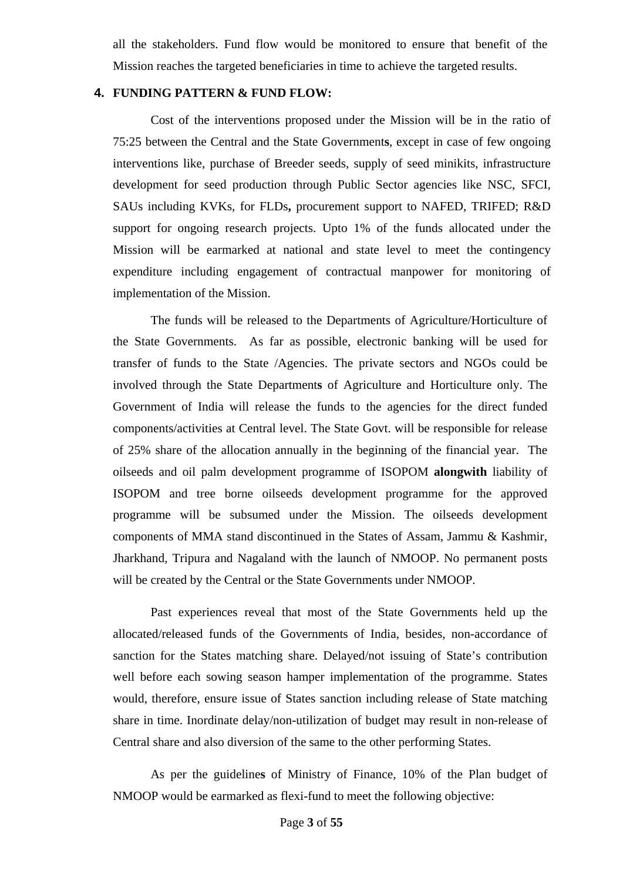all the stakeholders. Fund flow would be monitored to ensure that benefit of the Mission reaches the targeted beneficiaries in time to achieve the targeted results.

## 4. FUNDING PATTERN & FUND FLOW:

Cost of the interventions proposed under the Mission will be in the ratio of 75:25 between the Central and the State Government**s**, except in case of few ongoing interventions like, purchase of Breeder seeds, supply of seed minikits, infrastructure development for seed production through Public Sector agencies like NSC, SFCI, SAUs including KVKs, for FLDs**,** procurement support to NAFED, TRIFED; R&D support for ongoing research projects. Upto 1% of the funds allocated under the Mission will be earmarked at national and state level to meet the contingency expenditure including engagement of contractual manpower for monitoring of implementation of the Mission.

The funds will be released to the Departments of Agriculture/Horticulture of the State Governments. As far as possible, electronic banking will be used for transfer of funds to the State /Agencies. The private sectors and NGOs could be involved through the State Department**s** of Agriculture and Horticulture only. The Government of India will release the funds to the agencies for the direct funded components/activities at Central level. The State Govt. will be responsible for release of 25% share of the allocation annually in the beginning of the financial year. The oilseeds and oil palm development programme of ISOPOM **alongwith** liability of ISOPOM and tree borne oilseeds development programme for the approved programme will be subsumed under the Mission. The oilseeds development components of MMA stand discontinued in the States of Assam, Jammu & Kashmir, Jharkhand, Tripura and Nagaland with the launch of NMOOP. No permanent posts will be created by the Central or the State Governments under NMOOP.

Past experiences reveal that most of the State Governments held up the allocated/released funds of the Governments of India, besides, non-accordance of sanction for the States matching share. Delayed/not issuing of State's contribution well before each sowing season hamper implementation of the programme. States would, therefore, ensure issue of States sanction including release of State matching share in time. Inordinate delay/non-utilization of budget may result in non-release of Central share and also diversion of the same to the other performing States.

As per the guideline**s** of Ministry of Finance, 10% of the Plan budget of NMOOP would be earmarked as flexi-fund to meet the following objective: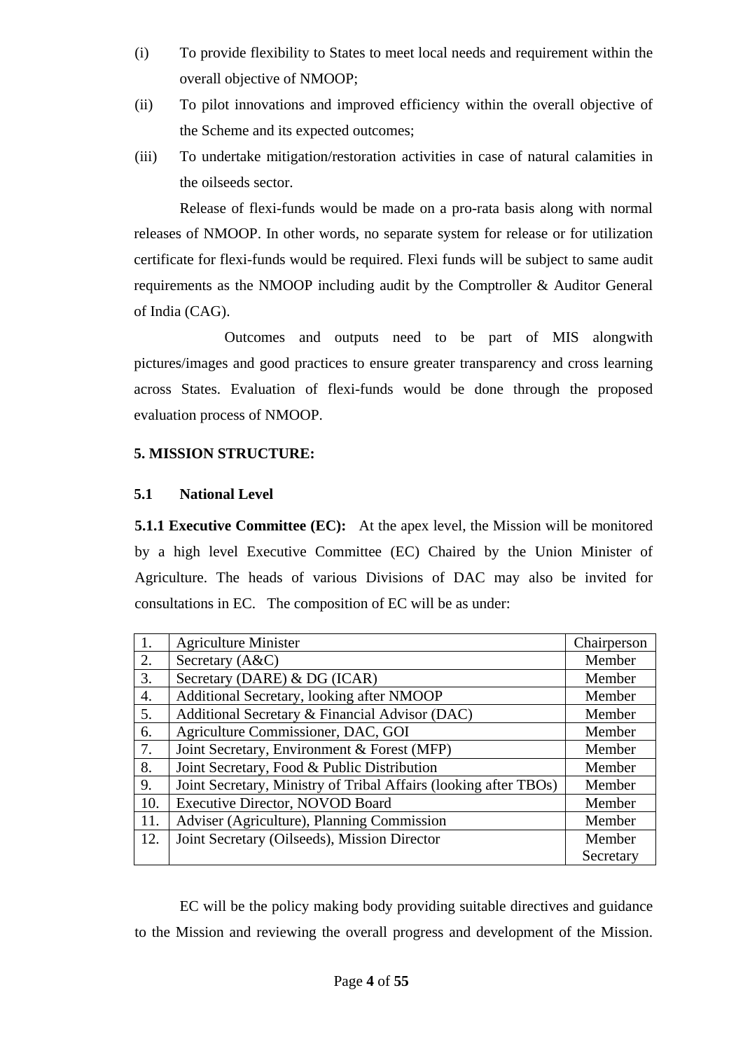(i) To provide flexibility to States to meet local needs and requirement within the overall objective of NMOOP;

(ii) To pilot innovations and improved efficiency within the overall objective of the Scheme and its expected outcomes;

(iii) To undertake mitigation/restoration activities in case of natural calamities in the oilseeds sector.

Release of flexi-funds would be made on a pro-rata basis along with normal releases of NMOOP. In other words, no separate system for release or for utilization certificate for flexi-funds would be required. Flexi funds will be subject to same audit requirements as the NMOOP including audit by the Comptroller & Auditor General of India (CAG).

Outcomes and outputs need to be part of MIS alongwith pictures/images and good practices to ensure greater transparency and cross learning across States. Evaluation of flexi-funds would be done through the proposed evaluation process of NMOOP.

## 5. MISSION STRUCTURE:

### 5.1 National Level

**5.1.1 Executive Committee (EC):** At the apex level, the Mission will be monitored by a high level Executive Committee (EC) Chaired by the Union Minister of Agriculture. The heads of various Divisions of DAC may also be invited for consultations in EC. The composition of EC will be as under:

| | | |
|---|---|---|
| 1. | Agriculture Minister | Chairperson |
| 2. | Secretary (A&C) | Member |
| 3. | Secretary (DARE) & DG (ICAR) | Member |
| 4. | Additional Secretary, looking after NMOOP | Member |
| 5. | Additional Secretary & Financial Advisor (DAC) | Member |
| 6. | Agriculture Commissioner, DAC, GOI | Member |
| 7. | Joint Secretary, Environment & Forest (MFP) | Member |
| 8. | Joint Secretary, Food & Public Distribution | Member |
| 9. | Joint Secretary, Ministry of Tribal Affairs (looking after TBOs) | Member |
| 10. | Executive Director, NOVOD Board | Member |
| 11. | Adviser (Agriculture), Planning Commission | Member |
| 12. | Joint Secretary (Oilseeds), Mission Director | Member Secretary |

EC will be the policy making body providing suitable directives and guidance to the Mission and reviewing the overall progress and development of the Mission.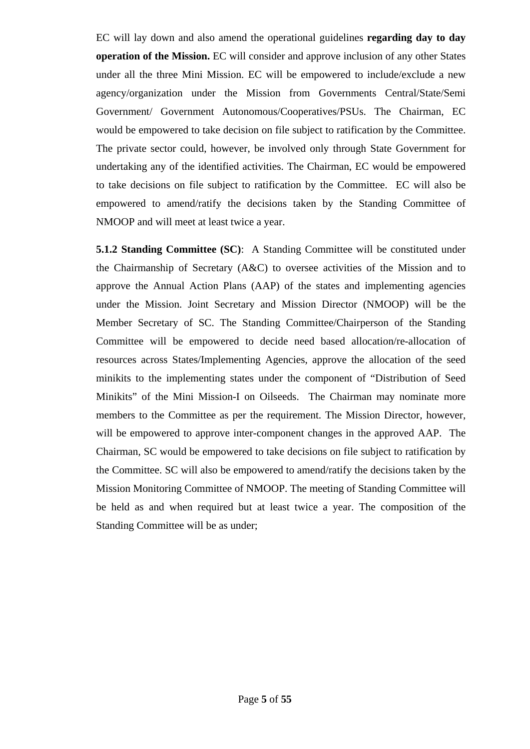EC will lay down and also amend the operational guidelines **regarding day to day operation of the Mission.** EC will consider and approve inclusion of any other States under all the three Mini Mission. EC will be empowered to include/exclude a new agency/organization under the Mission from Governments Central/State/Semi Government/ Government Autonomous/Cooperatives/PSUs. The Chairman, EC would be empowered to take decision on file subject to ratification by the Committee. The private sector could, however, be involved only through State Government for undertaking any of the identified activities. The Chairman, EC would be empowered to take decisions on file subject to ratification by the Committee. EC will also be empowered to amend/ratify the decisions taken by the Standing Committee of NMOOP and will meet at least twice a year.

**5.1.2 Standing Committee (SC)**: A Standing Committee will be constituted under the Chairmanship of Secretary (A&C) to oversee activities of the Mission and to approve the Annual Action Plans (AAP) of the states and implementing agencies under the Mission. Joint Secretary and Mission Director (NMOOP) will be the Member Secretary of SC. The Standing Committee/Chairperson of the Standing Committee will be empowered to decide need based allocation/re-allocation of resources across States/Implementing Agencies, approve the allocation of the seed minikits to the implementing states under the component of "Distribution of Seed Minikits" of the Mini Mission-I on Oilseeds. The Chairman may nominate more members to the Committee as per the requirement. The Mission Director, however, will be empowered to approve inter-component changes in the approved AAP. The Chairman, SC would be empowered to take decisions on file subject to ratification by the Committee. SC will also be empowered to amend/ratify the decisions taken by the Mission Monitoring Committee of NMOOP. The meeting of Standing Committee will be held as and when required but at least twice a year. The composition of the Standing Committee will be as under;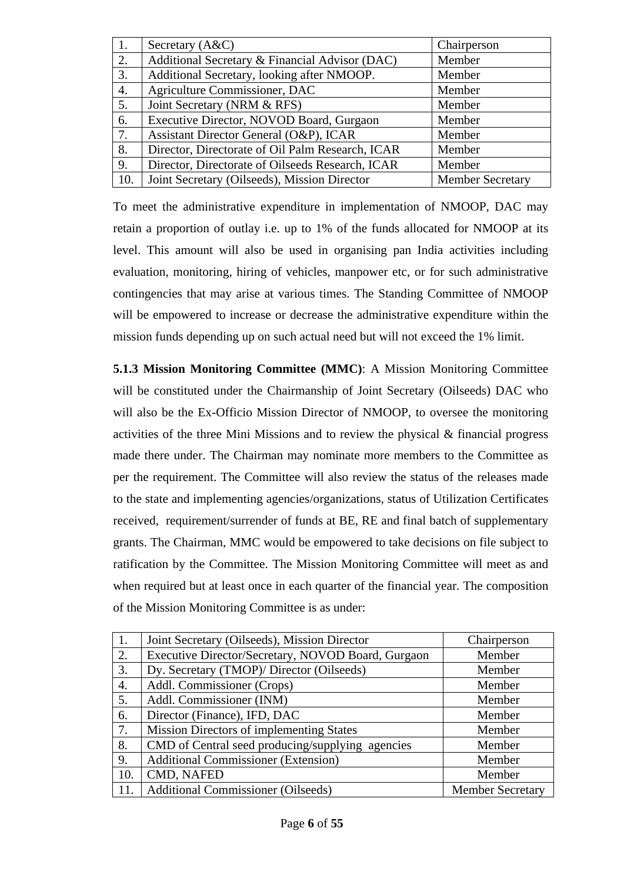| 1. | Secretary (A&C) | Chairperson |
|---|---|---|
| 2. | Additional Secretary & Financial Advisor (DAC) | Member |
| 3. | Additional Secretary, looking after NMOOP. | Member |
| 4. | Agriculture Commissioner, DAC | Member |
| 5. | Joint Secretary (NRM & RFS) | Member |
| 6. | Executive Director, NOVOD Board, Gurgaon | Member |
| 7. | Assistant Director General (O&P), ICAR | Member |
| 8. | Director, Directorate of Oil Palm Research, ICAR | Member |
| 9. | Director, Directorate of Oilseeds Research, ICAR | Member |
| 10. | Joint Secretary (Oilseeds), Mission Director | Member Secretary |

To meet the administrative expenditure in implementation of NMOOP, DAC may retain a proportion of outlay i.e. up to 1% of the funds allocated for NMOOP at its level. This amount will also be used in organising pan India activities including evaluation, monitoring, hiring of vehicles, manpower etc, or for such administrative contingencies that may arise at various times. The Standing Committee of NMOOP will be empowered to increase or decrease the administrative expenditure within the mission funds depending up on such actual need but will not exceed the 1% limit.

**5.1.3 Mission Monitoring Committee (MMC)**: A Mission Monitoring Committee will be constituted under the Chairmanship of Joint Secretary (Oilseeds) DAC who will also be the Ex-Officio Mission Director of NMOOP, to oversee the monitoring activities of the three Mini Missions and to review the physical & financial progress made there under. The Chairman may nominate more members to the Committee as per the requirement. The Committee will also review the status of the releases made to the state and implementing agencies/organizations, status of Utilization Certificates received, requirement/surrender of funds at BE, RE and final batch of supplementary grants. The Chairman, MMC would be empowered to take decisions on file subject to ratification by the Committee. The Mission Monitoring Committee will meet as and when required but at least once in each quarter of the financial year. The composition of the Mission Monitoring Committee is as under:

| 1. | Joint Secretary (Oilseeds), Mission Director | Chairperson |
|---|---|---|
| 2. | Executive Director/Secretary, NOVOD Board, Gurgaon | Member |
| 3. | Dy. Secretary (TMOP)/ Director (Oilseeds) | Member |
| 4. | Addl. Commissioner (Crops) | Member |
| 5. | Addl. Commissioner (INM) | Member |
| 6. | Director (Finance), IFD, DAC | Member |
| 7. | Mission Directors of implementing States | Member |
| 8. | CMD of Central seed producing/supplying agencies | Member |
| 9. | Additional Commissioner (Extension) | Member |
| 10. | CMD, NAFED | Member |
| 11. | Additional Commissioner (Oilseeds) | Member Secretary |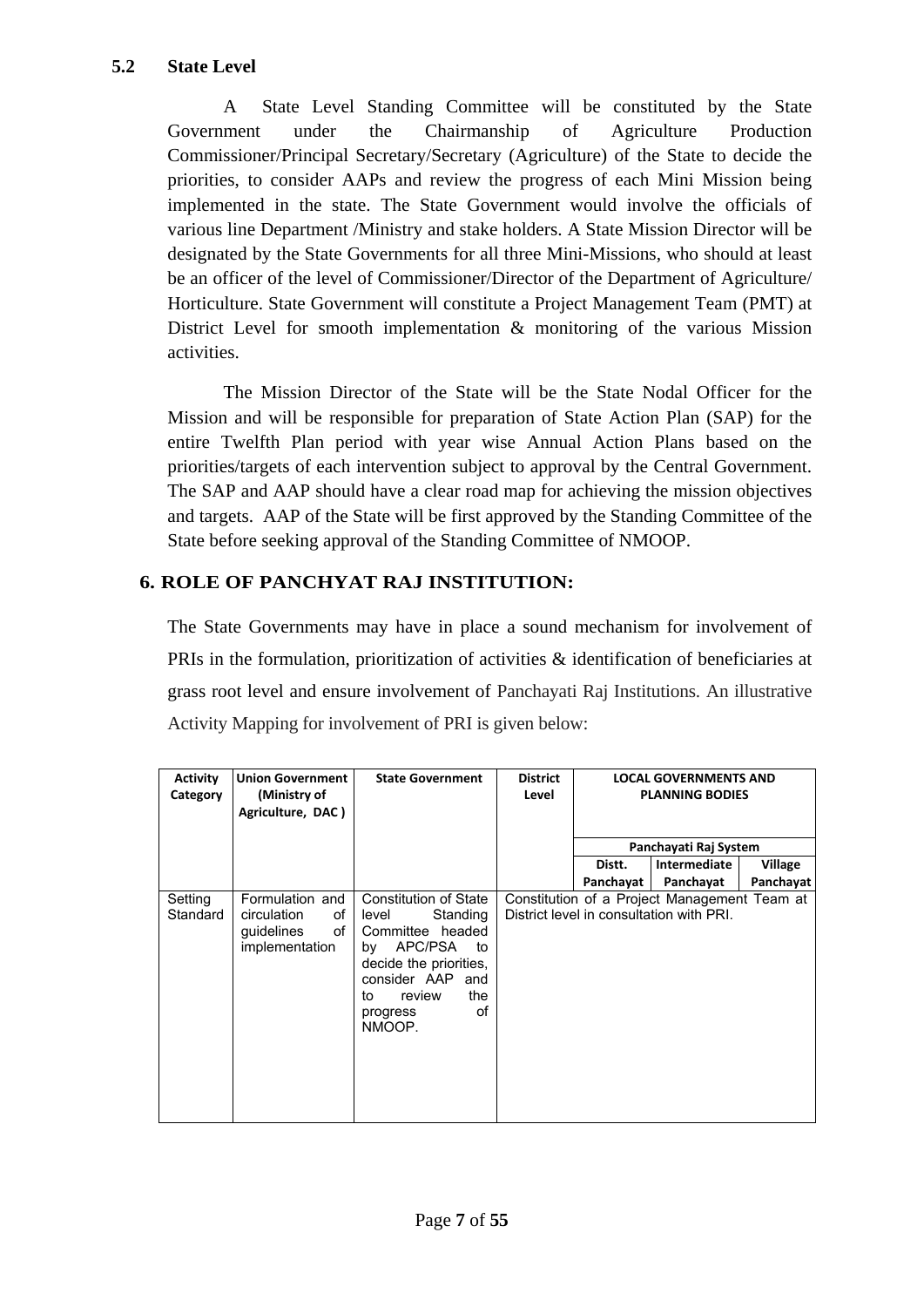### 5.2 State Level

A State Level Standing Committee will be constituted by the State Government under the Chairmanship of Agriculture Production Commissioner/Principal Secretary/Secretary (Agriculture) of the State to decide the priorities, to consider AAPs and review the progress of each Mini Mission being implemented in the state. The State Government would involve the officials of various line Department /Ministry and stake holders. A State Mission Director will be designated by the State Governments for all three Mini-Missions, who should at least be an officer of the level of Commissioner/Director of the Department of Agriculture/ Horticulture. State Government will constitute a Project Management Team (PMT) at District Level for smooth implementation & monitoring of the various Mission activities.

The Mission Director of the State will be the State Nodal Officer for the Mission and will be responsible for preparation of State Action Plan (SAP) for the entire Twelfth Plan period with year wise Annual Action Plans based on the priorities/targets of each intervention subject to approval by the Central Government. The SAP and AAP should have a clear road map for achieving the mission objectives and targets. AAP of the State will be first approved by the Standing Committee of the State before seeking approval of the Standing Committee of NMOOP.

## 6. ROLE OF PANCHYAT RAJ INSTITUTION:

The State Governments may have in place a sound mechanism for involvement of PRIs in the formulation, prioritization of activities & identification of beneficiaries at grass root level and ensure involvement of Panchayati Raj Institutions. An illustrative Activity Mapping for involvement of PRI is given below:

| Activity Category | Union Government (Ministry of Agriculture, DAC) | State Government | District Level | LOCAL GOVERNMENTS AND PLANNING BODIES | | |
|---|---|---|---|---|---|---|
| | | | | Panchayati Raj System | | |
| | | | | Distt. Panchayat | Intermediate Panchayat | Village Panchayat |
| Setting Standard | Formulation and circulation of guidelines of implementation | Constitution of State level Standing Committee headed by APC/PSA to decide the priorities, consider AAP and to review the progress of NMOOP. | Constitution of a Project Management Team at District level in consultation with PRI. | | | |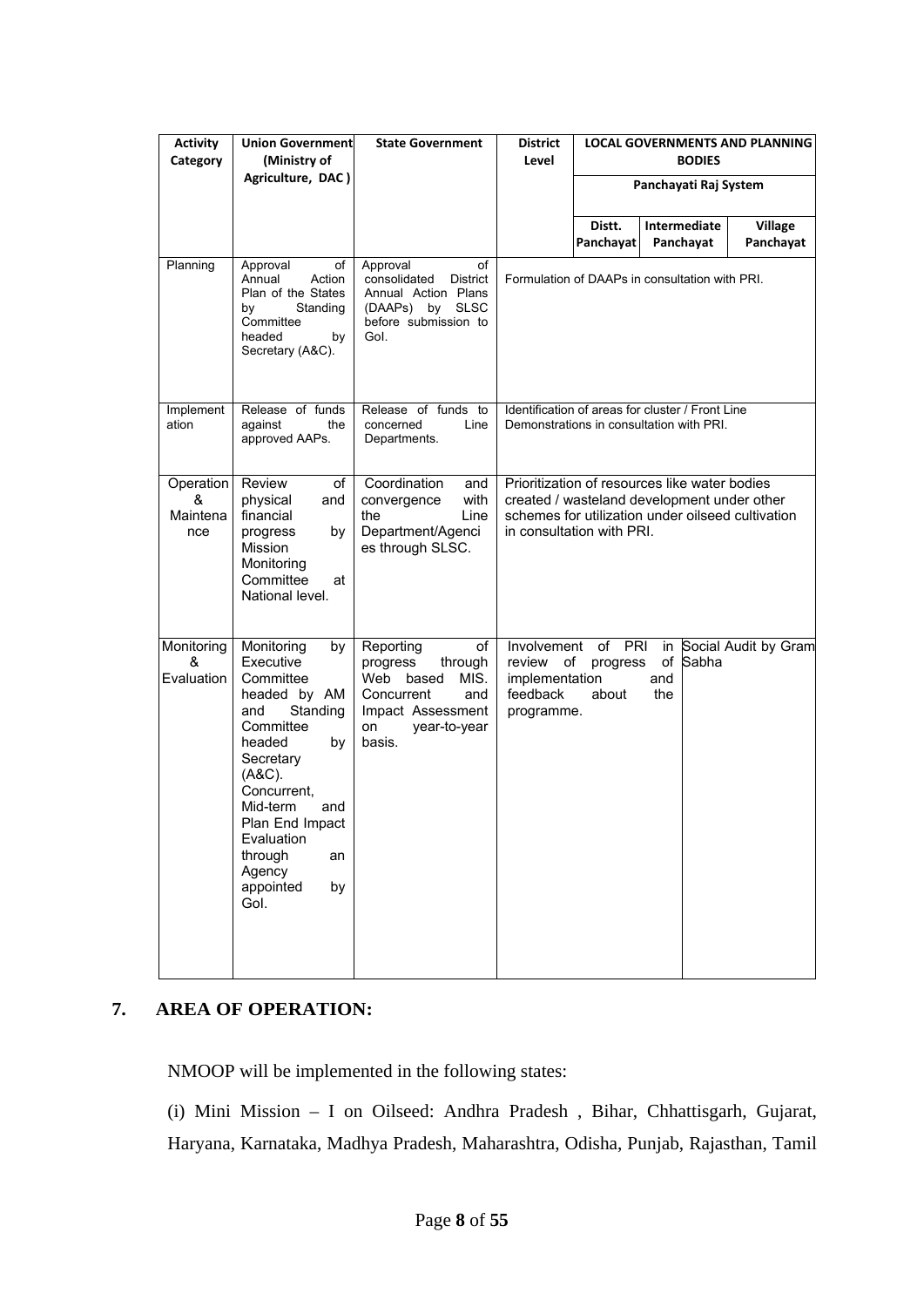| Activity Category | Union Government (Ministry of Agriculture, DAC ) | State Government | District Level | LOCAL GOVERNMENTS AND PLANNING BODIES | | |
|---|---|---|---|---|---|---|
| | | | | Panchayati Raj System | | |
| | | | | Distt. Panchayat | Intermediate Panchayat | Village Panchayat |
| Planning | Approval of Annual Action Plan of the States by Standing Committee headed by Secretary (A&C). | Approval of consolidated District Annual Action Plans (DAAPs) by SLSC before submission to GoI. | Formulation of DAAPs in consultation with PRI. | | | |
| Implementation | Release of funds against the approved AAPs. | Release of funds to concerned Line Departments. | Identification of areas for cluster / Front Line Demonstrations in consultation with PRI. | | | |
| Operation & Maintenance | Review of physical and financial progress by Mission Monitoring Committee at National level. | Coordination and convergence with the Line Department/Agencies through SLSC. | Prioritization of resources like water bodies created / wasteland development under other schemes for utilization under oilseed cultivation in consultation with PRI. | | | |
| Monitoring & Evaluation | Monitoring by Executive Committee headed by AM and Standing Committee headed by Secretary (A&C). Concurrent, Mid-term and Plan End Impact Evaluation through an Agency appointed by GoI. | Reporting of progress through Web based MIS. Concurrent and Impact Assessment on year-to-year basis. | Involvement of PRI in review of progress of implementation and feedback about the programme. | | | Social Audit by Gram Sabha |

## 7. AREA OF OPERATION:

NMOOP will be implemented in the following states:

(i) Mini Mission – I on Oilseed: Andhra Pradesh , Bihar, Chhattisgarh, Gujarat, Haryana, Karnataka, Madhya Pradesh, Maharashtra, Odisha, Punjab, Rajasthan, Tamil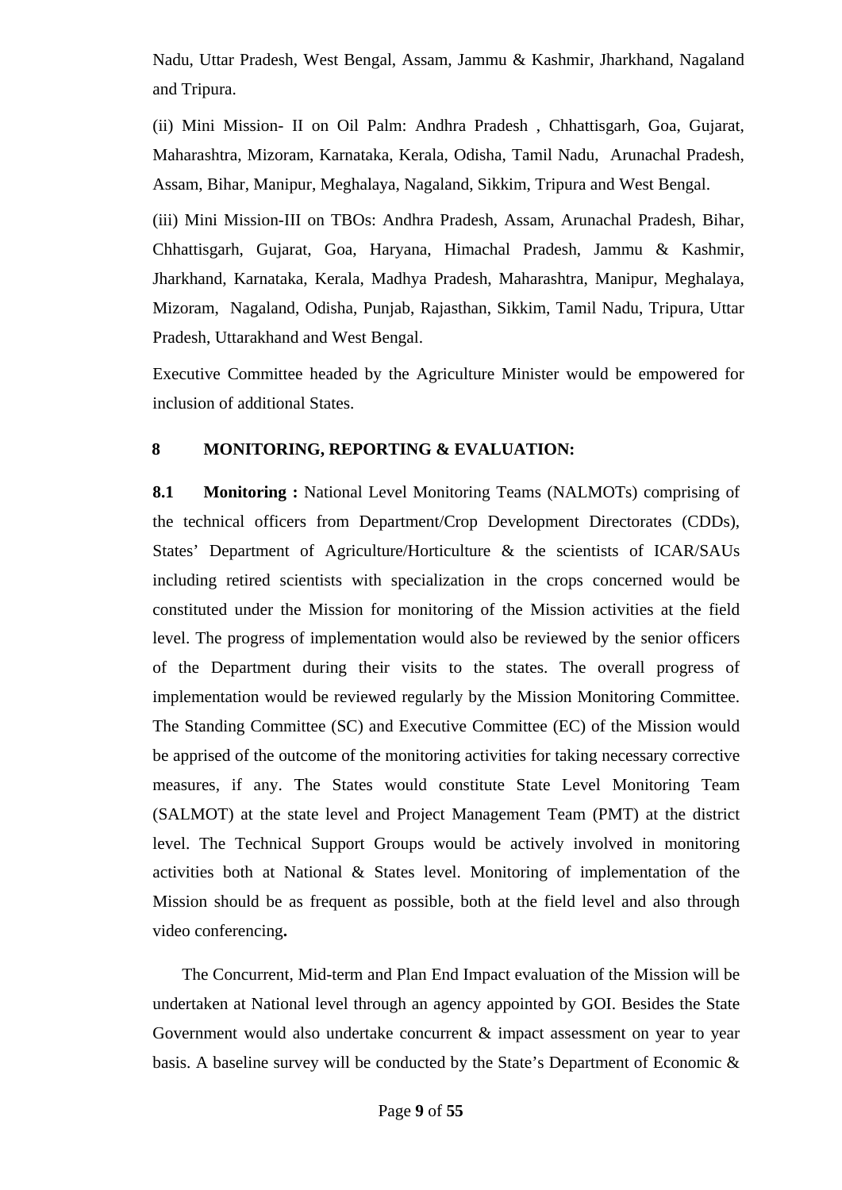Nadu, Uttar Pradesh, West Bengal, Assam, Jammu & Kashmir, Jharkhand, Nagaland and Tripura.

(ii) Mini Mission- II on Oil Palm: Andhra Pradesh , Chhattisgarh, Goa, Gujarat, Maharashtra, Mizoram, Karnataka, Kerala, Odisha, Tamil Nadu, Arunachal Pradesh, Assam, Bihar, Manipur, Meghalaya, Nagaland, Sikkim, Tripura and West Bengal.

(iii) Mini Mission-III on TBOs: Andhra Pradesh, Assam, Arunachal Pradesh, Bihar, Chhattisgarh, Gujarat, Goa, Haryana, Himachal Pradesh, Jammu & Kashmir, Jharkhand, Karnataka, Kerala, Madhya Pradesh, Maharashtra, Manipur, Meghalaya, Mizoram, Nagaland, Odisha, Punjab, Rajasthan, Sikkim, Tamil Nadu, Tripura, Uttar Pradesh, Uttarakhand and West Bengal.

Executive Committee headed by the Agriculture Minister would be empowered for inclusion of additional States.

## 8 MONITORING, REPORTING & EVALUATION:

**8.1 Monitoring :** National Level Monitoring Teams (NALMOTs) comprising of the technical officers from Department/Crop Development Directorates (CDDs), States' Department of Agriculture/Horticulture & the scientists of ICAR/SAUs including retired scientists with specialization in the crops concerned would be constituted under the Mission for monitoring of the Mission activities at the field level. The progress of implementation would also be reviewed by the senior officers of the Department during their visits to the states. The overall progress of implementation would be reviewed regularly by the Mission Monitoring Committee. The Standing Committee (SC) and Executive Committee (EC) of the Mission would be apprised of the outcome of the monitoring activities for taking necessary corrective measures, if any. The States would constitute State Level Monitoring Team (SALMOT) at the state level and Project Management Team (PMT) at the district level. The Technical Support Groups would be actively involved in monitoring activities both at National & States level. Monitoring of implementation of the Mission should be as frequent as possible, both at the field level and also through video conferencing**.**

The Concurrent, Mid-term and Plan End Impact evaluation of the Mission will be undertaken at National level through an agency appointed by GOI. Besides the State Government would also undertake concurrent & impact assessment on year to year basis. A baseline survey will be conducted by the State's Department of Economic &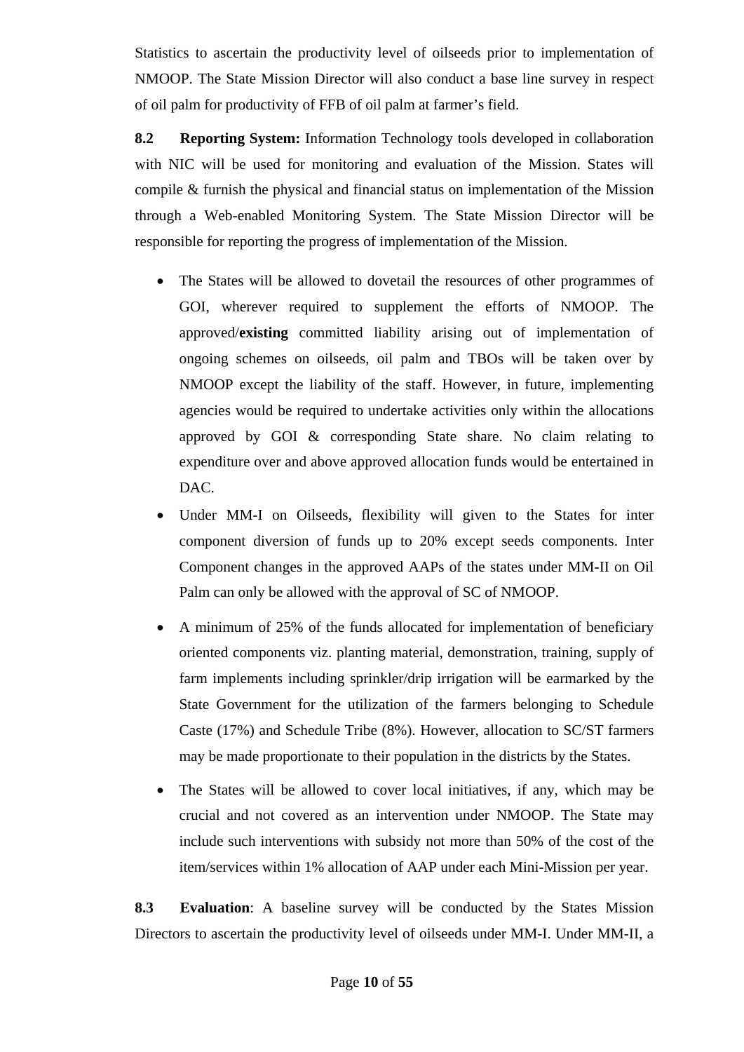Statistics to ascertain the productivity level of oilseeds prior to implementation of NMOOP. The State Mission Director will also conduct a base line survey in respect of oil palm for productivity of FFB of oil palm at farmer's field.

**8.2 Reporting System:** Information Technology tools developed in collaboration with NIC will be used for monitoring and evaluation of the Mission. States will compile & furnish the physical and financial status on implementation of the Mission through a Web-enabled Monitoring System. The State Mission Director will be responsible for reporting the progress of implementation of the Mission.

- The States will be allowed to dovetail the resources of other programmes of GOI, wherever required to supplement the efforts of NMOOP. The approved/**existing** committed liability arising out of implementation of ongoing schemes on oilseeds, oil palm and TBOs will be taken over by NMOOP except the liability of the staff. However, in future, implementing agencies would be required to undertake activities only within the allocations approved by GOI & corresponding State share. No claim relating to expenditure over and above approved allocation funds would be entertained in DAC.
- Under MM-I on Oilseeds, flexibility will given to the States for inter component diversion of funds up to 20% except seeds components. Inter Component changes in the approved AAPs of the states under MM-II on Oil Palm can only be allowed with the approval of SC of NMOOP.
- A minimum of 25% of the funds allocated for implementation of beneficiary oriented components viz. planting material, demonstration, training, supply of farm implements including sprinkler/drip irrigation will be earmarked by the State Government for the utilization of the farmers belonging to Schedule Caste (17%) and Schedule Tribe (8%). However, allocation to SC/ST farmers may be made proportionate to their population in the districts by the States.
- The States will be allowed to cover local initiatives, if any, which may be crucial and not covered as an intervention under NMOOP. The State may include such interventions with subsidy not more than 50% of the cost of the item/services within 1% allocation of AAP under each Mini-Mission per year.

**8.3 Evaluation**: A baseline survey will be conducted by the States Mission Directors to ascertain the productivity level of oilseeds under MM-I. Under MM-II, a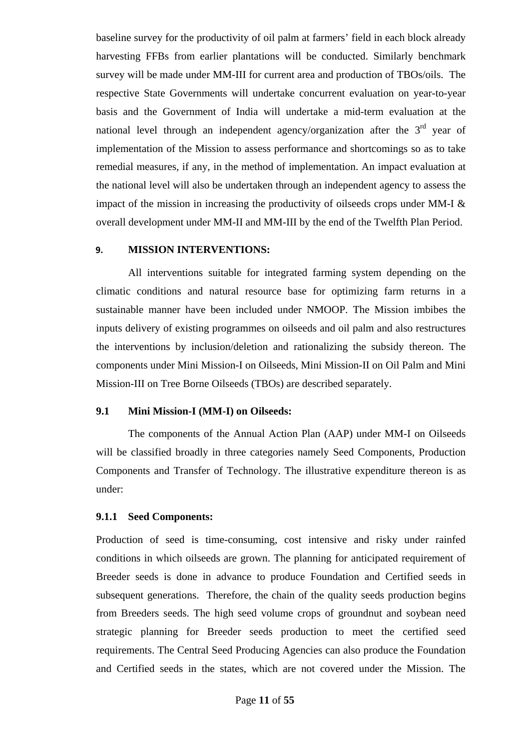baseline survey for the productivity of oil palm at farmers' field in each block already harvesting FFBs from earlier plantations will be conducted. Similarly benchmark survey will be made under MM-III for current area and production of TBOs/oils. The respective State Governments will undertake concurrent evaluation on year-to-year basis and the Government of India will undertake a mid-term evaluation at the national level through an independent agency/organization after the 3rd year of implementation of the Mission to assess performance and shortcomings so as to take remedial measures, if any, in the method of implementation. An impact evaluation at the national level will also be undertaken through an independent agency to assess the impact of the mission in increasing the productivity of oilseeds crops under MM-I & overall development under MM-II and MM-III by the end of the Twelfth Plan Period.

## 9. MISSION INTERVENTIONS:

All interventions suitable for integrated farming system depending on the climatic conditions and natural resource base for optimizing farm returns in a sustainable manner have been included under NMOOP. The Mission imbibes the inputs delivery of existing programmes on oilseeds and oil palm and also restructures the interventions by inclusion/deletion and rationalizing the subsidy thereon. The components under Mini Mission-I on Oilseeds, Mini Mission-II on Oil Palm and Mini Mission-III on Tree Borne Oilseeds (TBOs) are described separately.

### 9.1 Mini Mission-I (MM-I) on Oilseeds:

The components of the Annual Action Plan (AAP) under MM-I on Oilseeds will be classified broadly in three categories namely Seed Components, Production Components and Transfer of Technology. The illustrative expenditure thereon is as under:

#### 9.1.1 Seed Components:

Production of seed is time-consuming, cost intensive and risky under rainfed conditions in which oilseeds are grown. The planning for anticipated requirement of Breeder seeds is done in advance to produce Foundation and Certified seeds in subsequent generations. Therefore, the chain of the quality seeds production begins from Breeders seeds. The high seed volume crops of groundnut and soybean need strategic planning for Breeder seeds production to meet the certified seed requirements. The Central Seed Producing Agencies can also produce the Foundation and Certified seeds in the states, which are not covered under the Mission. The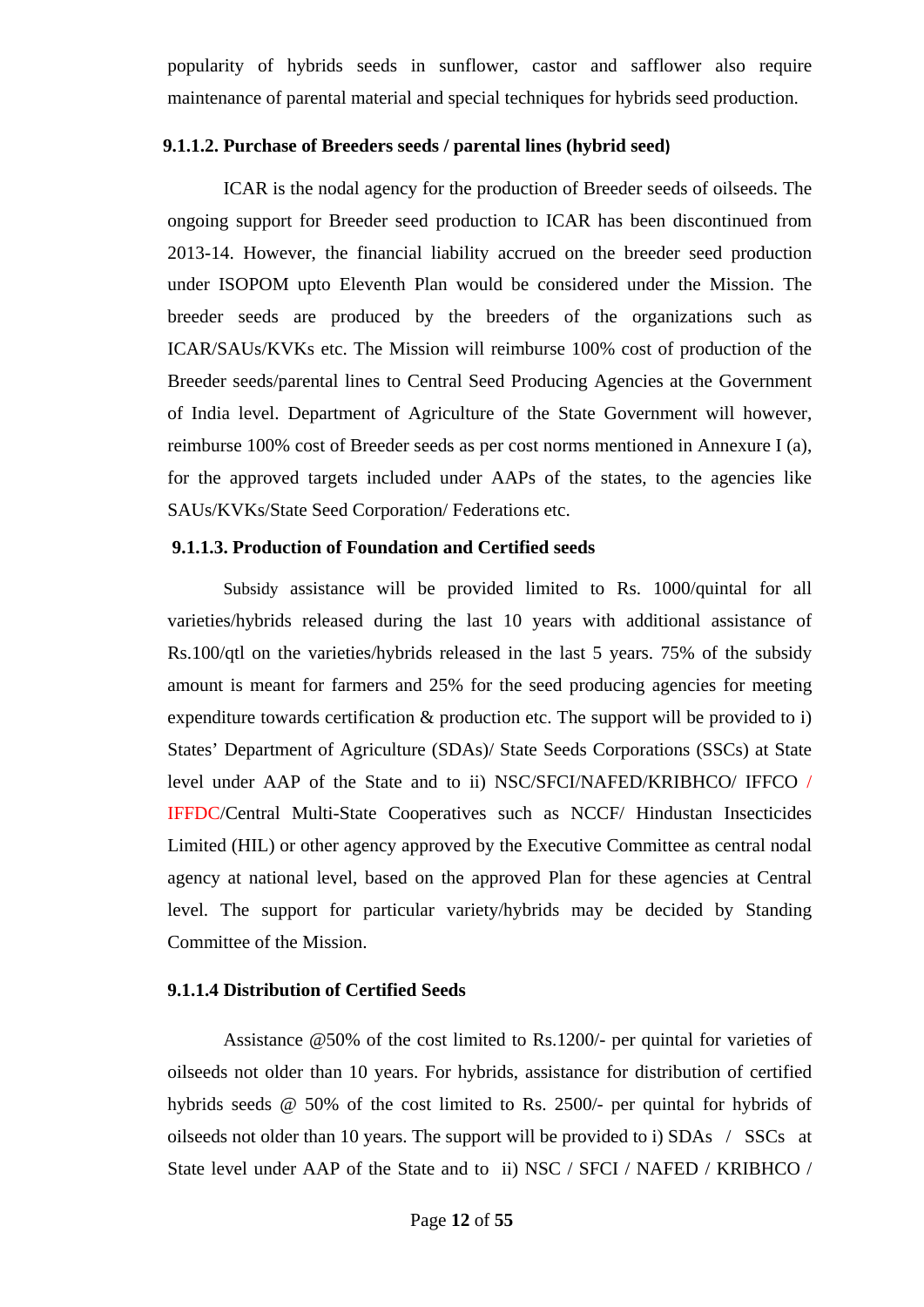popularity of hybrids seeds in sunflower, castor and safflower also require maintenance of parental material and special techniques for hybrids seed production.

#### 9.1.1.2. Purchase of Breeders seeds / parental lines (hybrid seed)

ICAR is the nodal agency for the production of Breeder seeds of oilseeds. The ongoing support for Breeder seed production to ICAR has been discontinued from 2013-14. However, the financial liability accrued on the breeder seed production under ISOPOM upto Eleventh Plan would be considered under the Mission. The breeder seeds are produced by the breeders of the organizations such as ICAR/SAUs/KVKs etc. The Mission will reimburse 100% cost of production of the Breeder seeds/parental lines to Central Seed Producing Agencies at the Government of India level. Department of Agriculture of the State Government will however, reimburse 100% cost of Breeder seeds as per cost norms mentioned in Annexure I (a), for the approved targets included under AAPs of the states, to the agencies like SAUs/KVKs/State Seed Corporation/ Federations etc.

#### 9.1.1.3. Production of Foundation and Certified seeds

Subsidy assistance will be provided limited to Rs. 1000/quintal for all varieties/hybrids released during the last 10 years with additional assistance of Rs.100/qtl on the varieties/hybrids released in the last 5 years. 75% of the subsidy amount is meant for farmers and 25% for the seed producing agencies for meeting expenditure towards certification & production etc. The support will be provided to i) States' Department of Agriculture (SDAs)/ State Seeds Corporations (SSCs) at State level under AAP of the State and to ii) NSC/SFCI/NAFED/KRIBHCO/ IFFCO / IFFDC/Central Multi-State Cooperatives such as NCCF/ Hindustan Insecticides Limited (HIL) or other agency approved by the Executive Committee as central nodal agency at national level, based on the approved Plan for these agencies at Central level. The support for particular variety/hybrids may be decided by Standing Committee of the Mission.

#### 9.1.1.4 Distribution of Certified Seeds

Assistance @50% of the cost limited to Rs.1200/- per quintal for varieties of oilseeds not older than 10 years. For hybrids, assistance for distribution of certified hybrids seeds @ 50% of the cost limited to Rs. 2500/- per quintal for hybrids of oilseeds not older than 10 years. The support will be provided to i) SDAs / SSCs at State level under AAP of the State and to ii) NSC / SFCI / NAFED / KRIBHCO /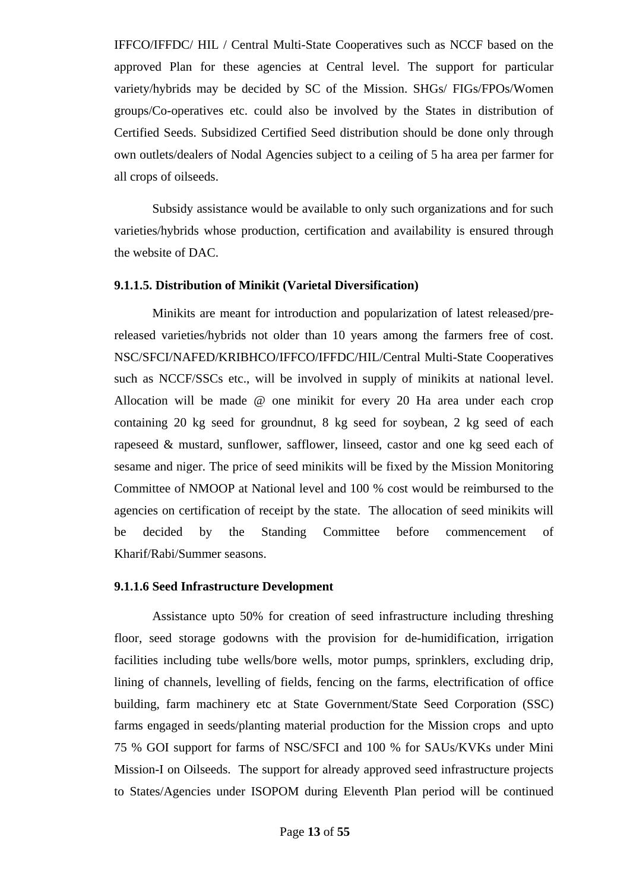IFFCO/IFFDC/ HIL / Central Multi-State Cooperatives such as NCCF based on the approved Plan for these agencies at Central level. The support for particular variety/hybrids may be decided by SC of the Mission. SHGs/ FIGs/FPOs/Women groups/Co-operatives etc. could also be involved by the States in distribution of Certified Seeds. Subsidized Certified Seed distribution should be done only through own outlets/dealers of Nodal Agencies subject to a ceiling of 5 ha area per farmer for all crops of oilseeds.

Subsidy assistance would be available to only such organizations and for such varieties/hybrids whose production, certification and availability is ensured through the website of DAC.

**9.1.1.5. Distribution of Minikit (Varietal Diversification)**

Minikits are meant for introduction and popularization of latest released/pre-released varieties/hybrids not older than 10 years among the farmers free of cost. NSC/SFCI/NAFED/KRIBHCO/IFFCO/IFFDC/HIL/Central Multi-State Cooperatives such as NCCF/SSCs etc., will be involved in supply of minikits at national level. Allocation will be made @ one minikit for every 20 Ha area under each crop containing 20 kg seed for groundnut, 8 kg seed for soybean, 2 kg seed of each rapeseed & mustard, sunflower, safflower, linseed, castor and one kg seed each of sesame and niger. The price of seed minikits will be fixed by the Mission Monitoring Committee of NMOOP at National level and 100 % cost would be reimbursed to the agencies on certification of receipt by the state. The allocation of seed minikits will be decided by the Standing Committee before commencement of Kharif/Rabi/Summer seasons.

**9.1.1.6 Seed Infrastructure Development**

Assistance upto 50% for creation of seed infrastructure including threshing floor, seed storage godowns with the provision for de-humidification, irrigation facilities including tube wells/bore wells, motor pumps, sprinklers, excluding drip, lining of channels, levelling of fields, fencing on the farms, electrification of office building, farm machinery etc at State Government/State Seed Corporation (SSC) farms engaged in seeds/planting material production for the Mission crops and upto 75 % GOI support for farms of NSC/SFCI and 100 % for SAUs/KVKs under Mini Mission-I on Oilseeds. The support for already approved seed infrastructure projects to States/Agencies under ISOPOM during Eleventh Plan period will be continued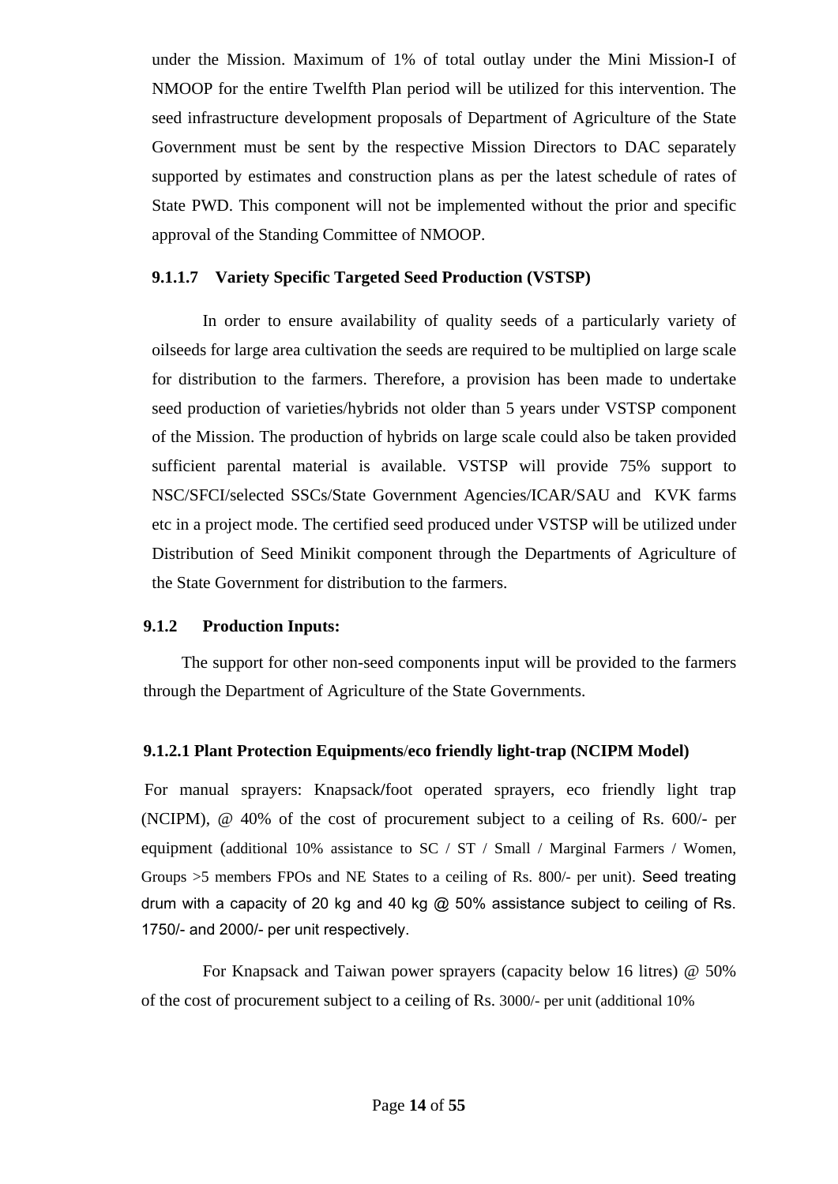under the Mission. Maximum of 1% of total outlay under the Mini Mission-I of NMOOP for the entire Twelfth Plan period will be utilized for this intervention. The seed infrastructure development proposals of Department of Agriculture of the State Government must be sent by the respective Mission Directors to DAC separately supported by estimates and construction plans as per the latest schedule of rates of State PWD. This component will not be implemented without the prior and specific approval of the Standing Committee of NMOOP.

#### 9.1.1.7 Variety Specific Targeted Seed Production (VSTSP)

In order to ensure availability of quality seeds of a particularly variety of oilseeds for large area cultivation the seeds are required to be multiplied on large scale for distribution to the farmers. Therefore, a provision has been made to undertake seed production of varieties/hybrids not older than 5 years under VSTSP component of the Mission. The production of hybrids on large scale could also be taken provided sufficient parental material is available. VSTSP will provide 75% support to NSC/SFCI/selected SSCs/State Government Agencies/ICAR/SAU and KVK farms etc in a project mode. The certified seed produced under VSTSP will be utilized under Distribution of Seed Minikit component through the Departments of Agriculture of the State Government for distribution to the farmers.

### 9.1.2 Production Inputs:

The support for other non-seed components input will be provided to the farmers through the Department of Agriculture of the State Governments.

#### 9.1.2.1 Plant Protection Equipments/eco friendly light-trap (NCIPM Model)

For manual sprayers: Knapsack/foot operated sprayers, eco friendly light trap (NCIPM), @ 40% of the cost of procurement subject to a ceiling of Rs. 600/- per equipment (additional 10% assistance to SC / ST / Small / Marginal Farmers / Women, Groups >5 members FPOs and NE States to a ceiling of Rs. 800/- per unit). Seed treating drum with a capacity of 20 kg and 40 kg @ 50% assistance subject to ceiling of Rs. 1750/- and 2000/- per unit respectively.

For Knapsack and Taiwan power sprayers (capacity below 16 litres) @ 50% of the cost of procurement subject to a ceiling of Rs. 3000/- per unit (additional 10%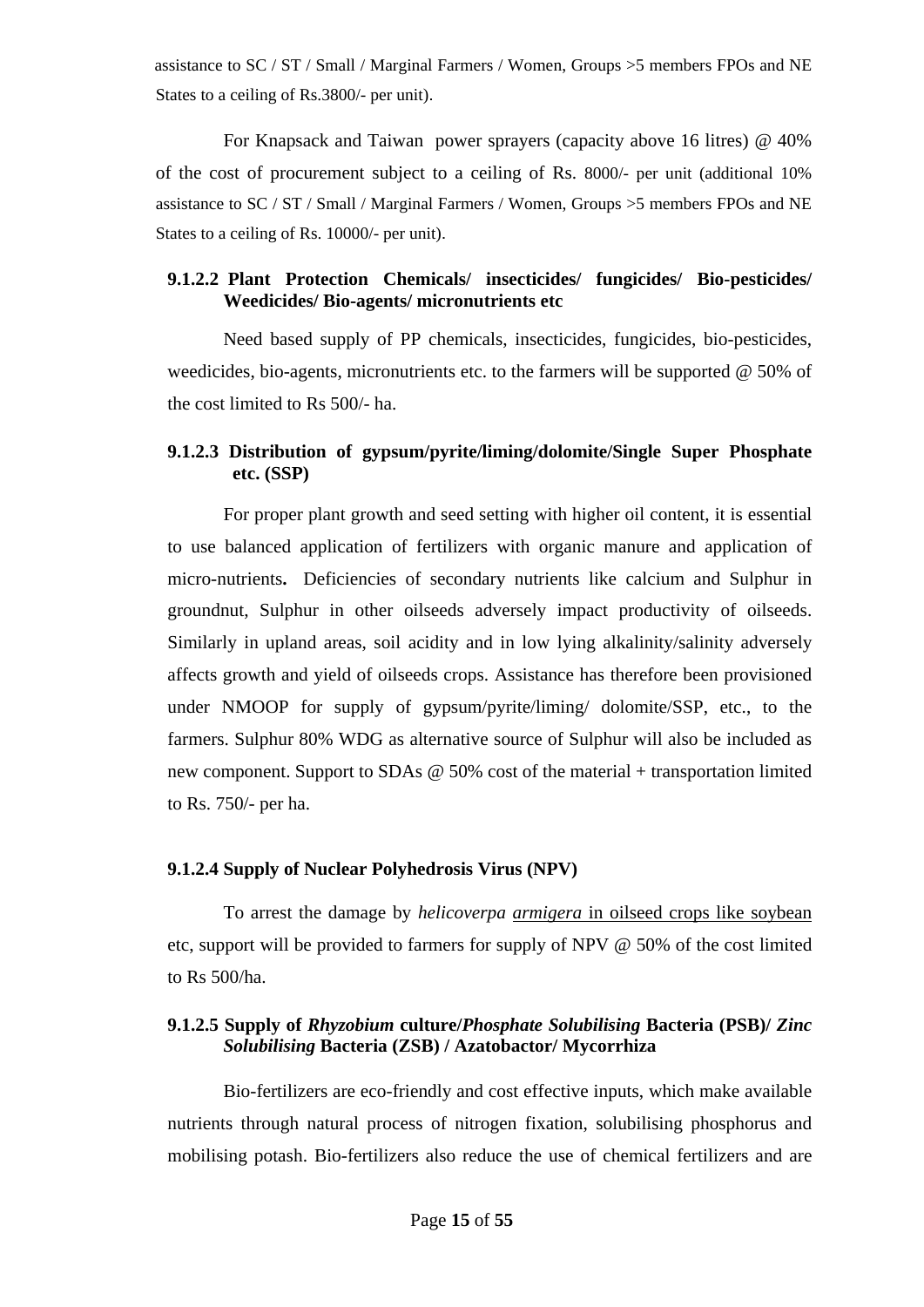assistance to SC / ST / Small / Marginal Farmers / Women, Groups >5 members FPOs and NE States to a ceiling of Rs.3800/- per unit).

For Knapsack and Taiwan power sprayers (capacity above 16 litres) @ 40% of the cost of procurement subject to a ceiling of Rs. 8000/- per unit (additional 10% assistance to SC / ST / Small / Marginal Farmers / Women, Groups >5 members FPOs and NE States to a ceiling of Rs. 10000/- per unit).

#### 9.1.2.2 Plant Protection Chemicals/ insecticides/ fungicides/ Bio-pesticides/ Weedicides/ Bio-agents/ micronutrients etc

Need based supply of PP chemicals, insecticides, fungicides, bio-pesticides, weedicides, bio-agents, micronutrients etc. to the farmers will be supported @ 50% of the cost limited to Rs 500/- ha.

#### 9.1.2.3 Distribution of gypsum/pyrite/liming/dolomite/Single Super Phosphate etc. (SSP)

For proper plant growth and seed setting with higher oil content, it is essential to use balanced application of fertilizers with organic manure and application of micro-nutrients**.** Deficiencies of secondary nutrients like calcium and Sulphur in groundnut, Sulphur in other oilseeds adversely impact productivity of oilseeds. Similarly in upland areas, soil acidity and in low lying alkalinity/salinity adversely affects growth and yield of oilseeds crops. Assistance has therefore been provisioned under NMOOP for supply of gypsum/pyrite/liming/ dolomite/SSP, etc., to the farmers. Sulphur 80% WDG as alternative source of Sulphur will also be included as new component. Support to SDAs @ 50% cost of the material + transportation limited to Rs. 750/- per ha.

#### 9.1.2.4 Supply of Nuclear Polyhedrosis Virus (NPV)

To arrest the damage by *helicoverpa armigera* in oilseed crops like soybean etc, support will be provided to farmers for supply of NPV @ 50% of the cost limited to Rs 500/ha.

#### 9.1.2.5 Supply of *Rhyzobium* culture/*Phosphate Solubilising* Bacteria (PSB)/ *Zinc Solubilising* Bacteria (ZSB) / Azatobactor/ Mycorrhiza

Bio-fertilizers are eco-friendly and cost effective inputs, which make available nutrients through natural process of nitrogen fixation, solubilising phosphorus and mobilising potash. Bio-fertilizers also reduce the use of chemical fertilizers and are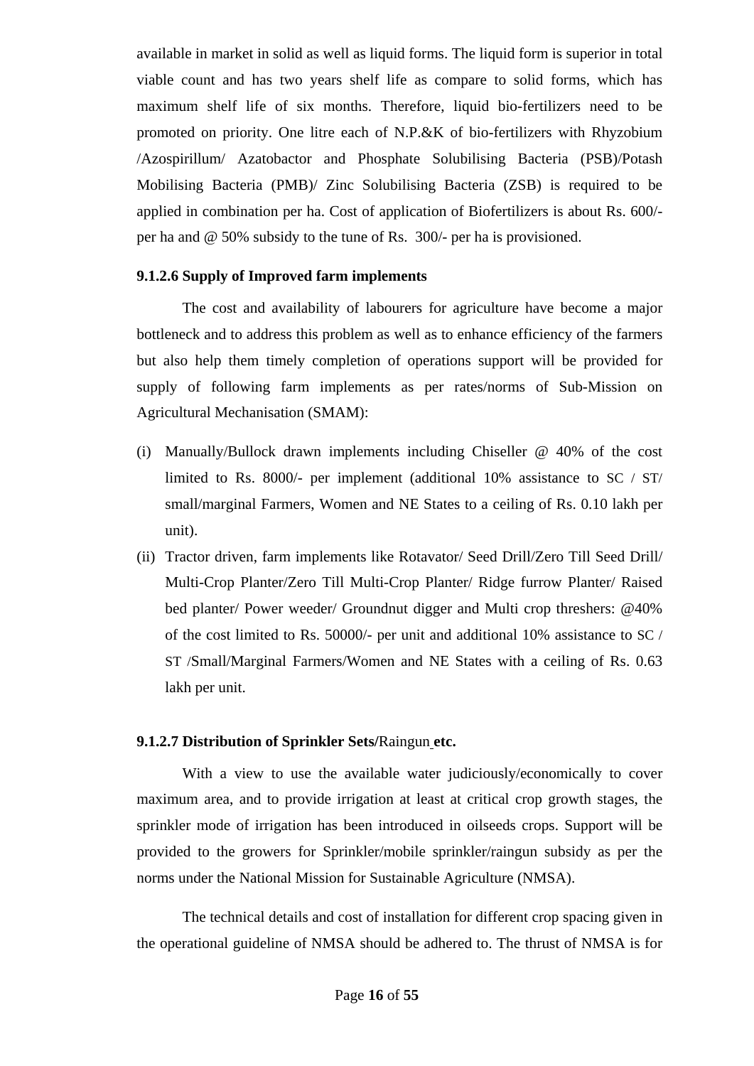available in market in solid as well as liquid forms. The liquid form is superior in total viable count and has two years shelf life as compare to solid forms, which has maximum shelf life of six months. Therefore, liquid bio-fertilizers need to be promoted on priority. One litre each of N.P.&K of bio-fertilizers with Rhyzobium /Azospirillum/ Azatobactor and Phosphate Solubilising Bacteria (PSB)/Potash Mobilising Bacteria (PMB)/ Zinc Solubilising Bacteria (ZSB) is required to be applied in combination per ha. Cost of application of Biofertilizers is about Rs. 600/- per ha and @ 50% subsidy to the tune of Rs. 300/- per ha is provisioned.

#### 9.1.2.6 Supply of Improved farm implements

The cost and availability of labourers for agriculture have become a major bottleneck and to address this problem as well as to enhance efficiency of the farmers but also help them timely completion of operations support will be provided for supply of following farm implements as per rates/norms of Sub-Mission on Agricultural Mechanisation (SMAM):

(i) Manually/Bullock drawn implements including Chiseller @ 40% of the cost limited to Rs. 8000/- per implement (additional 10% assistance to SC / ST/ small/marginal Farmers, Women and NE States to a ceiling of Rs. 0.10 lakh per unit).

(ii) Tractor driven, farm implements like Rotavator/ Seed Drill/Zero Till Seed Drill/ Multi-Crop Planter/Zero Till Multi-Crop Planter/ Ridge furrow Planter/ Raised bed planter/ Power weeder/ Groundnut digger and Multi crop threshers: @40% of the cost limited to Rs. 50000/- per unit and additional 10% assistance to SC / ST /Small/Marginal Farmers/Women and NE States with a ceiling of Rs. 0.63 lakh per unit.

#### 9.1.2.7 Distribution of Sprinkler Sets/Raingun etc.

With a view to use the available water judiciously/economically to cover maximum area, and to provide irrigation at least at critical crop growth stages, the sprinkler mode of irrigation has been introduced in oilseeds crops. Support will be provided to the growers for Sprinkler/mobile sprinkler/raingun subsidy as per the norms under the National Mission for Sustainable Agriculture (NMSA).

The technical details and cost of installation for different crop spacing given in the operational guideline of NMSA should be adhered to. The thrust of NMSA is for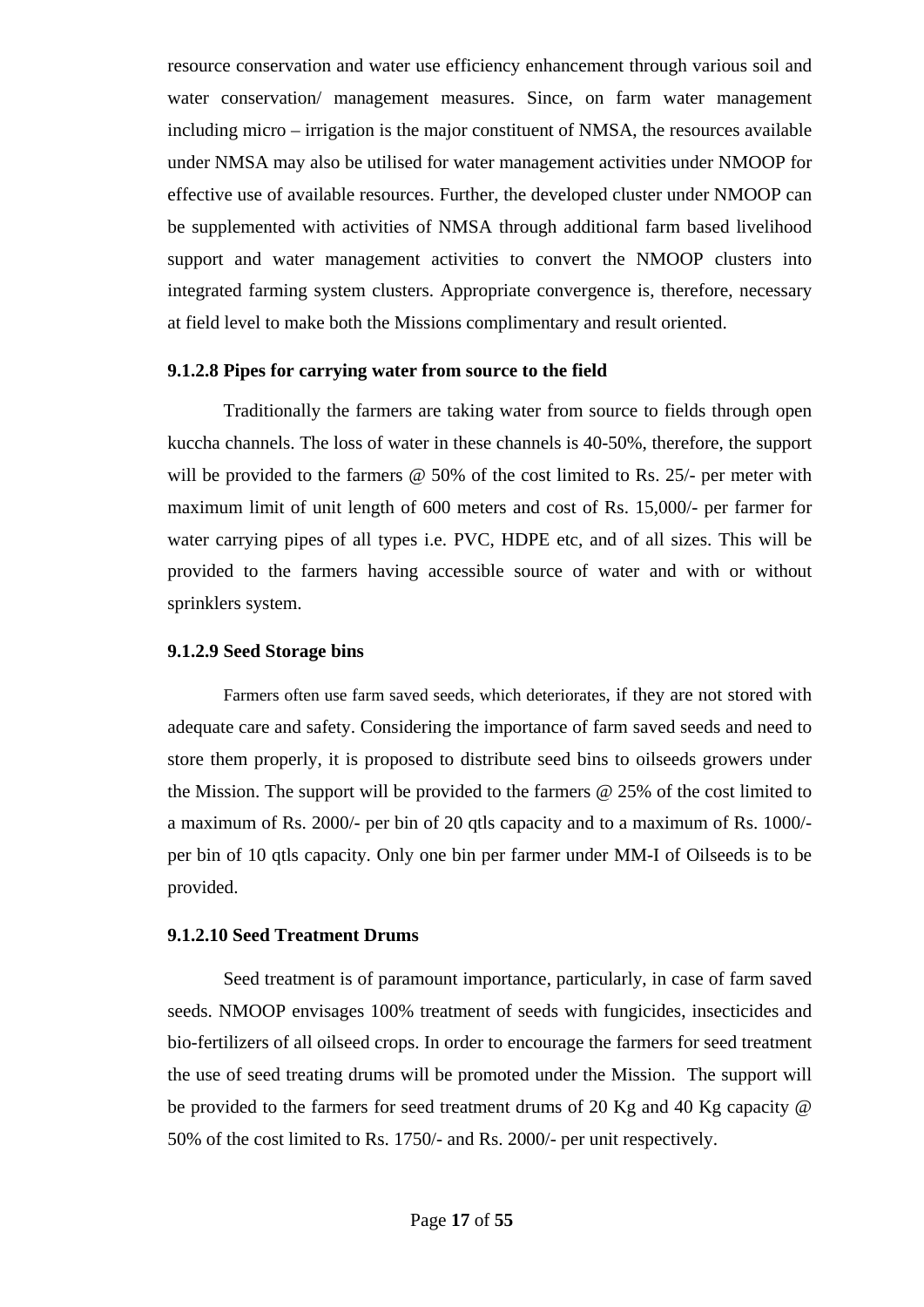resource conservation and water use efficiency enhancement through various soil and water conservation/ management measures. Since, on farm water management including micro – irrigation is the major constituent of NMSA, the resources available under NMSA may also be utilised for water management activities under NMOOP for effective use of available resources. Further, the developed cluster under NMOOP can be supplemented with activities of NMSA through additional farm based livelihood support and water management activities to convert the NMOOP clusters into integrated farming system clusters. Appropriate convergence is, therefore, necessary at field level to make both the Missions complimentary and result oriented.

**9.1.2.8 Pipes for carrying water from source to the field**

Traditionally the farmers are taking water from source to fields through open kuccha channels. The loss of water in these channels is 40-50%, therefore, the support will be provided to the farmers @ 50% of the cost limited to Rs. 25/- per meter with maximum limit of unit length of 600 meters and cost of Rs. 15,000/- per farmer for water carrying pipes of all types i.e. PVC, HDPE etc, and of all sizes. This will be provided to the farmers having accessible source of water and with or without sprinklers system.

**9.1.2.9 Seed Storage bins**

Farmers often use farm saved seeds, which deteriorates, if they are not stored with adequate care and safety. Considering the importance of farm saved seeds and need to store them properly, it is proposed to distribute seed bins to oilseeds growers under the Mission. The support will be provided to the farmers @ 25% of the cost limited to a maximum of Rs. 2000/- per bin of 20 qtls capacity and to a maximum of Rs. 1000/- per bin of 10 qtls capacity. Only one bin per farmer under MM-I of Oilseeds is to be provided.

**9.1.2.10 Seed Treatment Drums**

Seed treatment is of paramount importance, particularly, in case of farm saved seeds. NMOOP envisages 100% treatment of seeds with fungicides, insecticides and bio-fertilizers of all oilseed crops. In order to encourage the farmers for seed treatment the use of seed treating drums will be promoted under the Mission. The support will be provided to the farmers for seed treatment drums of 20 Kg and 40 Kg capacity @ 50% of the cost limited to Rs. 1750/- and Rs. 2000/- per unit respectively.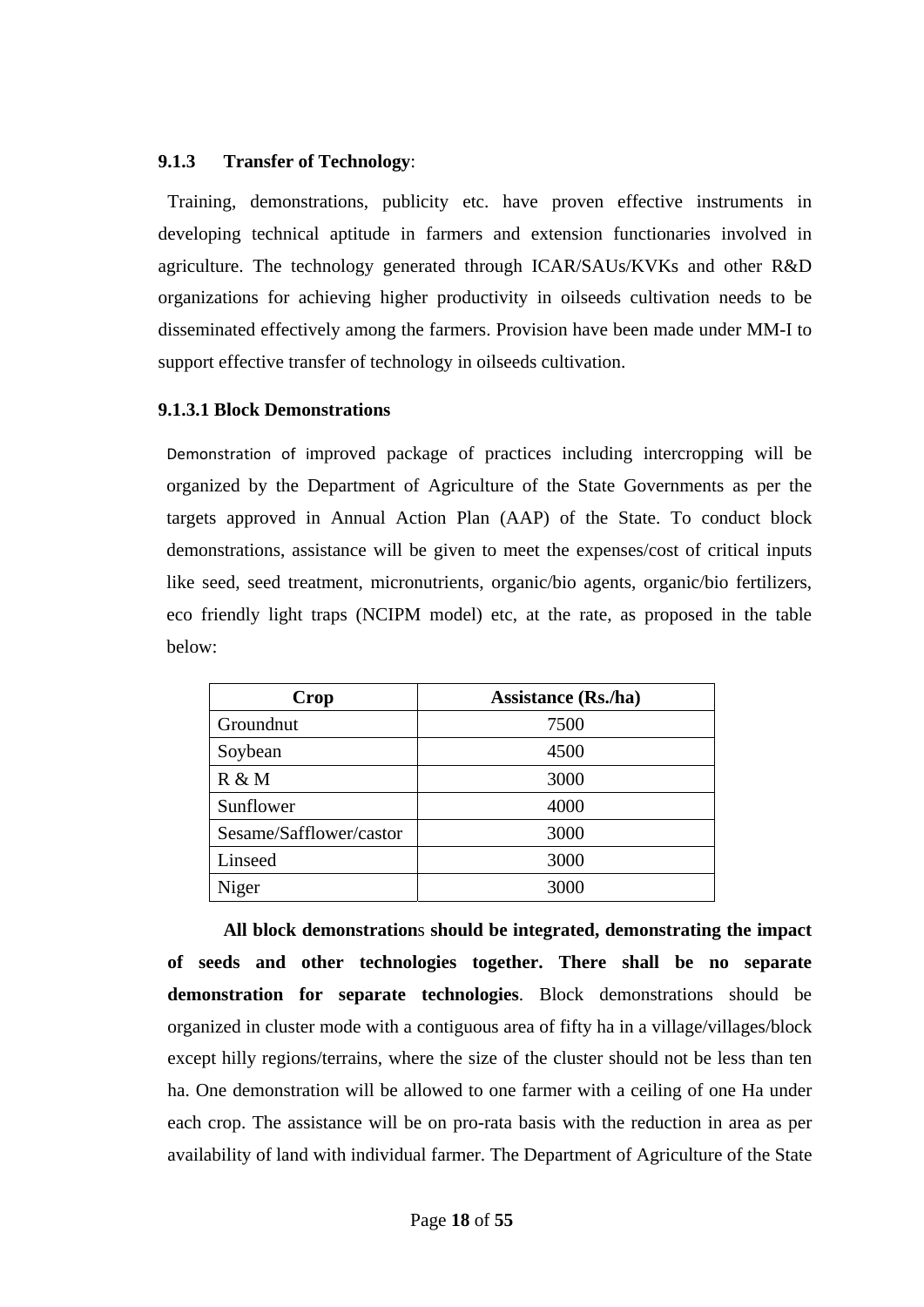### 9.1.3 Transfer of Technology:

Training, demonstrations, publicity etc. have proven effective instruments in developing technical aptitude in farmers and extension functionaries involved in agriculture. The technology generated through ICAR/SAUs/KVKs and other R&D organizations for achieving higher productivity in oilseeds cultivation needs to be disseminated effectively among the farmers. Provision have been made under MM-I to support effective transfer of technology in oilseeds cultivation.

#### 9.1.3.1 Block Demonstrations

Demonstration of improved package of practices including intercropping will be organized by the Department of Agriculture of the State Governments as per the targets approved in Annual Action Plan (AAP) of the State. To conduct block demonstrations, assistance will be given to meet the expenses/cost of critical inputs like seed, seed treatment, micronutrients, organic/bio agents, organic/bio fertilizers, eco friendly light traps (NCIPM model) etc, at the rate, as proposed in the table below:

| Crop | Assistance (Rs./ha) |
|---|---|
| Groundnut | 7500 |
| Soybean | 4500 |
| R & M | 3000 |
| Sunflower | 4000 |
| Sesame/Safflower/castor | 3000 |
| Linseed | 3000 |
| Niger | 3000 |

**All block demonstrations should be integrated, demonstrating the impact of seeds and other technologies together. There shall be no separate demonstration for separate technologies**. Block demonstrations should be organized in cluster mode with a contiguous area of fifty ha in a village/villages/block except hilly regions/terrains, where the size of the cluster should not be less than ten ha. One demonstration will be allowed to one farmer with a ceiling of one Ha under each crop. The assistance will be on pro-rata basis with the reduction in area as per availability of land with individual farmer. The Department of Agriculture of the State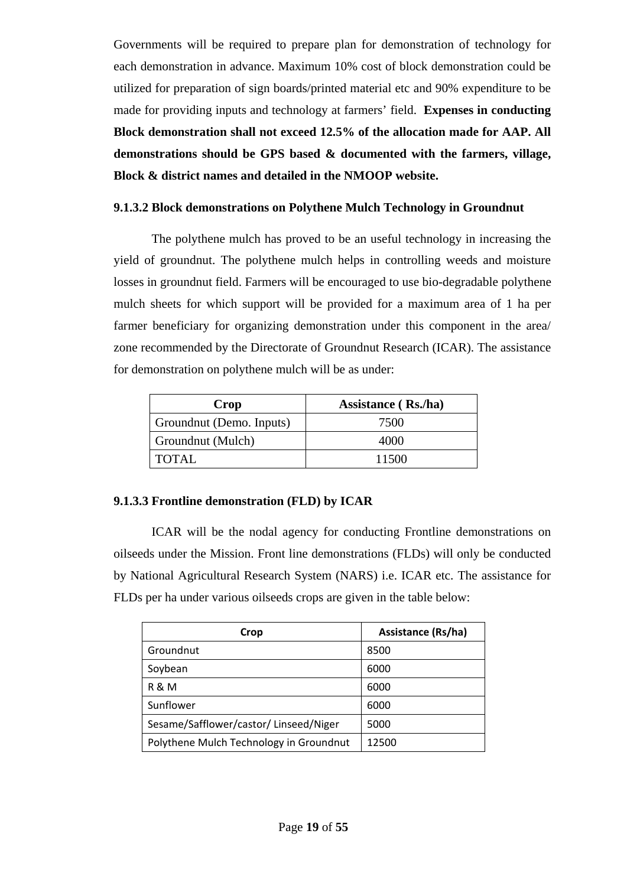Governments will be required to prepare plan for demonstration of technology for each demonstration in advance. Maximum 10% cost of block demonstration could be utilized for preparation of sign boards/printed material etc and 90% expenditure to be made for providing inputs and technology at farmers' field. **Expenses in conducting Block demonstration shall not exceed 12.5% of the allocation made for AAP. All demonstrations should be GPS based & documented with the farmers, village, Block & district names and detailed in the NMOOP website.**

#### 9.1.3.2 Block demonstrations on Polythene Mulch Technology in Groundnut

The polythene mulch has proved to be an useful technology in increasing the yield of groundnut. The polythene mulch helps in controlling weeds and moisture losses in groundnut field. Farmers will be encouraged to use bio-degradable polythene mulch sheets for which support will be provided for a maximum area of 1 ha per farmer beneficiary for organizing demonstration under this component in the area/ zone recommended by the Directorate of Groundnut Research (ICAR). The assistance for demonstration on polythene mulch will be as under:

| Crop | Assistance ( Rs./ha) |
|---|---|
| Groundnut (Demo. Inputs) | 7500 |
| Groundnut (Mulch) | 4000 |
| TOTAL | 11500 |

#### 9.1.3.3 Frontline demonstration (FLD) by ICAR

ICAR will be the nodal agency for conducting Frontline demonstrations on oilseeds under the Mission. Front line demonstrations (FLDs) will only be conducted by National Agricultural Research System (NARS) i.e. ICAR etc. The assistance for FLDs per ha under various oilseeds crops are given in the table below:

| Crop | Assistance (Rs/ha) |
|---|---|
| Groundnut | 8500 |
| Soybean | 6000 |
| R & M | 6000 |
| Sunflower | 6000 |
| Sesame/Safflower/castor/ Linseed/Niger | 5000 |
| Polythene Mulch Technology in Groundnut | 12500 |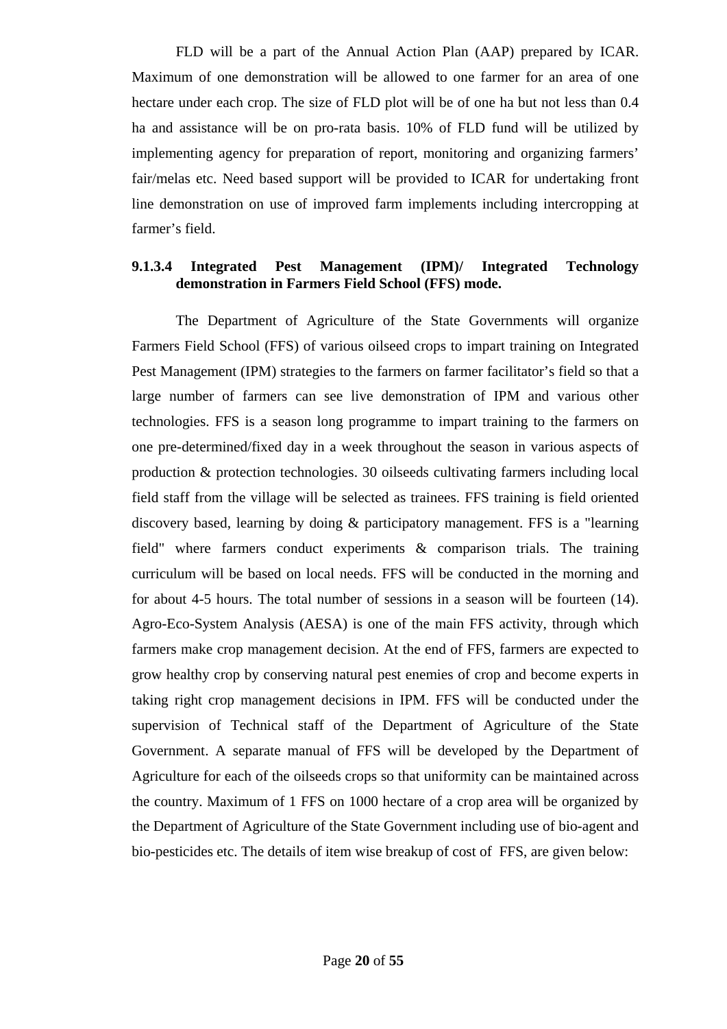FLD will be a part of the Annual Action Plan (AAP) prepared by ICAR. Maximum of one demonstration will be allowed to one farmer for an area of one hectare under each crop. The size of FLD plot will be of one ha but not less than 0.4 ha and assistance will be on pro-rata basis. 10% of FLD fund will be utilized by implementing agency for preparation of report, monitoring and organizing farmers' fair/melas etc. Need based support will be provided to ICAR for undertaking front line demonstration on use of improved farm implements including intercropping at farmer's field.

#### 9.1.3.4 Integrated Pest Management (IPM)/ Integrated Technology demonstration in Farmers Field School (FFS) mode.

The Department of Agriculture of the State Governments will organize Farmers Field School (FFS) of various oilseed crops to impart training on Integrated Pest Management (IPM) strategies to the farmers on farmer facilitator's field so that a large number of farmers can see live demonstration of IPM and various other technologies. FFS is a season long programme to impart training to the farmers on one pre-determined/fixed day in a week throughout the season in various aspects of production & protection technologies. 30 oilseeds cultivating farmers including local field staff from the village will be selected as trainees. FFS training is field oriented discovery based, learning by doing & participatory management. FFS is a "learning field" where farmers conduct experiments & comparison trials. The training curriculum will be based on local needs. FFS will be conducted in the morning and for about 4-5 hours. The total number of sessions in a season will be fourteen (14). Agro-Eco-System Analysis (AESA) is one of the main FFS activity, through which farmers make crop management decision. At the end of FFS, farmers are expected to grow healthy crop by conserving natural pest enemies of crop and become experts in taking right crop management decisions in IPM. FFS will be conducted under the supervision of Technical staff of the Department of Agriculture of the State Government. A separate manual of FFS will be developed by the Department of Agriculture for each of the oilseeds crops so that uniformity can be maintained across the country. Maximum of 1 FFS on 1000 hectare of a crop area will be organized by the Department of Agriculture of the State Government including use of bio-agent and bio-pesticides etc. The details of item wise breakup of cost of FFS, are given below: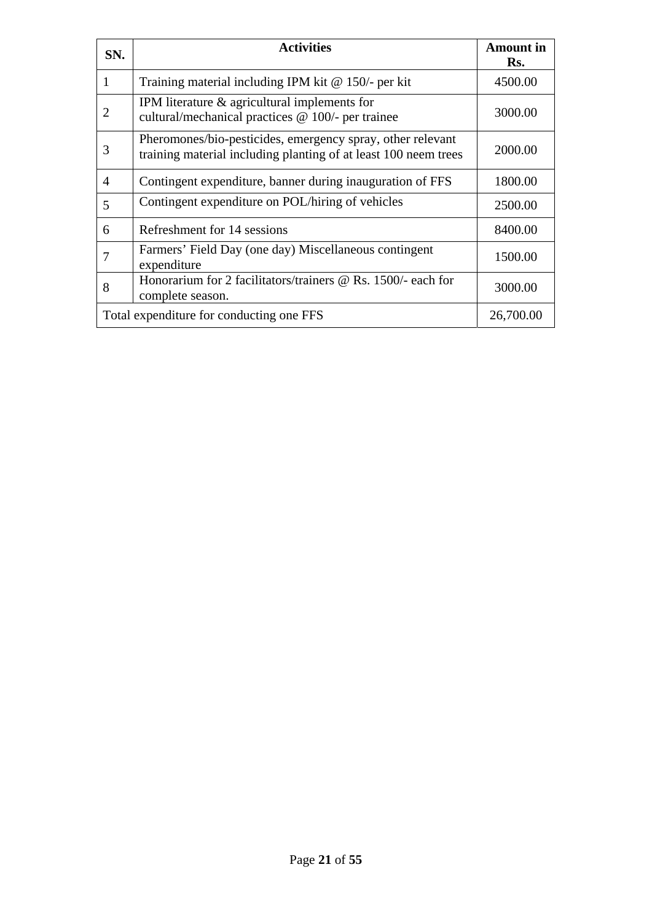| SN. | Activities | Amount in Rs. |
|---|---|---|
| 1 | Training material including IPM kit @ 150/- per kit | 4500.00 |
| 2 | IPM literature & agricultural implements for cultural/mechanical practices @ 100/- per trainee | 3000.00 |
| 3 | Pheromones/bio-pesticides, emergency spray, other relevant training material including planting of at least 100 neem trees | 2000.00 |
| 4 | Contingent expenditure, banner during inauguration of FFS | 1800.00 |
| 5 | Contingent expenditure on POL/hiring of vehicles | 2500.00 |
| 6 | Refreshment for 14 sessions | 8400.00 |
| 7 | Farmers' Field Day (one day) Miscellaneous contingent expenditure | 1500.00 |
| 8 | Honorarium for 2 facilitators/trainers @ Rs. 1500/- each for complete season. | 3000.00 |
| Total expenditure for conducting one FFS | | 26,700.00 |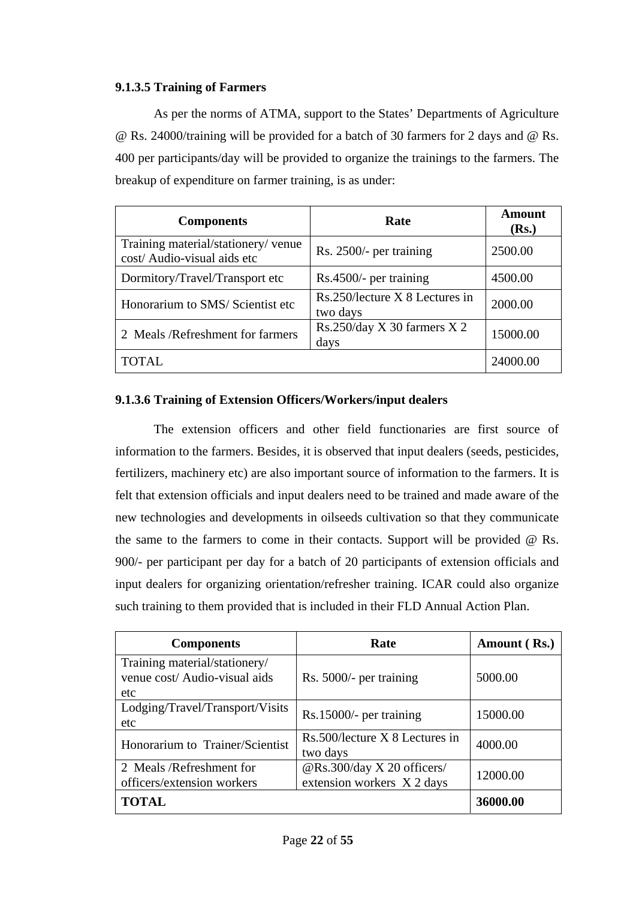#### 9.1.3.5 Training of Farmers

As per the norms of ATMA, support to the States' Departments of Agriculture @ Rs. 24000/training will be provided for a batch of 30 farmers for 2 days and @ Rs. 400 per participants/day will be provided to organize the trainings to the farmers. The breakup of expenditure on farmer training, is as under:

| Components | Rate | Amount (Rs.) |
|---|---|---|
| Training material/stationery/ venue cost/ Audio-visual aids etc | Rs. 2500/- per training | 2500.00 |
| Dormitory/Travel/Transport etc | Rs.4500/- per training | 4500.00 |
| Honorarium to SMS/ Scientist etc | Rs.250/lecture X 8 Lectures in two days | 2000.00 |
| 2 Meals /Refreshment for farmers | Rs.250/day X 30 farmers X 2 days | 15000.00 |
| TOTAL | | 24000.00 |

#### 9.1.3.6 Training of Extension Officers/Workers/input dealers

The extension officers and other field functionaries are first source of information to the farmers. Besides, it is observed that input dealers (seeds, pesticides, fertilizers, machinery etc) are also important source of information to the farmers. It is felt that extension officials and input dealers need to be trained and made aware of the new technologies and developments in oilseeds cultivation so that they communicate the same to the farmers to come in their contacts. Support will be provided @ Rs. 900/- per participant per day for a batch of 20 participants of extension officials and input dealers for organizing orientation/refresher training. ICAR could also organize such training to them provided that is included in their FLD Annual Action Plan.

| Components | Rate | Amount ( Rs.) |
|---|---|---|
| Training material/stationery/ venue cost/ Audio-visual aids etc | Rs. 5000/- per training | 5000.00 |
| Lodging/Travel/Transport/Visits etc | Rs.15000/- per training | 15000.00 |
| Honorarium to Trainer/Scientist | Rs.500/lecture X 8 Lectures in two days | 4000.00 |
| 2 Meals /Refreshment for officers/extension workers | @Rs.300/day X 20 officers/ extension workers X 2 days | 12000.00 |
| **TOTAL** | | **36000.00** |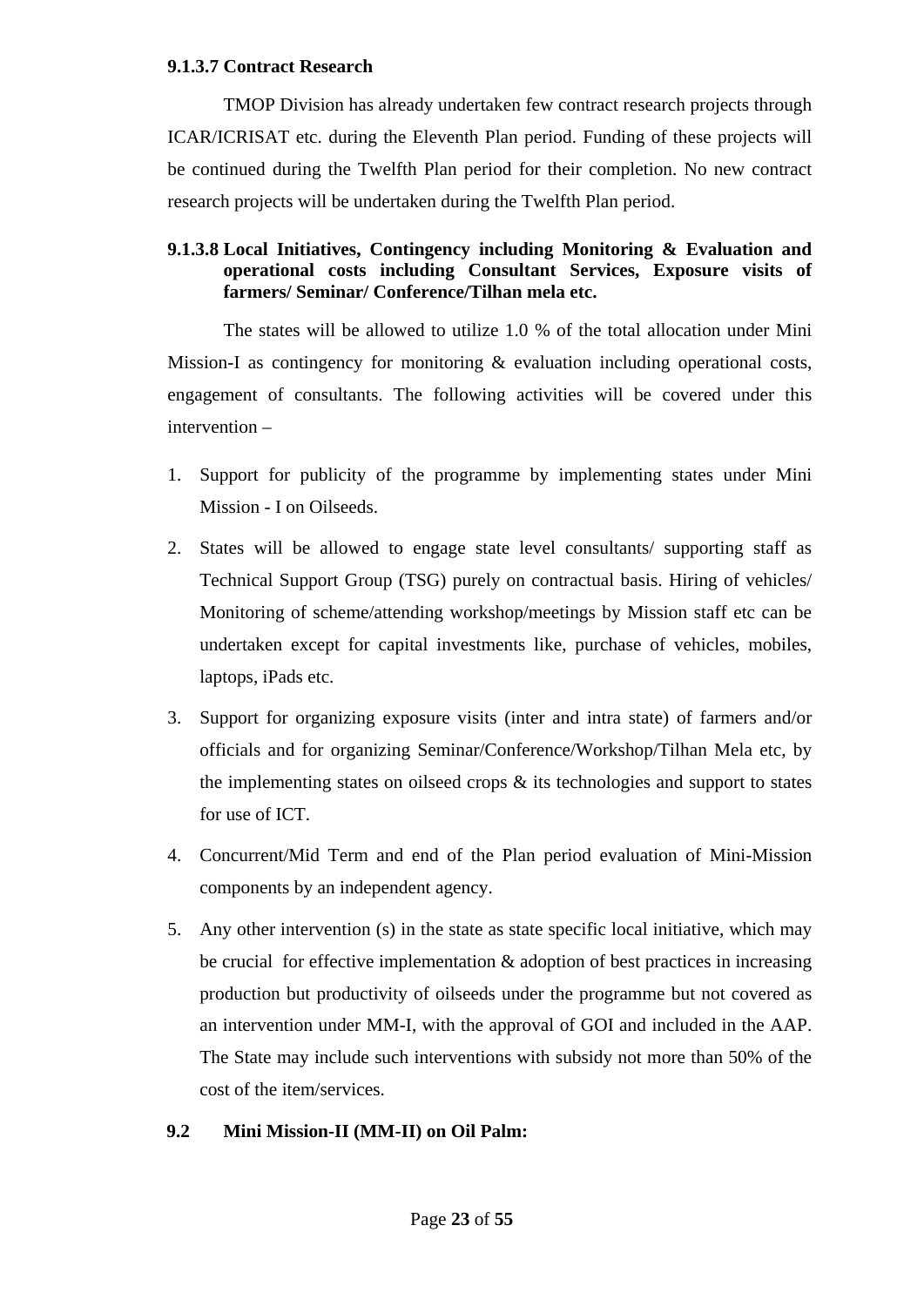#### 9.1.3.7 Contract Research

TMOP Division has already undertaken few contract research projects through ICAR/ICRISAT etc. during the Eleventh Plan period. Funding of these projects will be continued during the Twelfth Plan period for their completion. No new contract research projects will be undertaken during the Twelfth Plan period.

#### 9.1.3.8 Local Initiatives, Contingency including Monitoring & Evaluation and operational costs including Consultant Services, Exposure visits of farmers/ Seminar/ Conference/Tilhan mela etc.

The states will be allowed to utilize 1.0 % of the total allocation under Mini Mission-I as contingency for monitoring & evaluation including operational costs, engagement of consultants. The following activities will be covered under this intervention –

1. Support for publicity of the programme by implementing states under Mini Mission - I on Oilseeds.
2. States will be allowed to engage state level consultants/ supporting staff as Technical Support Group (TSG) purely on contractual basis. Hiring of vehicles/ Monitoring of scheme/attending workshop/meetings by Mission staff etc can be undertaken except for capital investments like, purchase of vehicles, mobiles, laptops, iPads etc.
3. Support for organizing exposure visits (inter and intra state) of farmers and/or officials and for organizing Seminar/Conference/Workshop/Tilhan Mela etc, by the implementing states on oilseed crops & its technologies and support to states for use of ICT.
4. Concurrent/Mid Term and end of the Plan period evaluation of Mini-Mission components by an independent agency.
5. Any other intervention (s) in the state as state specific local initiative, which may be crucial for effective implementation & adoption of best practices in increasing production but productivity of oilseeds under the programme but not covered as an intervention under MM-I, with the approval of GOI and included in the AAP. The State may include such interventions with subsidy not more than 50% of the cost of the item/services.

### 9.2 Mini Mission-II (MM-II) on Oil Palm: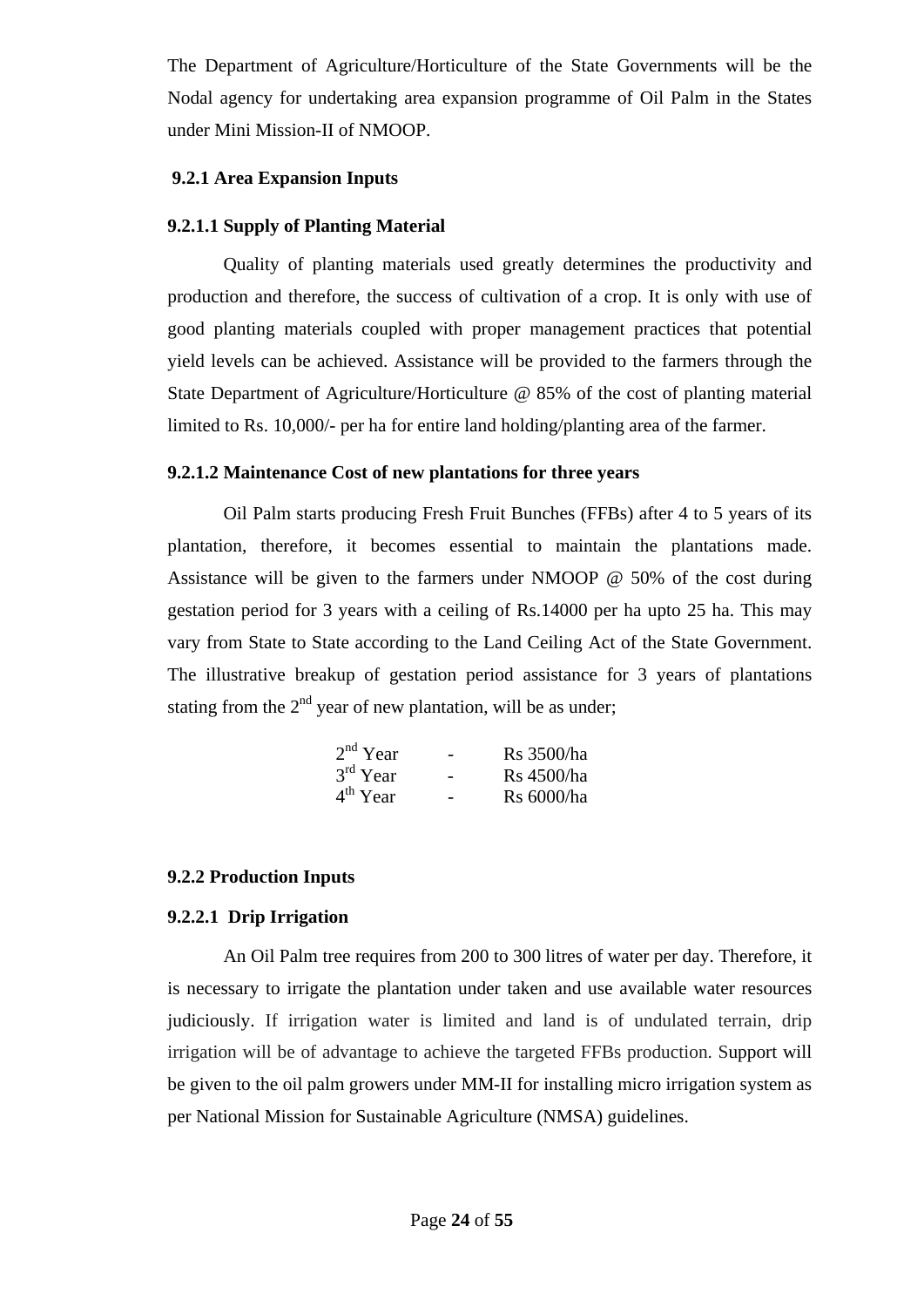The Department of Agriculture/Horticulture of the State Governments will be the Nodal agency for undertaking area expansion programme of Oil Palm in the States under Mini Mission-II of NMOOP.

**9.2.1 Area Expansion Inputs**

**9.2.1.1 Supply of Planting Material**

Quality of planting materials used greatly determines the productivity and production and therefore, the success of cultivation of a crop. It is only with use of good planting materials coupled with proper management practices that potential yield levels can be achieved. Assistance will be provided to the farmers through the State Department of Agriculture/Horticulture @ 85% of the cost of planting material limited to Rs. 10,000/- per ha for entire land holding/planting area of the farmer.

**9.2.1.2 Maintenance Cost of new plantations for three years**

Oil Palm starts producing Fresh Fruit Bunches (FFBs) after 4 to 5 years of its plantation, therefore, it becomes essential to maintain the plantations made. Assistance will be given to the farmers under NMOOP @ 50% of the cost during gestation period for 3 years with a ceiling of Rs.14000 per ha upto 25 ha. This may vary from State to State according to the Land Ceiling Act of the State Government. The illustrative breakup of gestation period assistance for 3 years of plantations stating from the 2nd year of new plantation, will be as under;

| | | |
|---|---|---|
| 2nd Year | - | Rs 3500/ha |
| 3rd Year | - | Rs 4500/ha |
| 4th Year | - | Rs 6000/ha |

**9.2.2 Production Inputs**

**9.2.2.1 Drip Irrigation**

An Oil Palm tree requires from 200 to 300 litres of water per day. Therefore, it is necessary to irrigate the plantation under taken and use available water resources judiciously. If irrigation water is limited and land is of undulated terrain, drip irrigation will be of advantage to achieve the targeted FFBs production. Support will be given to the oil palm growers under MM-II for installing micro irrigation system as per National Mission for Sustainable Agriculture (NMSA) guidelines.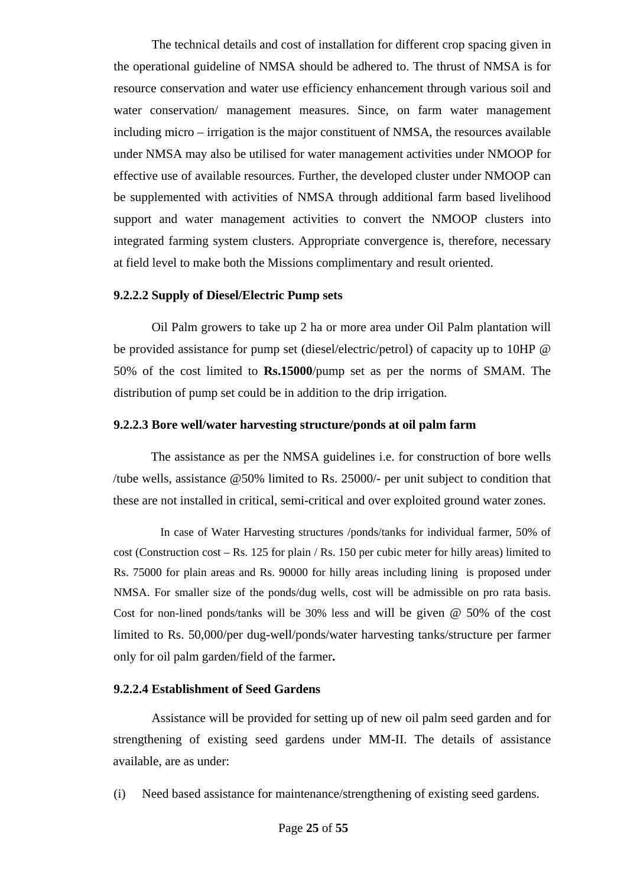The technical details and cost of installation for different crop spacing given in the operational guideline of NMSA should be adhered to. The thrust of NMSA is for resource conservation and water use efficiency enhancement through various soil and water conservation/ management measures. Since, on farm water management including micro – irrigation is the major constituent of NMSA, the resources available under NMSA may also be utilised for water management activities under NMOOP for effective use of available resources. Further, the developed cluster under NMOOP can be supplemented with activities of NMSA through additional farm based livelihood support and water management activities to convert the NMOOP clusters into integrated farming system clusters. Appropriate convergence is, therefore, necessary at field level to make both the Missions complimentary and result oriented.

**9.2.2.2 Supply of Diesel/Electric Pump sets**

Oil Palm growers to take up 2 ha or more area under Oil Palm plantation will be provided assistance for pump set (diesel/electric/petrol) of capacity up to 10HP @ 50% of the cost limited to **Rs.15000**/pump set as per the norms of SMAM. The distribution of pump set could be in addition to the drip irrigation.

**9.2.2.3 Bore well/water harvesting structure/ponds at oil palm farm**

The assistance as per the NMSA guidelines i.e. for construction of bore wells /tube wells, assistance @50% limited to Rs. 25000/- per unit subject to condition that these are not installed in critical, semi-critical and over exploited ground water zones.

In case of Water Harvesting structures /ponds/tanks for individual farmer, 50% of cost (Construction cost – Rs. 125 for plain / Rs. 150 per cubic meter for hilly areas) limited to Rs. 75000 for plain areas and Rs. 90000 for hilly areas including lining is proposed under NMSA. For smaller size of the ponds/dug wells, cost will be admissible on pro rata basis. Cost for non-lined ponds/tanks will be 30% less and will be given @ 50% of the cost limited to Rs. 50,000/per dug-well/ponds/water harvesting tanks/structure per farmer only for oil palm garden/field of the farmer**.**

**9.2.2.4 Establishment of Seed Gardens**

Assistance will be provided for setting up of new oil palm seed garden and for strengthening of existing seed gardens under MM-II. The details of assistance available, are as under:

(i) Need based assistance for maintenance/strengthening of existing seed gardens.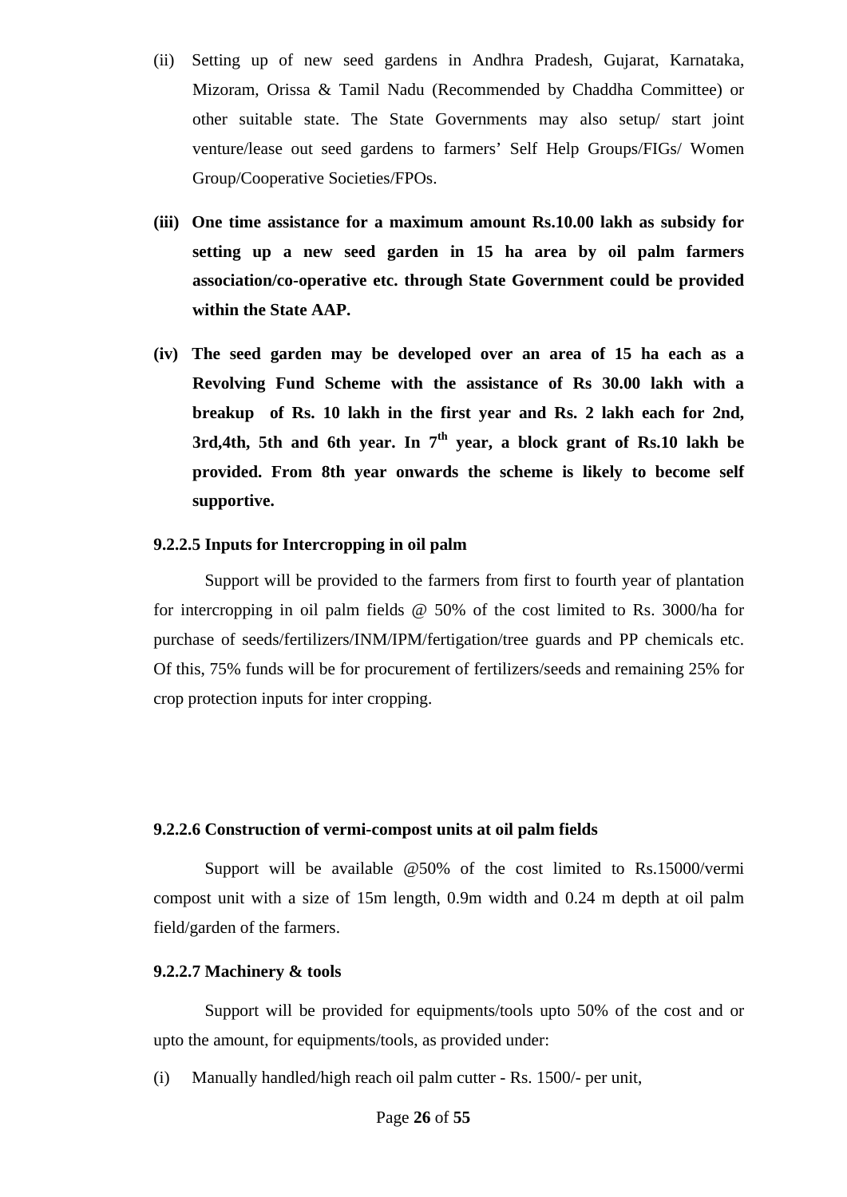(ii) Setting up of new seed gardens in Andhra Pradesh, Gujarat, Karnataka, Mizoram, Orissa & Tamil Nadu (Recommended by Chaddha Committee) or other suitable state. The State Governments may also setup/ start joint venture/lease out seed gardens to farmers' Self Help Groups/FIGs/ Women Group/Cooperative Societies/FPOs.

**(iii) One time assistance for a maximum amount Rs.10.00 lakh as subsidy for setting up a new seed garden in 15 ha area by oil palm farmers association/co-operative etc. through State Government could be provided within the State AAP.**

**(iv) The seed garden may be developed over an area of 15 ha each as a Revolving Fund Scheme with the assistance of Rs 30.00 lakh with a breakup of Rs. 10 lakh in the first year and Rs. 2 lakh each for 2nd, 3rd,4th, 5th and 6th year. In 7th year, a block grant of Rs.10 lakh be provided. From 8th year onwards the scheme is likely to become self supportive.**

**9.2.2.5 Inputs for Intercropping in oil palm**

Support will be provided to the farmers from first to fourth year of plantation for intercropping in oil palm fields @ 50% of the cost limited to Rs. 3000/ha for purchase of seeds/fertilizers/INM/IPM/fertigation/tree guards and PP chemicals etc. Of this, 75% funds will be for procurement of fertilizers/seeds and remaining 25% for crop protection inputs for inter cropping.

**9.2.2.6 Construction of vermi-compost units at oil palm fields**

Support will be available @50% of the cost limited to Rs.15000/vermi compost unit with a size of 15m length, 0.9m width and 0.24 m depth at oil palm field/garden of the farmers.

**9.2.2.7 Machinery & tools**

Support will be provided for equipments/tools upto 50% of the cost and or upto the amount, for equipments/tools, as provided under:

(i) Manually handled/high reach oil palm cutter - Rs. 1500/- per unit,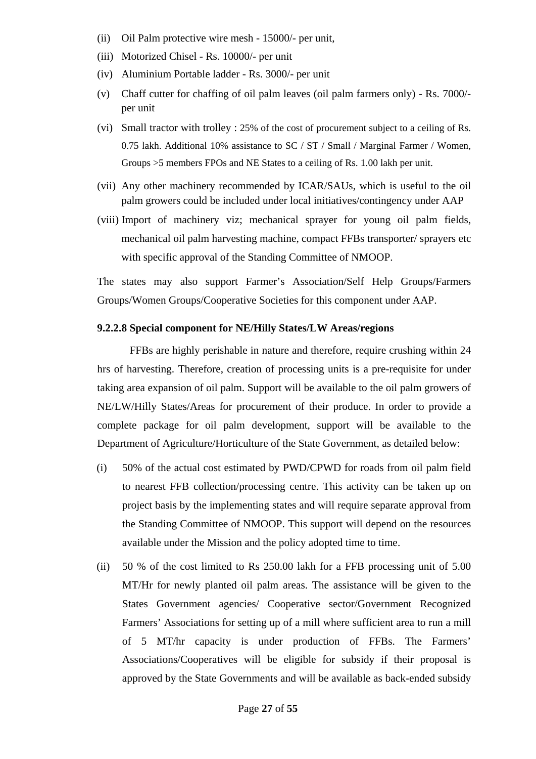(ii) Oil Palm protective wire mesh - 15000/- per unit,

(iii) Motorized Chisel - Rs. 10000/- per unit

(iv) Aluminium Portable ladder - Rs. 3000/- per unit

(v) Chaff cutter for chaffing of oil palm leaves (oil palm farmers only) - Rs. 7000/- per unit

(vi) Small tractor with trolley : 25% of the cost of procurement subject to a ceiling of Rs. 0.75 lakh. Additional 10% assistance to SC / ST / Small / Marginal Farmer / Women, Groups >5 members FPOs and NE States to a ceiling of Rs. 1.00 lakh per unit.

(vii) Any other machinery recommended by ICAR/SAUs, which is useful to the oil palm growers could be included under local initiatives/contingency under AAP

(viii) Import of machinery viz; mechanical sprayer for young oil palm fields, mechanical oil palm harvesting machine, compact FFBs transporter/ sprayers etc with specific approval of the Standing Committee of NMOOP.

The states may also support Farmer's Association/Self Help Groups/Farmers Groups/Women Groups/Cooperative Societies for this component under AAP.

**9.2.2.8 Special component for NE/Hilly States/LW Areas/regions**

FFBs are highly perishable in nature and therefore, require crushing within 24 hrs of harvesting. Therefore, creation of processing units is a pre-requisite for under taking area expansion of oil palm. Support will be available to the oil palm growers of NE/LW/Hilly States/Areas for procurement of their produce. In order to provide a complete package for oil palm development, support will be available to the Department of Agriculture/Horticulture of the State Government, as detailed below:

(i) 50% of the actual cost estimated by PWD/CPWD for roads from oil palm field to nearest FFB collection/processing centre. This activity can be taken up on project basis by the implementing states and will require separate approval from the Standing Committee of NMOOP. This support will depend on the resources available under the Mission and the policy adopted time to time.

(ii) 50 % of the cost limited to Rs 250.00 lakh for a FFB processing unit of 5.00 MT/Hr for newly planted oil palm areas. The assistance will be given to the States Government agencies/ Cooperative sector/Government Recognized Farmers' Associations for setting up of a mill where sufficient area to run a mill of 5 MT/hr capacity is under production of FFBs. The Farmers' Associations/Cooperatives will be eligible for subsidy if their proposal is approved by the State Governments and will be available as back-ended subsidy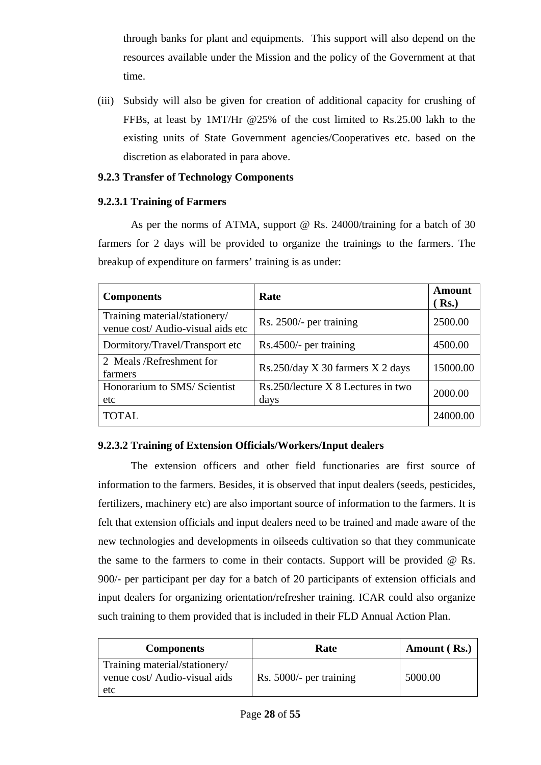through banks for plant and equipments. This support will also depend on the resources available under the Mission and the policy of the Government at that time.

(iii) Subsidy will also be given for creation of additional capacity for crushing of FFBs, at least by 1MT/Hr @25% of the cost limited to Rs.25.00 lakh to the existing units of State Government agencies/Cooperatives etc. based on the discretion as elaborated in para above.

**9.2.3 Transfer of Technology Components**

**9.2.3.1 Training of Farmers**

As per the norms of ATMA, support @ Rs. 24000/training for a batch of 30 farmers for 2 days will be provided to organize the trainings to the farmers. The breakup of expenditure on farmers' training is as under:

| **Components** | **Rate** | **Amount ( Rs.)** |
|---|---|---|
| Training material/stationery/ venue cost/ Audio-visual aids etc | Rs. 2500/- per training | 2500.00 |
| Dormitory/Travel/Transport etc | Rs.4500/- per training | 4500.00 |
| 2 Meals /Refreshment for farmers | Rs.250/day X 30 farmers X 2 days | 15000.00 |
| Honorarium to SMS/ Scientist etc | Rs.250/lecture X 8 Lectures in two days | 2000.00 |
| TOTAL | | 24000.00 |

**9.2.3.2 Training of Extension Officials/Workers/Input dealers**

The extension officers and other field functionaries are first source of information to the farmers. Besides, it is observed that input dealers (seeds, pesticides, fertilizers, machinery etc) are also important source of information to the farmers. It is felt that extension officials and input dealers need to be trained and made aware of the new technologies and developments in oilseeds cultivation so that they communicate the same to the farmers to come in their contacts. Support will be provided @ Rs. 900/- per participant per day for a batch of 20 participants of extension officials and input dealers for organizing orientation/refresher training. ICAR could also organize such training to them provided that is included in their FLD Annual Action Plan.

| **Components** | **Rate** | **Amount ( Rs.)** |
|---|---|---|
| Training material/stationery/ venue cost/ Audio-visual aids etc | Rs. 5000/- per training | 5000.00 |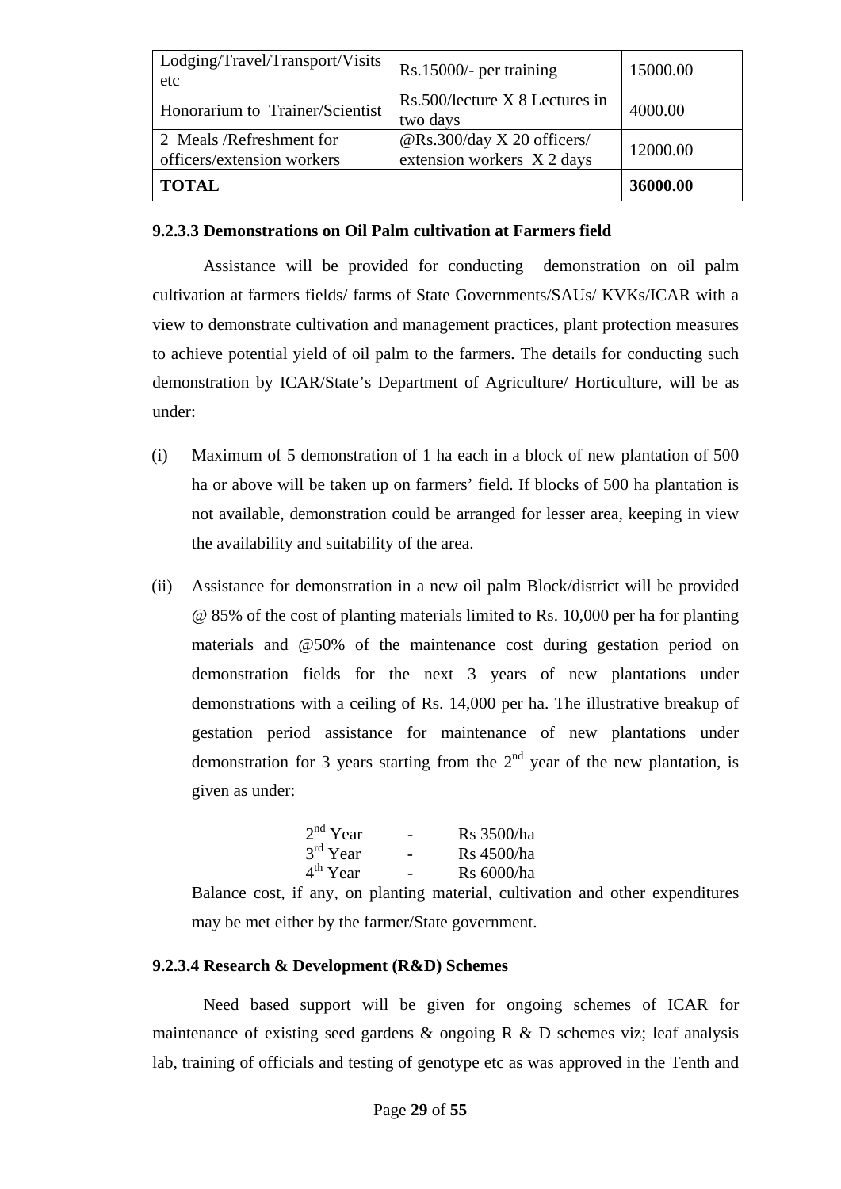| Lodging/Travel/Transport/Visits etc | Rs.15000/- per training | 15000.00 |
|---|---|---|
| Honorarium to Trainer/Scientist | Rs.500/lecture X 8 Lectures in two days | 4000.00 |
| 2 Meals /Refreshment for officers/extension workers | @Rs.300/day X 20 officers/ extension workers X 2 days | 12000.00 |
| **TOTAL** | | **36000.00** |

### 9.2.3.3 Demonstrations on Oil Palm cultivation at Farmers field

Assistance will be provided for conducting demonstration on oil palm cultivation at farmers fields/ farms of State Governments/SAUs/ KVKs/ICAR with a view to demonstrate cultivation and management practices, plant protection measures to achieve potential yield of oil palm to the farmers. The details for conducting such demonstration by ICAR/State's Department of Agriculture/ Horticulture, will be as under:

(i) Maximum of 5 demonstration of 1 ha each in a block of new plantation of 500 ha or above will be taken up on farmers' field. If blocks of 500 ha plantation is not available, demonstration could be arranged for lesser area, keeping in view the availability and suitability of the area.

(ii) Assistance for demonstration in a new oil palm Block/district will be provided @ 85% of the cost of planting materials limited to Rs. 10,000 per ha for planting materials and @50% of the maintenance cost during gestation period on demonstration fields for the next 3 years of new plantations under demonstrations with a ceiling of Rs. 14,000 per ha. The illustrative breakup of gestation period assistance for maintenance of new plantations under demonstration for 3 years starting from the 2nd year of the new plantation, is given as under:

2nd Year - Rs 3500/ha
3rd Year - Rs 4500/ha
4th Year - Rs 6000/ha

Balance cost, if any, on planting material, cultivation and other expenditures may be met either by the farmer/State government.

### 9.2.3.4 Research & Development (R&D) Schemes

Need based support will be given for ongoing schemes of ICAR for maintenance of existing seed gardens & ongoing R & D schemes viz; leaf analysis lab, training of officials and testing of genotype etc as was approved in the Tenth and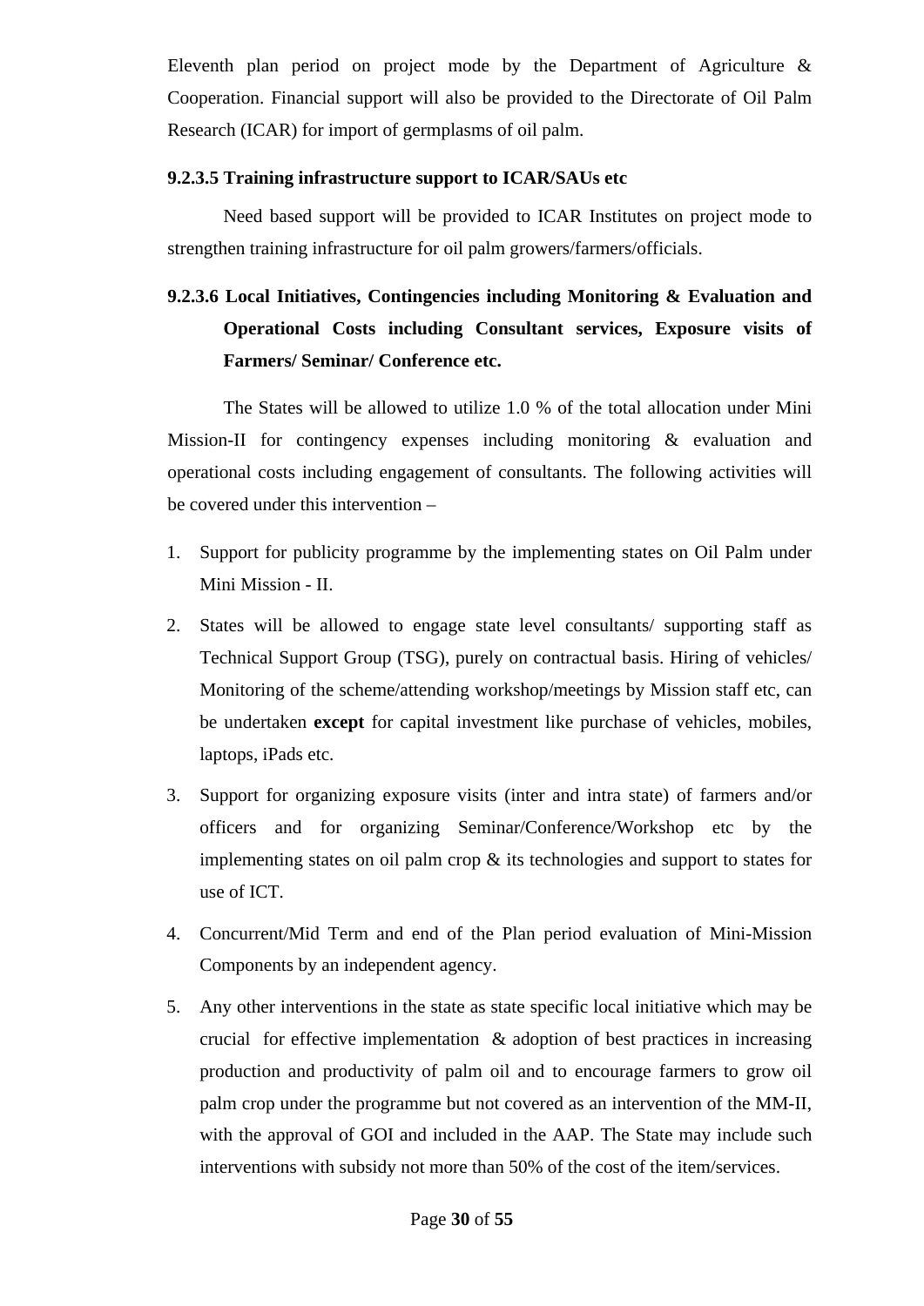Eleventh plan period on project mode by the Department of Agriculture & Cooperation. Financial support will also be provided to the Directorate of Oil Palm Research (ICAR) for import of germplasms of oil palm.

**9.2.3.5 Training infrastructure support to ICAR/SAUs etc**

Need based support will be provided to ICAR Institutes on project mode to strengthen training infrastructure for oil palm growers/farmers/officials.

**9.2.3.6 Local Initiatives, Contingencies including Monitoring & Evaluation and Operational Costs including Consultant services, Exposure visits of Farmers/ Seminar/ Conference etc.**

The States will be allowed to utilize 1.0 % of the total allocation under Mini Mission-II for contingency expenses including monitoring & evaluation and operational costs including engagement of consultants. The following activities will be covered under this intervention –

1. Support for publicity programme by the implementing states on Oil Palm under Mini Mission - II.
2. States will be allowed to engage state level consultants/ supporting staff as Technical Support Group (TSG), purely on contractual basis. Hiring of vehicles/ Monitoring of the scheme/attending workshop/meetings by Mission staff etc, can be undertaken **except** for capital investment like purchase of vehicles, mobiles, laptops, iPads etc.
3. Support for organizing exposure visits (inter and intra state) of farmers and/or officers and for organizing Seminar/Conference/Workshop etc by the implementing states on oil palm crop & its technologies and support to states for use of ICT.
4. Concurrent/Mid Term and end of the Plan period evaluation of Mini-Mission Components by an independent agency.
5. Any other interventions in the state as state specific local initiative which may be crucial for effective implementation & adoption of best practices in increasing production and productivity of palm oil and to encourage farmers to grow oil palm crop under the programme but not covered as an intervention of the MM-II, with the approval of GOI and included in the AAP. The State may include such interventions with subsidy not more than 50% of the cost of the item/services.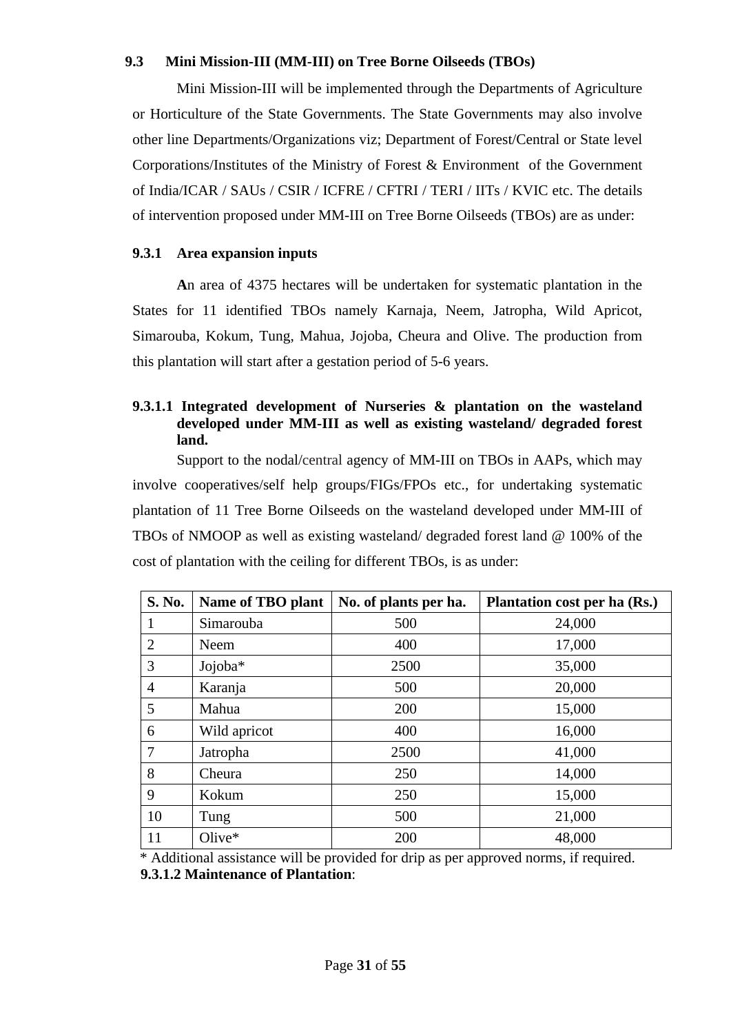## 9.3 Mini Mission-III (MM-III) on Tree Borne Oilseeds (TBOs)

Mini Mission-III will be implemented through the Departments of Agriculture or Horticulture of the State Governments. The State Governments may also involve other line Departments/Organizations viz; Department of Forest/Central or State level Corporations/Institutes of the Ministry of Forest & Environment of the Government of India/ICAR / SAUs / CSIR / ICFRE / CFTRI / TERI / IITs / KVIC etc. The details of intervention proposed under MM-III on Tree Borne Oilseeds (TBOs) are as under:

### 9.3.1 Area expansion inputs

**A**n area of 4375 hectares will be undertaken for systematic plantation in the States for 11 identified TBOs namely Karnaja, Neem, Jatropha, Wild Apricot, Simarouba, Kokum, Tung, Mahua, Jojoba, Cheura and Olive. The production from this plantation will start after a gestation period of 5-6 years.

#### 9.3.1.1 Integrated development of Nurseries & plantation on the wasteland developed under MM-III as well as existing wasteland/ degraded forest land.

Support to the nodal/central agency of MM-III on TBOs in AAPs, which may involve cooperatives/self help groups/FIGs/FPOs etc., for undertaking systematic plantation of 11 Tree Borne Oilseeds on the wasteland developed under MM-III of TBOs of NMOOP as well as existing wasteland/ degraded forest land @ 100% of the cost of plantation with the ceiling for different TBOs, is as under:

| S. No. | Name of TBO plant | No. of plants per ha. | Plantation cost per ha (Rs.) |
|---|---|---|---|
| 1 | Simarouba | 500 | 24,000 |
| 2 | Neem | 400 | 17,000 |
| 3 | Jojoba* | 2500 | 35,000 |
| 4 | Karanja | 500 | 20,000 |
| 5 | Mahua | 200 | 15,000 |
| 6 | Wild apricot | 400 | 16,000 |
| 7 | Jatropha | 2500 | 41,000 |
| 8 | Cheura | 250 | 14,000 |
| 9 | Kokum | 250 | 15,000 |
| 10 | Tung | 500 | 21,000 |
| 11 | Olive* | 200 | 48,000 |

\* Additional assistance will be provided for drip as per approved norms, if required.

**9.3.1.2 Maintenance of Plantation**: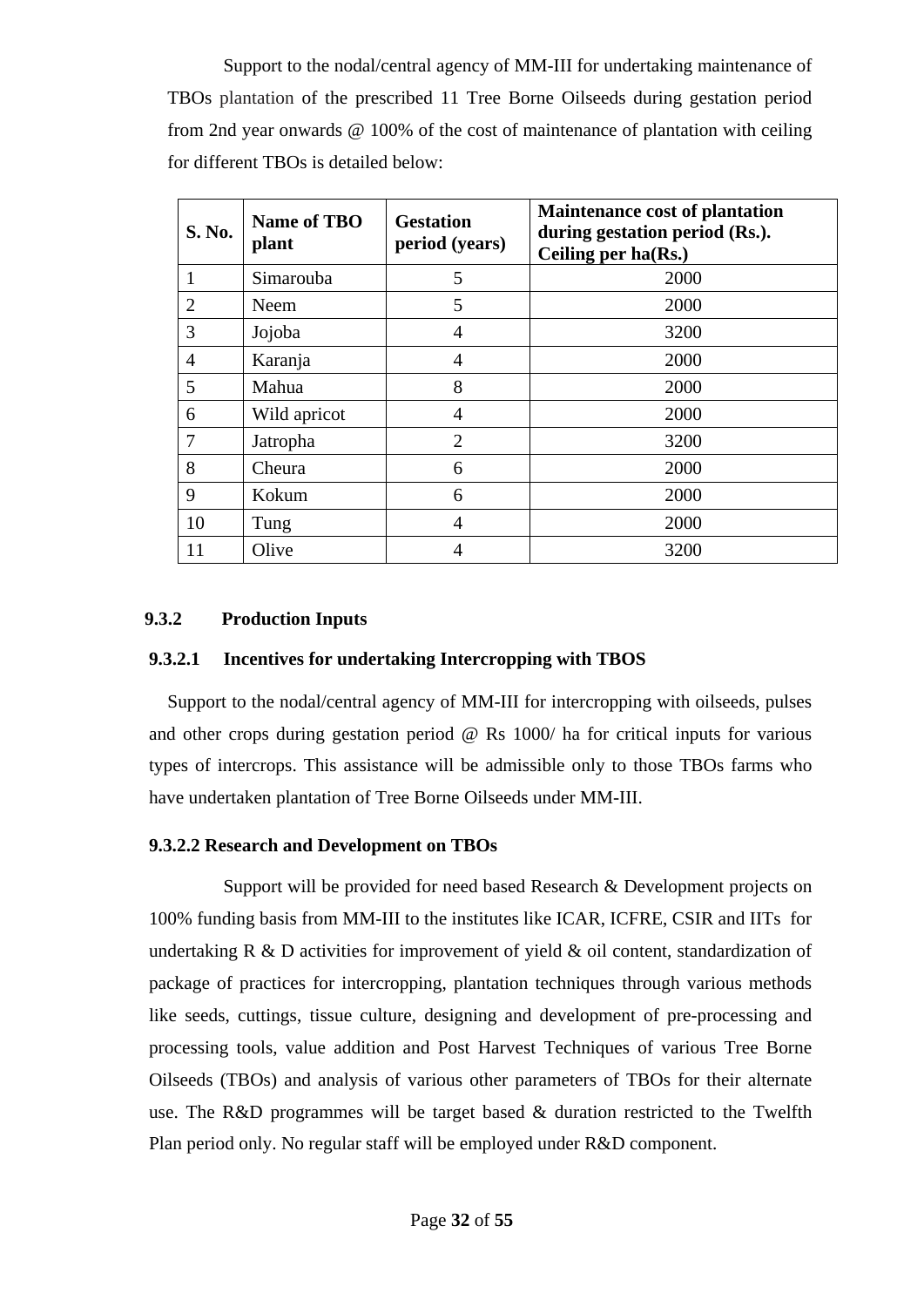Support to the nodal/central agency of MM-III for undertaking maintenance of TBOs plantation of the prescribed 11 Tree Borne Oilseeds during gestation period from 2nd year onwards @ 100% of the cost of maintenance of plantation with ceiling for different TBOs is detailed below:

| S. No. | Name of TBO plant | Gestation period (years) | Maintenance cost of plantation during gestation period (Rs.). Ceiling per ha(Rs.) |
|---|---|---|---|
| 1 | Simarouba | 5 | 2000 |
| 2 | Neem | 5 | 2000 |
| 3 | Jojoba | 4 | 3200 |
| 4 | Karanja | 4 | 2000 |
| 5 | Mahua | 8 | 2000 |
| 6 | Wild apricot | 4 | 2000 |
| 7 | Jatropha | 2 | 3200 |
| 8 | Cheura | 6 | 2000 |
| 9 | Kokum | 6 | 2000 |
| 10 | Tung | 4 | 2000 |
| 11 | Olive | 4 | 3200 |

### 9.3.2 Production Inputs

#### 9.3.2.1 Incentives for undertaking Intercropping with TBOS

Support to the nodal/central agency of MM-III for intercropping with oilseeds, pulses and other crops during gestation period @ Rs 1000/ ha for critical inputs for various types of intercrops. This assistance will be admissible only to those TBOs farms who have undertaken plantation of Tree Borne Oilseeds under MM-III.

#### 9.3.2.2 Research and Development on TBOs

Support will be provided for need based Research & Development projects on 100% funding basis from MM-III to the institutes like ICAR, ICFRE, CSIR and IITs for undertaking R & D activities for improvement of yield & oil content, standardization of package of practices for intercropping, plantation techniques through various methods like seeds, cuttings, tissue culture, designing and development of pre-processing and processing tools, value addition and Post Harvest Techniques of various Tree Borne Oilseeds (TBOs) and analysis of various other parameters of TBOs for their alternate use. The R&D programmes will be target based & duration restricted to the Twelfth Plan period only. No regular staff will be employed under R&D component.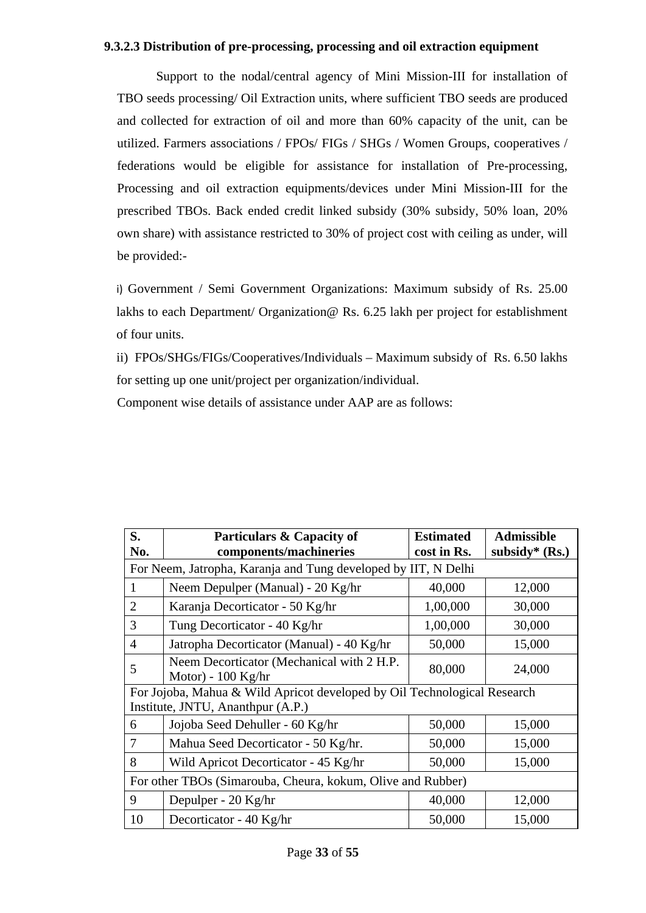### 9.3.2.3 Distribution of pre-processing, processing and oil extraction equipment

Support to the nodal/central agency of Mini Mission-III for installation of TBO seeds processing/ Oil Extraction units, where sufficient TBO seeds are produced and collected for extraction of oil and more than 60% capacity of the unit, can be utilized. Farmers associations / FPOs/ FIGs / SHGs / Women Groups, cooperatives / federations would be eligible for assistance for installation of Pre-processing, Processing and oil extraction equipments/devices under Mini Mission-III for the prescribed TBOs. Back ended credit linked subsidy (30% subsidy, 50% loan, 20% own share) with assistance restricted to 30% of project cost with ceiling as under, will be provided:-

i) Government / Semi Government Organizations: Maximum subsidy of Rs. 25.00 lakhs to each Department/ Organization@ Rs. 6.25 lakh per project for establishment of four units.

ii) FPOs/SHGs/FIGs/Cooperatives/Individuals – Maximum subsidy of Rs. 6.50 lakhs for setting up one unit/project per organization/individual.

Component wise details of assistance under AAP are as follows:

| S. No. | Particulars & Capacity of components/machineries | Estimated cost in Rs. | Admissible subsidy* (Rs.) |
|---|---|---|---|
| For Neem, Jatropha, Karanja and Tung developed by IIT, N Delhi | | | |
| 1 | Neem Depulper (Manual) - 20 Kg/hr | 40,000 | 12,000 |
| 2 | Karanja Decorticator - 50 Kg/hr | 1,00,000 | 30,000 |
| 3 | Tung Decorticator - 40 Kg/hr | 1,00,000 | 30,000 |
| 4 | Jatropha Decorticator (Manual) - 40 Kg/hr | 50,000 | 15,000 |
| 5 | Neem Decorticator (Mechanical with 2 H.P. Motor) - 100 Kg/hr | 80,000 | 24,000 |
| For Jojoba, Mahua & Wild Apricot developed by Oil Technological Research Institute, JNTU, Ananthpur (A.P.) | | | |
| 6 | Jojoba Seed Dehuller - 60 Kg/hr | 50,000 | 15,000 |
| 7 | Mahua Seed Decorticator - 50 Kg/hr. | 50,000 | 15,000 |
| 8 | Wild Apricot Decorticator - 45 Kg/hr | 50,000 | 15,000 |
| For other TBOs (Simarouba, Cheura, kokum, Olive and Rubber) | | | |
| 9 | Depulper - 20 Kg/hr | 40,000 | 12,000 |
| 10 | Decorticator - 40 Kg/hr | 50,000 | 15,000 |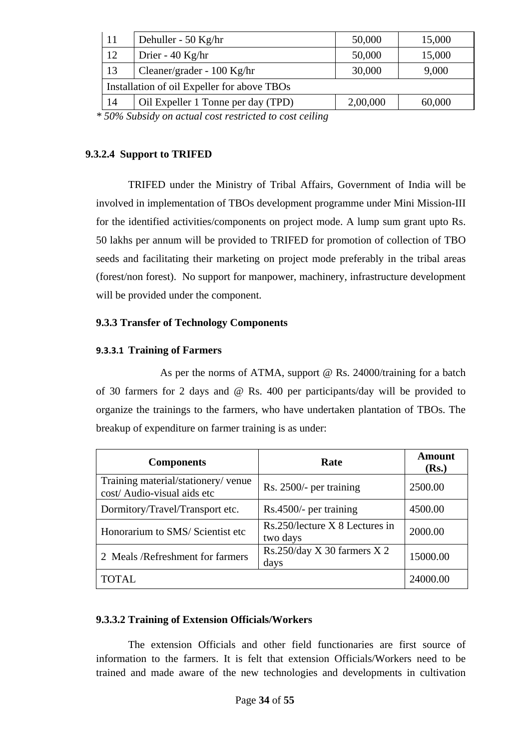| 11 | Dehuller - 50 Kg/hr | 50,000 | 15,000 |
|---|---|---|---|
| 12 | Drier - 40 Kg/hr | 50,000 | 15,000 |
| 13 | Cleaner/grader - 100 Kg/hr | 30,000 | 9,000 |
| Installation of oil Expeller for above TBOs | | | |
| 14 | Oil Expeller 1 Tonne per day (TPD) | 2,00,000 | 60,000 |

*\* 50% Subsidy on actual cost restricted to cost ceiling*

#### 9.3.2.4 Support to TRIFED

TRIFED under the Ministry of Tribal Affairs, Government of India will be involved in implementation of TBOs development programme under Mini Mission-III for the identified activities/components on project mode. A lump sum grant upto Rs. 50 lakhs per annum will be provided to TRIFED for promotion of collection of TBO seeds and facilitating their marketing on project mode preferably in the tribal areas (forest/non forest). No support for manpower, machinery, infrastructure development will be provided under the component.

### 9.3.3 Transfer of Technology Components

#### 9.3.3.1 Training of Farmers

As per the norms of ATMA, support @ Rs. 24000/training for a batch of 30 farmers for 2 days and @ Rs. 400 per participants/day will be provided to organize the trainings to the farmers, who have undertaken plantation of TBOs. The breakup of expenditure on farmer training is as under:

| Components | Rate | Amount (Rs.) |
|---|---|---|
| Training material/stationery/ venue cost/ Audio-visual aids etc | Rs. 2500/- per training | 2500.00 |
| Dormitory/Travel/Transport etc. | Rs.4500/- per training | 4500.00 |
| Honorarium to SMS/ Scientist etc | Rs.250/lecture X 8 Lectures in two days | 2000.00 |
| 2 Meals /Refreshment for farmers | Rs.250/day X 30 farmers X 2 days | 15000.00 |
| TOTAL | | 24000.00 |

#### 9.3.3.2 Training of Extension Officials/Workers

The extension Officials and other field functionaries are first source of information to the farmers. It is felt that extension Officials/Workers need to be trained and made aware of the new technologies and developments in cultivation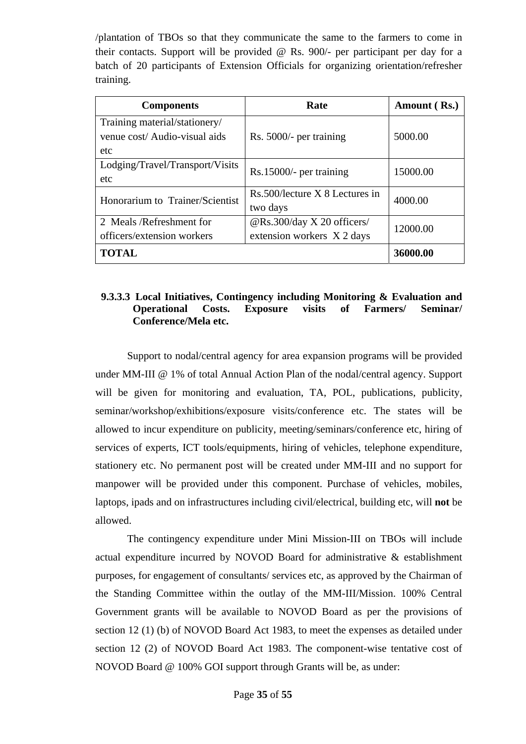/plantation of TBOs so that they communicate the same to the farmers to come in their contacts. Support will be provided @ Rs. 900/- per participant per day for a batch of 20 participants of Extension Officials for organizing orientation/refresher training.

| Components | Rate | Amount ( Rs.) |
|---|---|---|
| Training material/stationery/ venue cost/ Audio-visual aids etc | Rs. 5000/- per training | 5000.00 |
| Lodging/Travel/Transport/Visits etc | Rs.15000/- per training | 15000.00 |
| Honorarium to Trainer/Scientist | Rs.500/lecture X 8 Lectures in two days | 4000.00 |
| 2 Meals /Refreshment for officers/extension workers | @Rs.300/day X 20 officers/ extension workers X 2 days | 12000.00 |
| **TOTAL** | | **36000.00** |

#### 9.3.3.3 Local Initiatives, Contingency including Monitoring & Evaluation and Operational Costs. Exposure visits of Farmers/ Seminar/ Conference/Mela etc.

Support to nodal/central agency for area expansion programs will be provided under MM-III @ 1% of total Annual Action Plan of the nodal/central agency. Support will be given for monitoring and evaluation, TA, POL, publications, publicity, seminar/workshop/exhibitions/exposure visits/conference etc. The states will be allowed to incur expenditure on publicity, meeting/seminars/conference etc, hiring of services of experts, ICT tools/equipments, hiring of vehicles, telephone expenditure, stationery etc. No permanent post will be created under MM-III and no support for manpower will be provided under this component. Purchase of vehicles, mobiles, laptops, ipads and on infrastructures including civil/electrical, building etc, will **not** be allowed.

The contingency expenditure under Mini Mission-III on TBOs will include actual expenditure incurred by NOVOD Board for administrative & establishment purposes, for engagement of consultants/ services etc, as approved by the Chairman of the Standing Committee within the outlay of the MM-III/Mission. 100% Central Government grants will be available to NOVOD Board as per the provisions of section 12 (1) (b) of NOVOD Board Act 1983, to meet the expenses as detailed under section 12 (2) of NOVOD Board Act 1983. The component-wise tentative cost of NOVOD Board @ 100% GOI support through Grants will be, as under: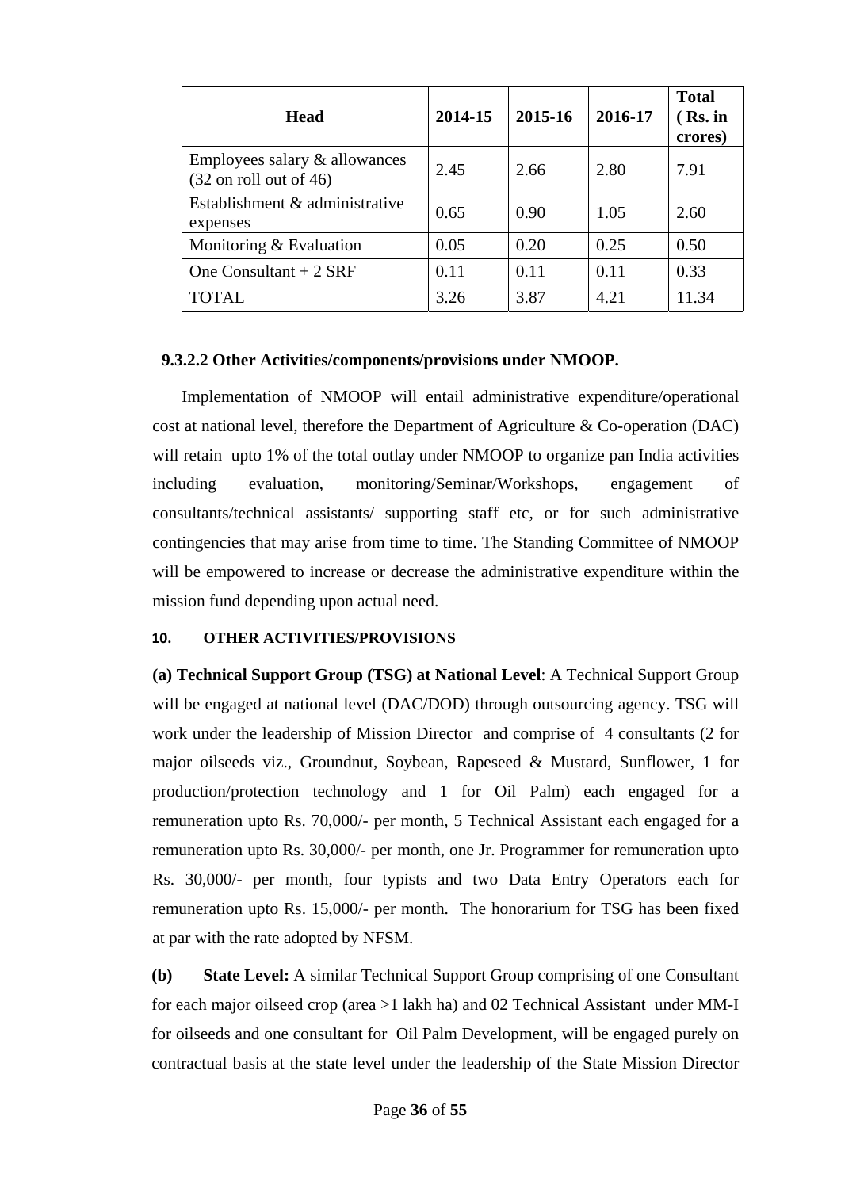| Head | 2014-15 | 2015-16 | 2016-17 | Total ( Rs. in crores) |
|---|---|---|---|---|
| Employees salary & allowances (32 on roll out of 46) | 2.45 | 2.66 | 2.80 | 7.91 |
| Establishment & administrative expenses | 0.65 | 0.90 | 1.05 | 2.60 |
| Monitoring & Evaluation | 0.05 | 0.20 | 0.25 | 0.50 |
| One Consultant + 2 SRF | 0.11 | 0.11 | 0.11 | 0.33 |
| TOTAL | 3.26 | 3.87 | 4.21 | 11.34 |

**9.3.2.2 Other Activities/components/provisions under NMOOP.**

Implementation of NMOOP will entail administrative expenditure/operational cost at national level, therefore the Department of Agriculture & Co-operation (DAC) will retain upto 1% of the total outlay under NMOOP to organize pan India activities including evaluation, monitoring/Seminar/Workshops, engagement of consultants/technical assistants/ supporting staff etc, or for such administrative contingencies that may arise from time to time. The Standing Committee of NMOOP will be empowered to increase or decrease the administrative expenditure within the mission fund depending upon actual need.

## 10. OTHER ACTIVITIES/PROVISIONS

**(a) Technical Support Group (TSG) at National Level**: A Technical Support Group will be engaged at national level (DAC/DOD) through outsourcing agency. TSG will work under the leadership of Mission Director and comprise of 4 consultants (2 for major oilseeds viz., Groundnut, Soybean, Rapeseed & Mustard, Sunflower, 1 for production/protection technology and 1 for Oil Palm) each engaged for a remuneration upto Rs. 70,000/- per month, 5 Technical Assistant each engaged for a remuneration upto Rs. 30,000/- per month, one Jr. Programmer for remuneration upto Rs. 30,000/- per month, four typists and two Data Entry Operators each for remuneration upto Rs. 15,000/- per month. The honorarium for TSG has been fixed at par with the rate adopted by NFSM.

**(b) State Level:** A similar Technical Support Group comprising of one Consultant for each major oilseed crop (area >1 lakh ha) and 02 Technical Assistant under MM-I for oilseeds and one consultant for Oil Palm Development, will be engaged purely on contractual basis at the state level under the leadership of the State Mission Director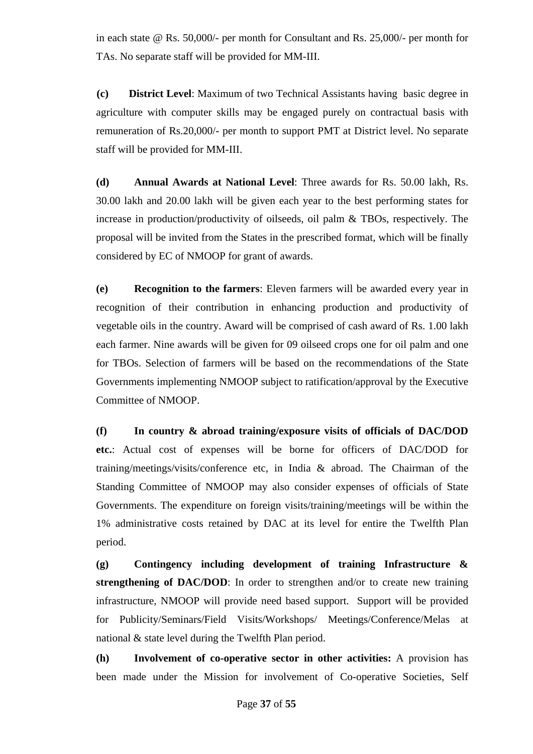in each state @ Rs. 50,000/- per month for Consultant and Rs. 25,000/- per month for TAs. No separate staff will be provided for MM-III.

**(c) District Level**: Maximum of two Technical Assistants having basic degree in agriculture with computer skills may be engaged purely on contractual basis with remuneration of Rs.20,000/- per month to support PMT at District level. No separate staff will be provided for MM-III.

**(d) Annual Awards at National Level**: Three awards for Rs. 50.00 lakh, Rs. 30.00 lakh and 20.00 lakh will be given each year to the best performing states for increase in production/productivity of oilseeds, oil palm & TBOs, respectively. The proposal will be invited from the States in the prescribed format, which will be finally considered by EC of NMOOP for grant of awards.

**(e) Recognition to the farmers**: Eleven farmers will be awarded every year in recognition of their contribution in enhancing production and productivity of vegetable oils in the country. Award will be comprised of cash award of Rs. 1.00 lakh each farmer. Nine awards will be given for 09 oilseed crops one for oil palm and one for TBOs. Selection of farmers will be based on the recommendations of the State Governments implementing NMOOP subject to ratification/approval by the Executive Committee of NMOOP.

**(f) In country & abroad training/exposure visits of officials of DAC/DOD etc.**: Actual cost of expenses will be borne for officers of DAC/DOD for training/meetings/visits/conference etc, in India & abroad. The Chairman of the Standing Committee of NMOOP may also consider expenses of officials of State Governments. The expenditure on foreign visits/training/meetings will be within the 1% administrative costs retained by DAC at its level for entire the Twelfth Plan period.

**(g) Contingency including development of training Infrastructure & strengthening of DAC/DOD**: In order to strengthen and/or to create new training infrastructure, NMOOP will provide need based support. Support will be provided for Publicity/Seminars/Field Visits/Workshops/ Meetings/Conference/Melas at national & state level during the Twelfth Plan period.

**(h) Involvement of co-operative sector in other activities:** A provision has been made under the Mission for involvement of Co-operative Societies, Self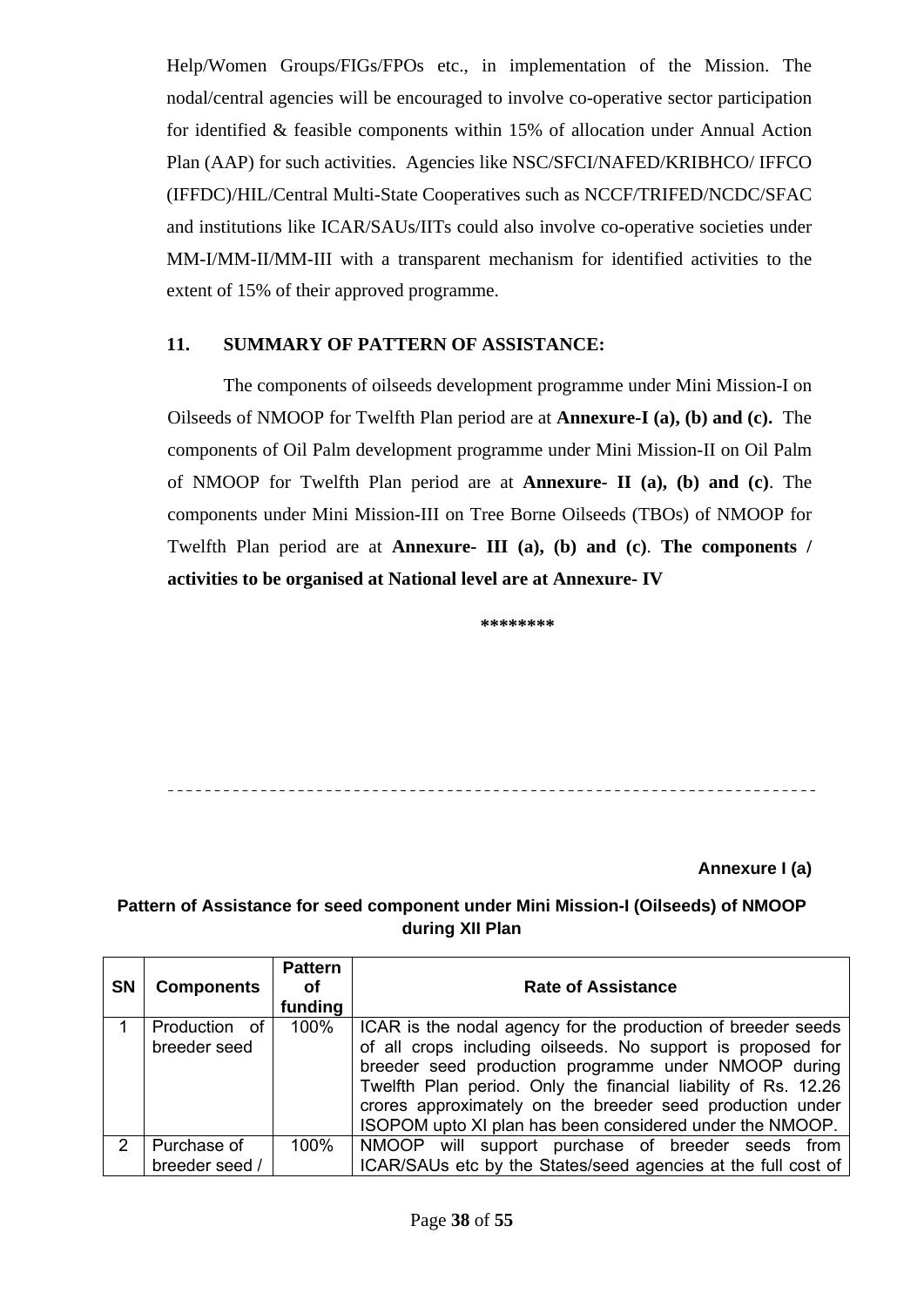Help/Women Groups/FIGs/FPOs etc., in implementation of the Mission. The nodal/central agencies will be encouraged to involve co-operative sector participation for identified & feasible components within 15% of allocation under Annual Action Plan (AAP) for such activities. Agencies like NSC/SFCI/NAFED/KRIBHCO/ IFFCO (IFFDC)/HIL/Central Multi-State Cooperatives such as NCCF/TRIFED/NCDC/SFAC and institutions like ICAR/SAUs/IITs could also involve co-operative societies under MM-I/MM-II/MM-III with a transparent mechanism for identified activities to the extent of 15% of their approved programme.

## 11. SUMMARY OF PATTERN OF ASSISTANCE:

The components of oilseeds development programme under Mini Mission-I on Oilseeds of NMOOP for Twelfth Plan period are at **Annexure-I (a), (b) and (c).** The components of Oil Palm development programme under Mini Mission-II on Oil Palm of NMOOP for Twelfth Plan period are at **Annexure- II (a), (b) and (c)**. The components under Mini Mission-III on Tree Borne Oilseeds (TBOs) of NMOOP for Twelfth Plan period are at **Annexure- III (a), (b) and (c)**. **The components / activities to be organised at National level are at Annexure- IV**

********

---

**Annexure I (a)**

**Pattern of Assistance for seed component under Mini Mission-I (Oilseeds) of NMOOP during XII Plan**

| SN | Components | Pattern of funding | Rate of Assistance |
|---|---|---|---|
| 1 | Production of breeder seed | 100% | ICAR is the nodal agency for the production of breeder seeds of all crops including oilseeds. No support is proposed for breeder seed production programme under NMOOP during Twelfth Plan period. Only the financial liability of Rs. 12.26 crores approximately on the breeder seed production under ISOPOM upto XI plan has been considered under the NMOOP. |
| 2 | Purchase of breeder seed / | 100% | NMOOP will support purchase of breeder seeds from ICAR/SAUs etc by the States/seed agencies at the full cost of |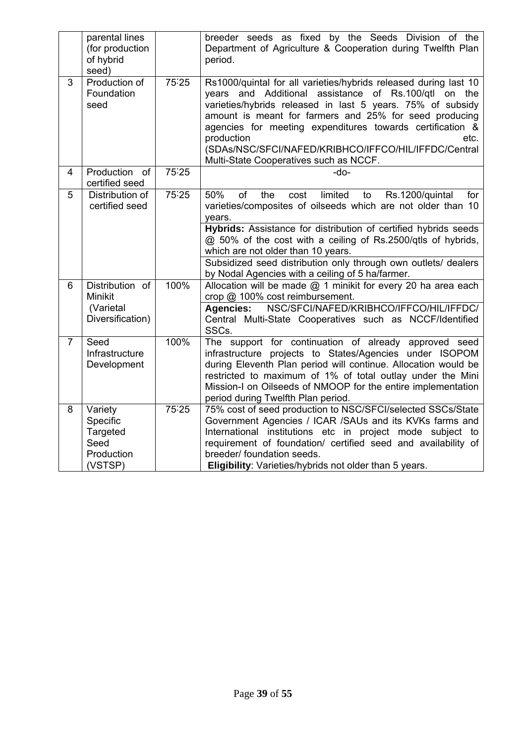|   | parental lines (for production of hybrid seed) |   | breeder seeds as fixed by the Seeds Division of the Department of Agriculture & Cooperation during Twelfth Plan period. |
|---|---|---|---|
| 3 | Production of Foundation seed | 75:25 | Rs1000/quintal for all varieties/hybrids released during last 10 years and Additional assistance of Rs.100/qtl on the varieties/hybrids released in last 5 years. 75% of subsidy amount is meant for farmers and 25% for seed producing agencies for meeting expenditures towards certification & production etc. (SDAs/NSC/SFCI/NAFED/KRIBHCO/IFFCO/HIL/IFFDC/Central Multi-State Cooperatives such as NCCF. |
| 4 | Production of certified seed | 75:25 | -do- |
| 5 | Distribution of certified seed | 75:25 | 50% of the cost limited to Rs.1200/quintal for varieties/composites of oilseeds which are not older than 10 years.<br>**Hybrids:** Assistance for distribution of certified hybrids seeds @ 50% of the cost with a ceiling of Rs.2500/qtls of hybrids, which are not older than 10 years.<br>Subsidized seed distribution only through own outlets/ dealers by Nodal Agencies with a ceiling of 5 ha/farmer. |
| 6 | Distribution of Minikit (Varietal Diversification) | 100% | Allocation will be made @ 1 minikit for every 20 ha area each crop @ 100% cost reimbursement.<br>**Agencies:** NSC/SFCI/NAFED/KRIBHCO/IFFCO/HIL/IFFDC/ Central Multi-State Cooperatives such as NCCF/Identified SSCs. |
| 7 | Seed Infrastructure Development | 100% | The support for continuation of already approved seed infrastructure projects to States/Agencies under ISOPOM during Eleventh Plan period will continue. Allocation would be restricted to maximum of 1% of total outlay under the Mini Mission-I on Oilseeds of NMOOP for the entire implementation period during Twelfth Plan period. |
| 8 | Variety Specific Targeted Seed Production (VSTSP) | 75:25 | 75% cost of seed production to NSC/SFCI/selected SSCs/State Government Agencies / ICAR /SAUs and its KVKs farms and International institutions etc in project mode subject to requirement of foundation/ certified seed and availability of breeder/ foundation seeds.<br>**Eligibility**: Varieties/hybrids not older than 5 years. |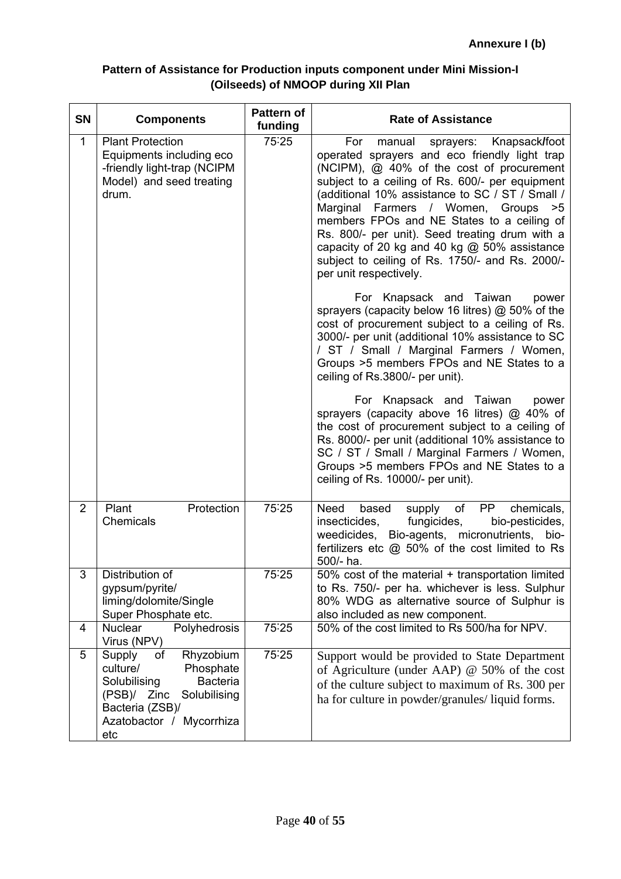**Annexure I (b)**

**Pattern of Assistance for Production inputs component under Mini Mission-I (Oilseeds) of NMOOP during XII Plan**

| SN | Components | Pattern of funding | Rate of Assistance |
|---|---|---|---|
| 1 | Plant Protection Equipments including eco -friendly light-trap (NCIPM Model) and seed treating drum. | 75:25 | For manual sprayers: Knapsack/foot operated sprayers and eco friendly light trap (NCIPM), @ 40% of the cost of procurement subject to a ceiling of Rs. 600/- per equipment (additional 10% assistance to SC / ST / Small / Marginal Farmers / Women, Groups >5 members FPOs and NE States to a ceiling of Rs. 800/- per unit). Seed treating drum with a capacity of 20 kg and 40 kg @ 50% assistance subject to ceiling of Rs. 1750/- and Rs. 2000/- per unit respectively.<br><br>For Knapsack and Taiwan power sprayers (capacity below 16 litres) @ 50% of the cost of procurement subject to a ceiling of Rs. 3000/- per unit (additional 10% assistance to SC / ST / Small / Marginal Farmers / Women, Groups >5 members FPOs and NE States to a ceiling of Rs.3800/- per unit).<br><br>For Knapsack and Taiwan power sprayers (capacity above 16 litres) @ 40% of the cost of procurement subject to a ceiling of Rs. 8000/- per unit (additional 10% assistance to SC / ST / Small / Marginal Farmers / Women, Groups >5 members FPOs and NE States to a ceiling of Rs. 10000/- per unit). |
| 2 | Plant Protection Chemicals | 75:25 | Need based supply of PP chemicals, insecticides, fungicides, bio-pesticides, weedicides, Bio-agents, micronutrients, bio-fertilizers etc @ 50% of the cost limited to Rs 500/- ha. |
| 3 | Distribution of gypsum/pyrite/ liming/dolomite/Single Super Phosphate etc. | 75:25 | 50% cost of the material + transportation limited to Rs. 750/- per ha. whichever is less. Sulphur 80% WDG as alternative source of Sulphur is also included as new component. |
| 4 | Nuclear Polyhedrosis Virus (NPV) | 75:25 | 50% of the cost limited to Rs 500/ha for NPV. |
| 5 | Supply of Rhyzobium culture/ Phosphate Solubilising Bacteria (PSB)/ Zinc Solubilising Bacteria (ZSB)/ Azatobactor / Mycorrhiza etc | 75:25 | Support would be provided to State Department of Agriculture (under AAP) @ 50% of the cost of the culture subject to maximum of Rs. 300 per ha for culture in powder/granules/ liquid forms. |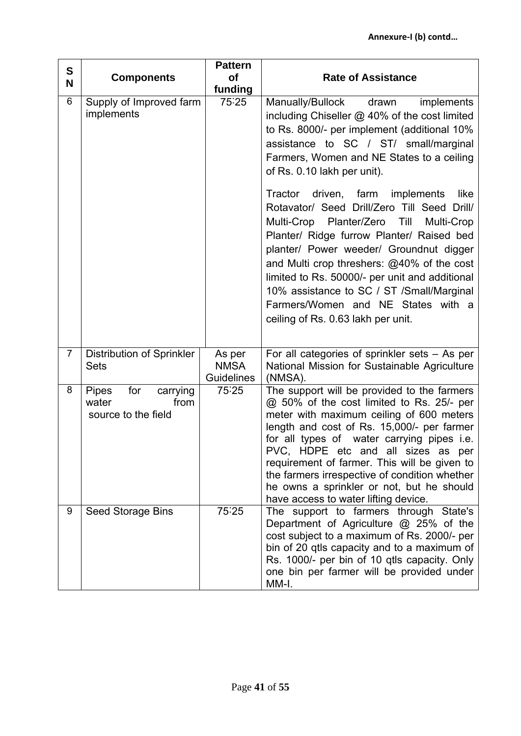**Annexure-I (b) contd…**

| SN | Components | Pattern of funding | Rate of Assistance |
|---|---|---|---|
| 6 | Supply of Improved farm implements | 75:25 | Manually/Bullock drawn implements including Chiseller @ 40% of the cost limited to Rs. 8000/- per implement (additional 10% assistance to SC / ST/ small/marginal Farmers, Women and NE States to a ceiling of Rs. 0.10 lakh per unit).<br><br>Tractor driven, farm implements like Rotavator/ Seed Drill/Zero Till Seed Drill/ Multi-Crop Planter/Zero Till Multi-Crop Planter/ Ridge furrow Planter/ Raised bed planter/ Power weeder/ Groundnut digger and Multi crop threshers: @40% of the cost limited to Rs. 50000/- per unit and additional 10% assistance to SC / ST /Small/Marginal Farmers/Women and NE States with a ceiling of Rs. 0.63 lakh per unit. |
| 7 | Distribution of Sprinkler Sets | As per NMSA Guidelines | For all categories of sprinkler sets – As per National Mission for Sustainable Agriculture (NMSA). |
| 8 | Pipes for carrying water from source to the field | 75:25 | The support will be provided to the farmers @ 50% of the cost limited to Rs. 25/- per meter with maximum ceiling of 600 meters length and cost of Rs. 15,000/- per farmer for all types of water carrying pipes i.e. PVC, HDPE etc and all sizes as per requirement of farmer. This will be given to the farmers irrespective of condition whether he owns a sprinkler or not, but he should have access to water lifting device. |
| 9 | Seed Storage Bins | 75:25 | The support to farmers through State's Department of Agriculture @ 25% of the cost subject to a maximum of Rs. 2000/- per bin of 20 qtls capacity and to a maximum of Rs. 1000/- per bin of 10 qtls capacity. Only one bin per farmer will be provided under MM-I. |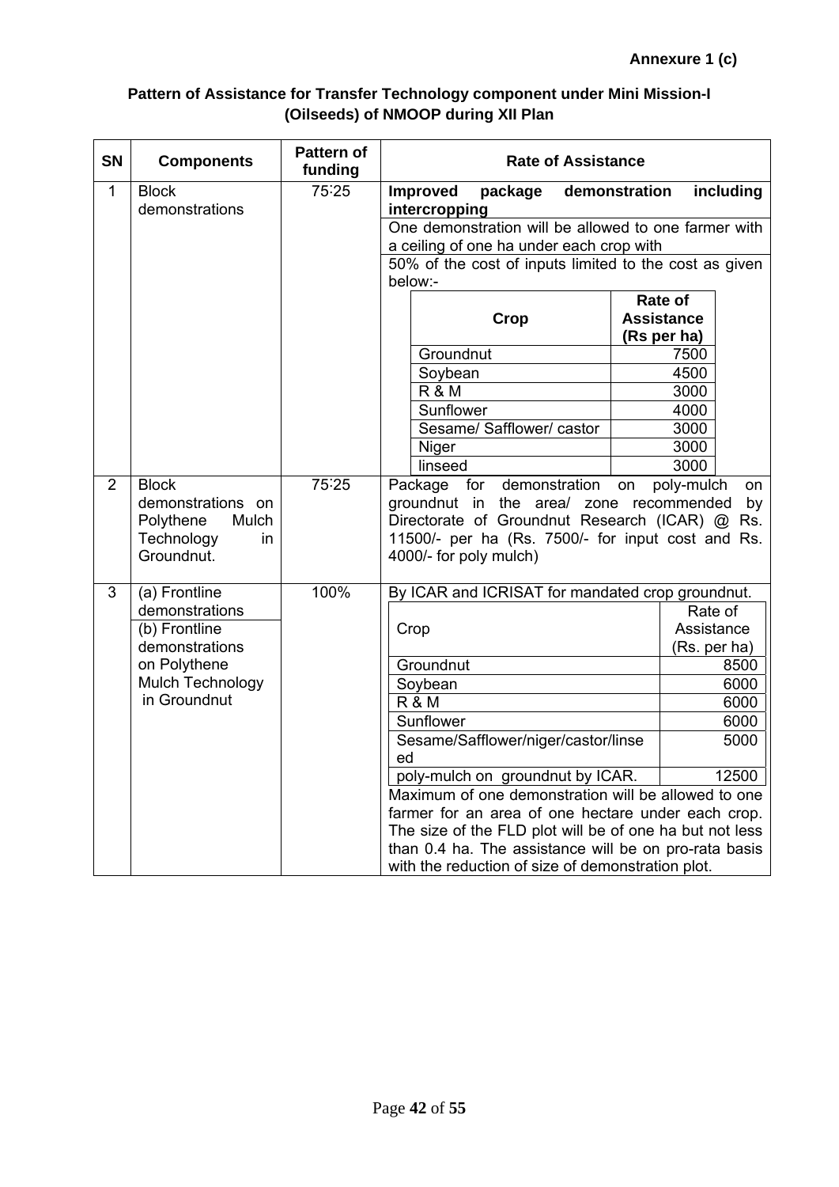**Annexure 1 (c)**

**Pattern of Assistance for Transfer Technology component under Mini Mission-I (Oilseeds) of NMOOP during XII Plan**

| SN | Components | Pattern of funding | Rate of Assistance |
|---|---|---|---|
| 1 | Block demonstrations | 75:25 | **Improved package demonstration including intercropping**<br>One demonstration will be allowed to one farmer with a ceiling of one ha under each crop with<br>50% of the cost of inputs limited to the cost as given below:-<br><br>**Crop** – **Rate of Assistance (Rs per ha)**<br>Groundnut – 7500<br>Soybean – 4500<br>R & M – 3000<br>Sunflower – 4000<br>Sesame/ Safflower/ castor – 3000<br>Niger – 3000<br>linseed – 3000 |
| 2 | Block demonstrations on Polythene Mulch Technology in Groundnut. | 75:25 | Package for demonstration on poly-mulch on groundnut in the area/ zone recommended by Directorate of Groundnut Research (ICAR) @ Rs. 11500/- per ha (Rs. 7500/- for input cost and Rs. 4000/- for poly mulch) |
| 3 | (a) Frontline demonstrations<br>(b) Frontline demonstrations on Polythene Mulch Technology in Groundnut | 100% | By ICAR and ICRISAT for mandated crop groundnut.<br><br>Crop – Rate of Assistance (Rs. per ha)<br>Groundnut – 8500<br>Soybean – 6000<br>R & M – 6000<br>Sunflower – 6000<br>Sesame/Safflower/niger/castor/linseed – 5000<br>poly-mulch on groundnut by ICAR. – 12500<br><br>Maximum of one demonstration will be allowed to one farmer for an area of one hectare under each crop. The size of the FLD plot will be of one ha but not less than 0.4 ha. The assistance will be on pro-rata basis with the reduction of size of demonstration plot. |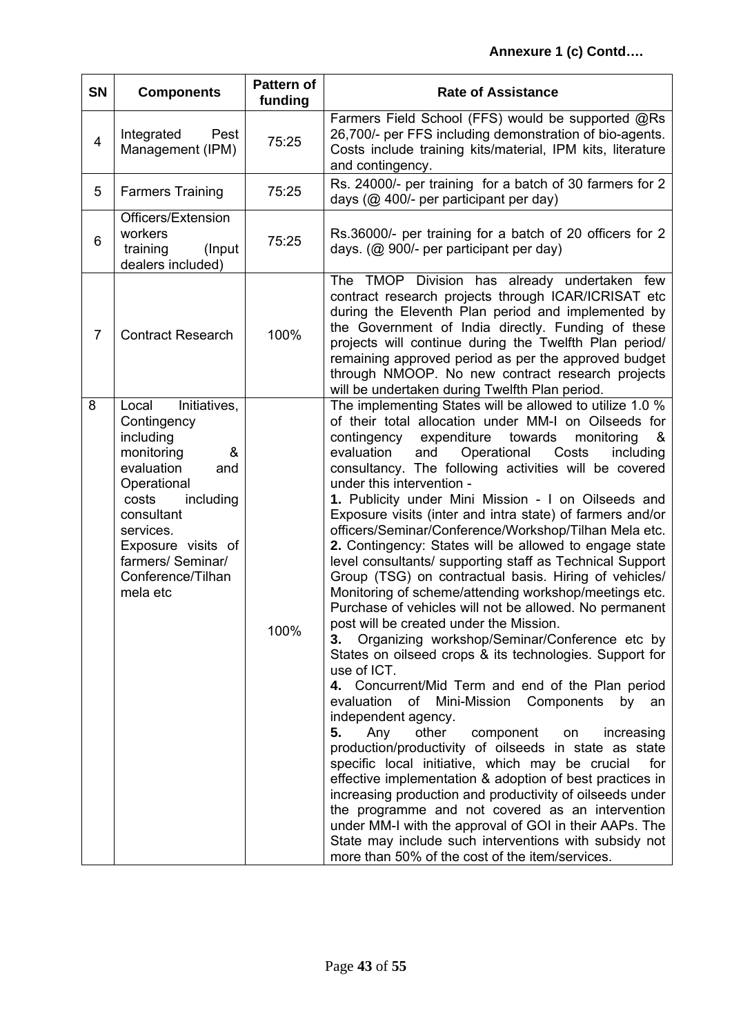**Annexure 1 (c) Contd….**

| SN | Components | Pattern of funding | Rate of Assistance |
|---|---|---|---|
| 4 | Integrated Pest Management (IPM) | 75:25 | Farmers Field School (FFS) would be supported @Rs 26,700/- per FFS including demonstration of bio-agents. Costs include training kits/material, IPM kits, literature and contingency. |
| 5 | Farmers Training | 75:25 | Rs. 24000/- per training for a batch of 30 farmers for 2 days (@ 400/- per participant per day) |
| 6 | Officers/Extension workers training (Input dealers included) | 75:25 | Rs.36000/- per training for a batch of 20 officers for 2 days. (@ 900/- per participant per day) |
| 7 | Contract Research | 100% | The TMOP Division has already undertaken few contract research projects through ICAR/ICRISAT etc during the Eleventh Plan period and implemented by the Government of India directly. Funding of these projects will continue during the Twelfth Plan period/ remaining approved period as per the approved budget through NMOOP. No new contract research projects will be undertaken during Twelfth Plan period. |
| 8 | Local Initiatives, Contingency including monitoring & evaluation and Operational costs including consultant services. Exposure visits of farmers/ Seminar/ Conference/Tilhan mela etc | 100% | The implementing States will be allowed to utilize 1.0 % of their total allocation under MM-I on Oilseeds for contingency expenditure towards monitoring & evaluation and Operational Costs including consultancy. The following activities will be covered under this intervention -<br>**1.** Publicity under Mini Mission - I on Oilseeds and Exposure visits (inter and intra state) of farmers and/or officers/Seminar/Conference/Workshop/Tilhan Mela etc.<br>**2.** Contingency: States will be allowed to engage state level consultants/ supporting staff as Technical Support Group (TSG) on contractual basis. Hiring of vehicles/ Monitoring of scheme/attending workshop/meetings etc. Purchase of vehicles will not be allowed. No permanent post will be created under the Mission.<br>**3.** Organizing workshop/Seminar/Conference etc by States on oilseed crops & its technologies. Support for use of ICT.<br>**4.** Concurrent/Mid Term and end of the Plan period evaluation of Mini-Mission Components by an independent agency.<br>**5.** Any other component on increasing production/productivity of oilseeds in state as state specific local initiative, which may be crucial for effective implementation & adoption of best practices in increasing production and productivity of oilseeds under the programme and not covered as an intervention under MM-I with the approval of GOI in their AAPs. The State may include such interventions with subsidy not more than 50% of the cost of the item/services. |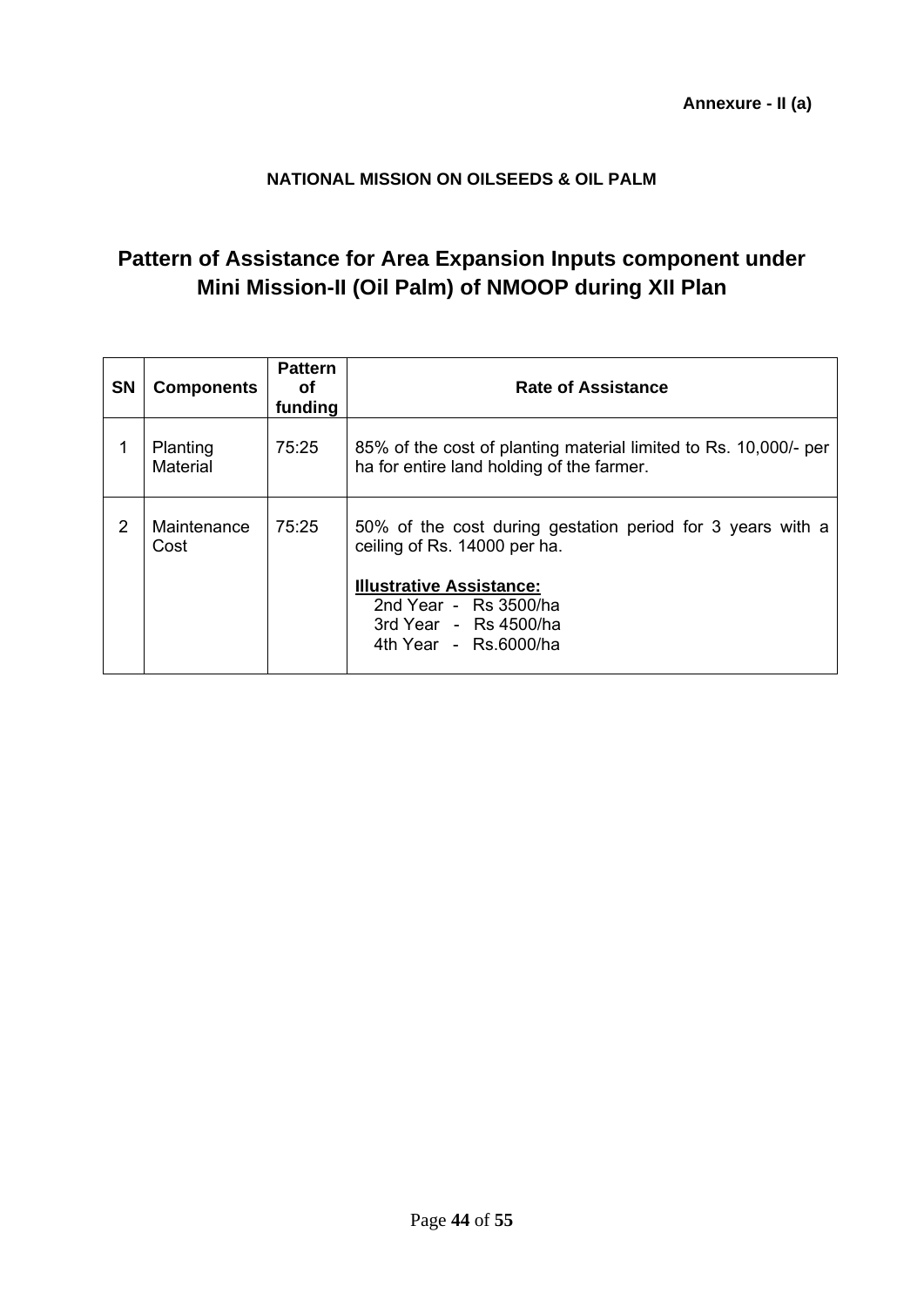**Annexure - II (a)**

**NATIONAL MISSION ON OILSEEDS & OIL PALM**

## Pattern of Assistance for Area Expansion Inputs component under Mini Mission-II (Oil Palm) of NMOOP during XII Plan

| SN | Components | Pattern of funding | Rate of Assistance |
|---|---|---|---|
| 1 | Planting Material | 75:25 | 85% of the cost of planting material limited to Rs. 10,000/- per ha for entire land holding of the farmer. |
| 2 | Maintenance Cost | 75:25 | 50% of the cost during gestation period for 3 years with a ceiling of Rs. 14000 per ha.<br><br>**Illustrative Assistance:**<br>2nd Year - Rs 3500/ha<br>3rd Year - Rs 4500/ha<br>4th Year - Rs.6000/ha |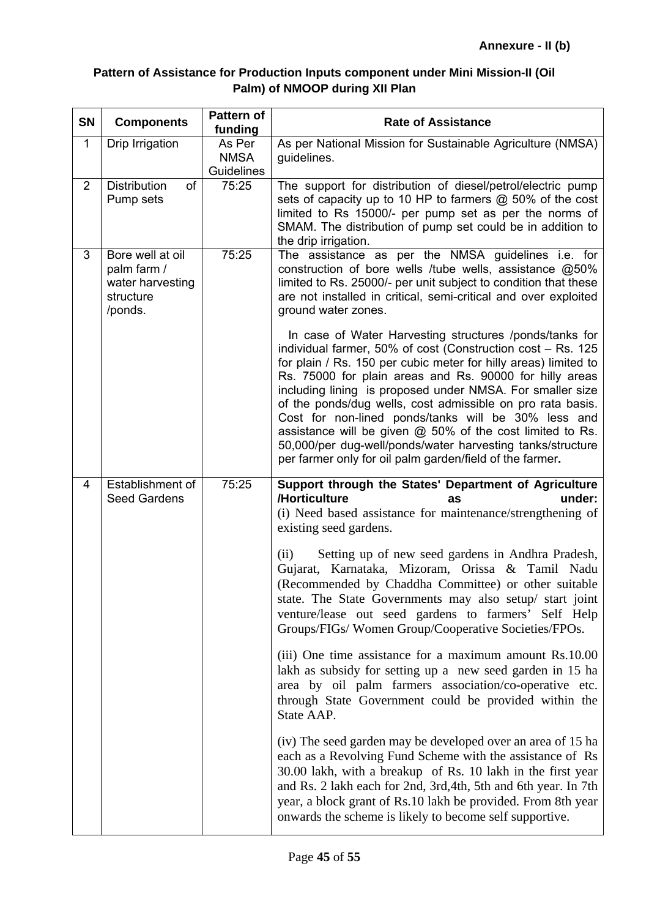**Annexure - II (b)**

**Pattern of Assistance for Production Inputs component under Mini Mission-II (Oil Palm) of NMOOP during XII Plan**

| SN | Components | Pattern of funding | Rate of Assistance |
|---|---|---|---|
| 1 | Drip Irrigation | As Per NMSA Guidelines | As per National Mission for Sustainable Agriculture (NMSA) guidelines. |
| 2 | Distribution of Pump sets | 75:25 | The support for distribution of diesel/petrol/electric pump sets of capacity up to 10 HP to farmers @ 50% of the cost limited to Rs 15000/- per pump set as per the norms of SMAM. The distribution of pump set could be in addition to the drip irrigation. |
| 3 | Bore well at oil palm farm / water harvesting structure /ponds. | 75:25 | The assistance as per the NMSA guidelines i.e. for construction of bore wells /tube wells, assistance @50% limited to Rs. 25000/- per unit subject to condition that these are not installed in critical, semi-critical and over exploited ground water zones.<br><br>In case of Water Harvesting structures /ponds/tanks for individual farmer, 50% of cost (Construction cost – Rs. 125 for plain / Rs. 150 per cubic meter for hilly areas) limited to Rs. 75000 for plain areas and Rs. 90000 for hilly areas including lining is proposed under NMSA. For smaller size of the ponds/dug wells, cost admissible on pro rata basis. Cost for non-lined ponds/tanks will be 30% less and assistance will be given @ 50% of the cost limited to Rs. 50,000/per dug-well/ponds/water harvesting tanks/structure per farmer only for oil palm garden/field of the farmer**.** |
| 4 | Establishment of Seed Gardens | 75:25 | **Support through the States' Department of Agriculture /Horticulture as under:**<br>(i) Need based assistance for maintenance/strengthening of existing seed gardens.<br><br>(ii) Setting up of new seed gardens in Andhra Pradesh, Gujarat, Karnataka, Mizoram, Orissa & Tamil Nadu (Recommended by Chaddha Committee) or other suitable state. The State Governments may also setup/ start joint venture/lease out seed gardens to farmers' Self Help Groups/FIGs/ Women Group/Cooperative Societies/FPOs.<br><br>(iii) One time assistance for a maximum amount Rs.10.00 lakh as subsidy for setting up a new seed garden in 15 ha area by oil palm farmers association/co-operative etc. through State Government could be provided within the State AAP.<br><br>(iv) The seed garden may be developed over an area of 15 ha each as a Revolving Fund Scheme with the assistance of Rs 30.00 lakh, with a breakup of Rs. 10 lakh in the first year and Rs. 2 lakh each for 2nd, 3rd,4th, 5th and 6th year. In 7th year, a block grant of Rs.10 lakh be provided. From 8th year onwards the scheme is likely to become self supportive. |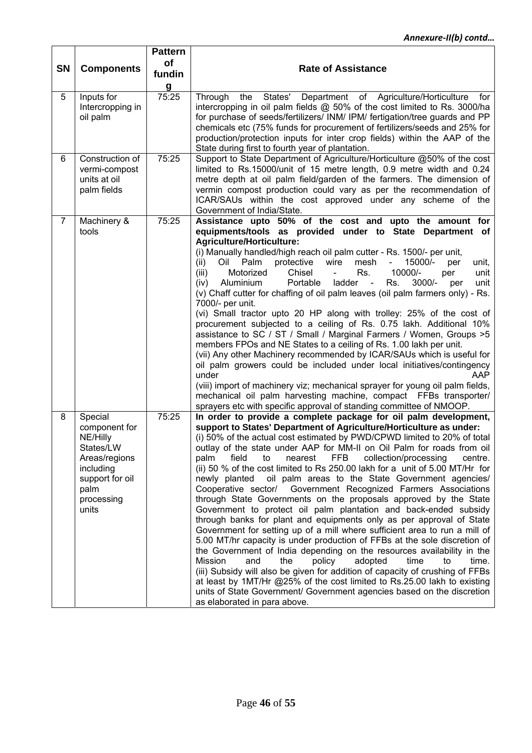*Annexure-II(b) contd…*

| SN | Components | Pattern of funding | Rate of Assistance |
|---|---|---|---|
| 5 | Inputs for Intercropping in oil palm | 75:25 | Through the States' Department of Agriculture/Horticulture for intercropping in oil palm fields @ 50% of the cost limited to Rs. 3000/ha for purchase of seeds/fertilizers/ INM/ IPM/ fertigation/tree guards and PP chemicals etc (75% funds for procurement of fertilizers/seeds and 25% for production/protection inputs for inter crop fields) within the AAP of the State during first to fourth year of plantation. |
| 6 | Construction of vermi-compost units at oil palm fields | 75:25 | Support to State Department of Agriculture/Horticulture @50% of the cost limited to Rs.15000/unit of 15 metre length, 0.9 metre width and 0.24 metre depth at oil palm field/garden of the farmers. The dimension of vermin compost production could vary as per the recommendation of ICAR/SAUs within the cost approved under any scheme of the Government of India/State. |
| 7 | Machinery & tools | 75:25 | **Assistance upto 50% of the cost and upto the amount for equipments/tools as provided under to State Department of Agriculture/Horticulture:**<br>(i) Manually handled/high reach oil palm cutter - Rs. 1500/- per unit,<br>(ii) Oil Palm protective wire mesh - 15000/- per unit,<br>(iii) Motorized Chisel - Rs. 10000/- per unit<br>(iv) Aluminium Portable ladder - Rs. 3000/- per unit<br>(v) Chaff cutter for chaffing of oil palm leaves (oil palm farmers only) - Rs. 7000/- per unit.<br>(vi) Small tractor upto 20 HP along with trolley: 25% of the cost of procurement subjected to a ceiling of Rs. 0.75 lakh. Additional 10% assistance to SC / ST / Small / Marginal Farmers / Women, Groups >5 members FPOs and NE States to a ceiling of Rs. 1.00 lakh per unit.<br>(vii) Any other Machinery recommended by ICAR/SAUs which is useful for oil palm growers could be included under local initiatives/contingency under AAP<br>(viii) import of machinery viz; mechanical sprayer for young oil palm fields, mechanical oil palm harvesting machine, compact FFBs transporter/ sprayers etc with specific approval of standing committee of NMOOP. |
| 8 | Special component for NE/Hilly States/LW Areas/regions including support for oil palm processing units | 75:25 | **In order to provide a complete package for oil palm development, support to States' Department of Agriculture/Horticulture as under:**<br>(i) 50% of the actual cost estimated by PWD/CPWD limited to 20% of total outlay of the state under AAP for MM-II on Oil Palm for roads from oil palm field to nearest FFB collection/processing centre.<br>(ii) 50 % of the cost limited to Rs 250.00 lakh for a unit of 5.00 MT/Hr for newly planted oil palm areas to the State Government agencies/ Cooperative sector/ Government Recognized Farmers Associations through State Governments on the proposals approved by the State Government to protect oil palm plantation and back-ended subsidy through banks for plant and equipments only as per approval of State Government for setting up of a mill where sufficient area to run a mill of 5.00 MT/hr capacity is under production of FFBs at the sole discretion of the Government of India depending on the resources availability in the Mission and the policy adopted time to time.<br>(iii) Subsidy will also be given for addition of capacity of crushing of FFBs at least by 1MT/Hr @25% of the cost limited to Rs.25.00 lakh to existing units of State Government/ Government agencies based on the discretion as elaborated in para above. |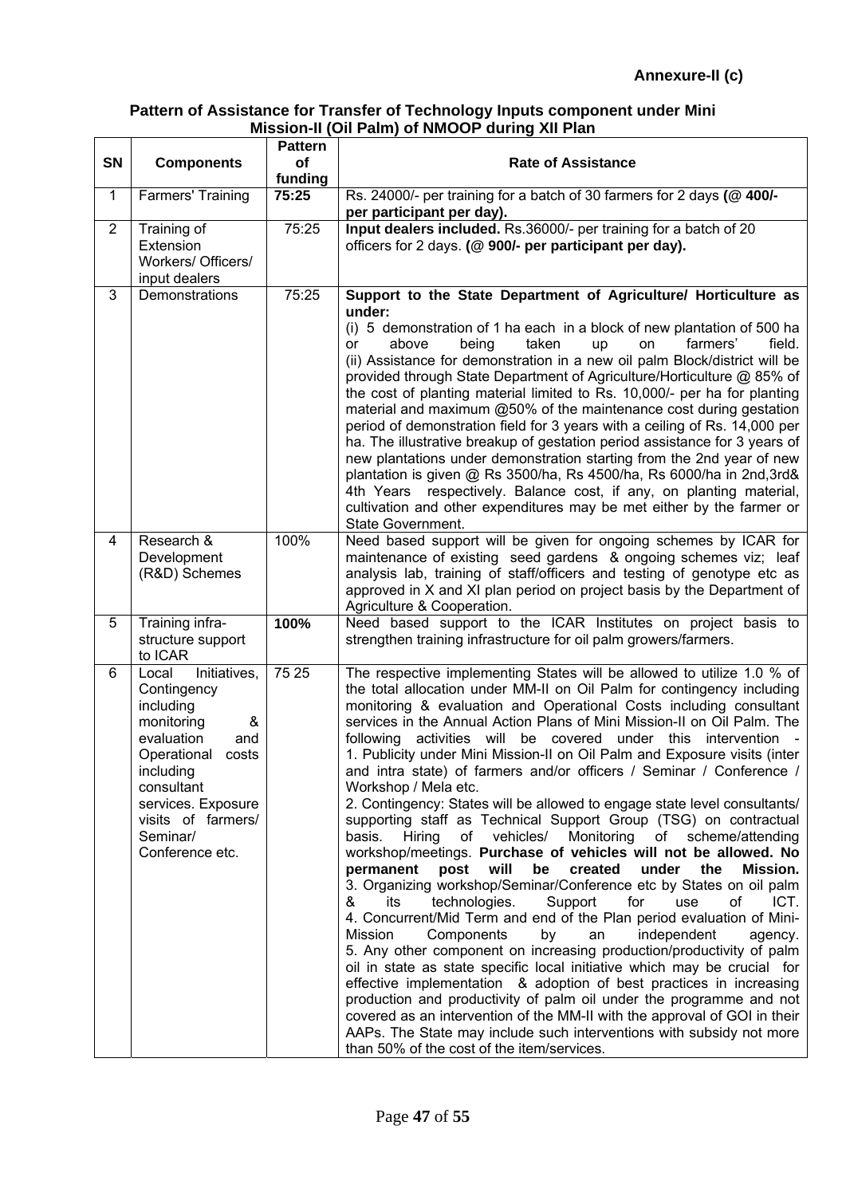**Annexure-II (c)**

**Pattern of Assistance for Transfer of Technology Inputs component under Mini Mission-II (Oil Palm) of NMOOP during XII Plan**

| SN | Components | Pattern of funding | Rate of Assistance |
|---|---|---|---|
| 1 | Farmers' Training | **75:25** | Rs. 24000/- per training for a batch of 30 farmers for 2 days **(@ 400/- per participant per day).** |
| 2 | Training of Extension Workers/ Officers/ input dealers | 75:25 | **Input dealers included.** Rs.36000/- per training for a batch of 20 officers for 2 days. **(@ 900/- per participant per day).** |
| 3 | Demonstrations | 75:25 | **Support to the State Department of Agriculture/ Horticulture as under:**<br>(i) 5 demonstration of 1 ha each in a block of new plantation of 500 ha or above being taken up on farmers' field.<br>(ii) Assistance for demonstration in a new oil palm Block/district will be provided through State Department of Agriculture/Horticulture @ 85% of the cost of planting material limited to Rs. 10,000/- per ha for planting material and maximum @50% of the maintenance cost during gestation period of demonstration field for 3 years with a ceiling of Rs. 14,000 per ha. The illustrative breakup of gestation period assistance for 3 years of new plantations under demonstration starting from the 2nd year of new plantation is given @ Rs 3500/ha, Rs 4500/ha, Rs 6000/ha in 2nd,3rd& 4th Years respectively. Balance cost, if any, on planting material, cultivation and other expenditures may be met either by the farmer or State Government. |
| 4 | Research & Development (R&D) Schemes | 100% | Need based support will be given for ongoing schemes by ICAR for maintenance of existing seed gardens & ongoing schemes viz; leaf analysis lab, training of staff/officers and testing of genotype etc as approved in X and XI plan period on project basis by the Department of Agriculture & Cooperation. |
| 5 | Training infra-structure support to ICAR | **100%** | Need based support to the ICAR Institutes on project basis to strengthen training infrastructure for oil palm growers/farmers. |
| 6 | Local Initiatives, Contingency including monitoring & evaluation and Operational costs including consultant services. Exposure visits of farmers/ Seminar/ Conference etc. | 75 25 | The respective implementing States will be allowed to utilize 1.0 % of the total allocation under MM-II on Oil Palm for contingency including monitoring & evaluation and Operational Costs including consultant services in the Annual Action Plans of Mini Mission-II on Oil Palm. The following activities will be covered under this intervention -<br>1. Publicity under Mini Mission-II on Oil Palm and Exposure visits (inter and intra state) of farmers and/or officers / Seminar / Conference / Workshop / Mela etc.<br>2. Contingency: States will be allowed to engage state level consultants/ supporting staff as Technical Support Group (TSG) on contractual basis. Hiring of vehicles/ Monitoring of scheme/attending workshop/meetings. **Purchase of vehicles will not be allowed. No permanent post will be created under the Mission.**<br>3. Organizing workshop/Seminar/Conference etc by States on oil palm & its technologies. Support for use of ICT.<br>4. Concurrent/Mid Term and end of the Plan period evaluation of Mini-Mission Components by an independent agency.<br>5. Any other component on increasing production/productivity of palm oil in state as state specific local initiative which may be crucial for effective implementation & adoption of best practices in increasing production and productivity of palm oil under the programme and not covered as an intervention of the MM-II with the approval of GOI in their AAPs. The State may include such interventions with subsidy not more than 50% of the cost of the item/services. |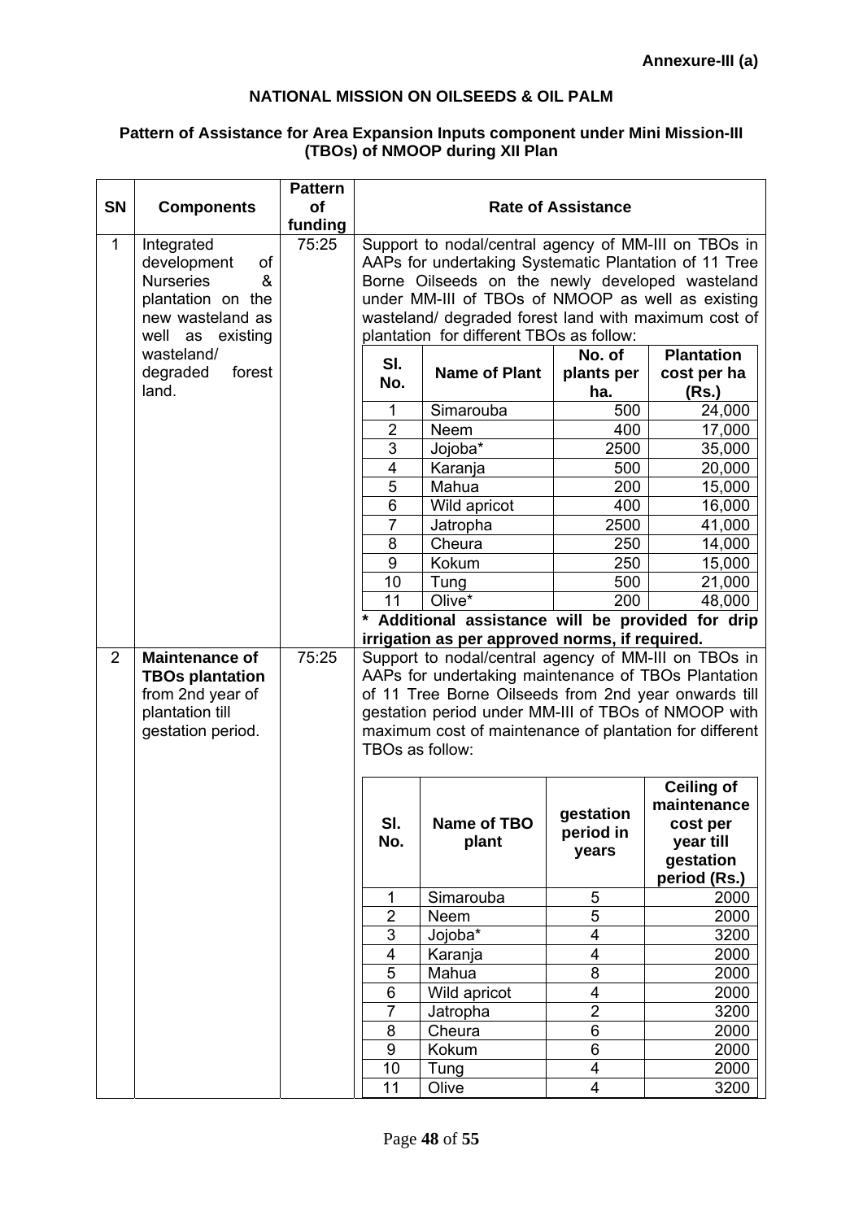**Annexure-III (a)**

## NATIONAL MISSION ON OILSEEDS & OIL PALM

### Pattern of Assistance for Area Expansion Inputs component under Mini Mission-III (TBOs) of NMOOP during XII Plan

| SN | Components | Pattern of funding | Rate of Assistance |
|---|---|---|---|
| 1 | Integrated development of Nurseries & plantation on the new wasteland as well as existing wasteland/ degraded forest land. | 75:25 | Support to nodal/central agency of MM-III on TBOs in AAPs for undertaking Systematic Plantation of 11 Tree Borne Oilseeds on the newly developed wasteland under MM-III of TBOs of NMOOP as well as existing wasteland/ degraded forest land with maximum cost of plantation for different TBOs as follow: |
| 2 | **Maintenance of TBOs plantation** from 2nd year of plantation till gestation period. | 75:25 | Support to nodal/central agency of MM-III on TBOs in AAPs for undertaking maintenance of TBOs Plantation of 11 Tree Borne Oilseeds from 2nd year onwards till gestation period under MM-III of TBOs of NMOOP with maximum cost of maintenance of plantation for different TBOs as follow: |

**SN 1 – Plantation cost:**

| Sl. No. | Name of Plant | No. of plants per ha. | Plantation cost per ha (Rs.) |
|---|---|---|---|
| 1 | Simarouba | 500 | 24,000 |
| 2 | Neem | 400 | 17,000 |
| 3 | Jojoba* | 2500 | 35,000 |
| 4 | Karanja | 500 | 20,000 |
| 5 | Mahua | 200 | 15,000 |
| 6 | Wild apricot | 400 | 16,000 |
| 7 | Jatropha | 2500 | 41,000 |
| 8 | Cheura | 250 | 14,000 |
| 9 | Kokum | 250 | 15,000 |
| 10 | Tung | 500 | 21,000 |
| 11 | Olive* | 200 | 48,000 |

**\* Additional assistance will be provided for drip irrigation as per approved norms, if required.**

**SN 2 – Maintenance cost:**

| Sl. No. | Name of TBO plant | gestation period in years | Ceiling of maintenance cost per year till gestation period (Rs.) |
|---|---|---|---|
| 1 | Simarouba | 5 | 2000 |
| 2 | Neem | 5 | 2000 |
| 3 | Jojoba* | 4 | 3200 |
| 4 | Karanja | 4 | 2000 |
| 5 | Mahua | 8 | 2000 |
| 6 | Wild apricot | 4 | 2000 |
| 7 | Jatropha | 2 | 3200 |
| 8 | Cheura | 6 | 2000 |
| 9 | Kokum | 6 | 2000 |
| 10 | Tung | 4 | 2000 |
| 11 | Olive | 4 | 3200 |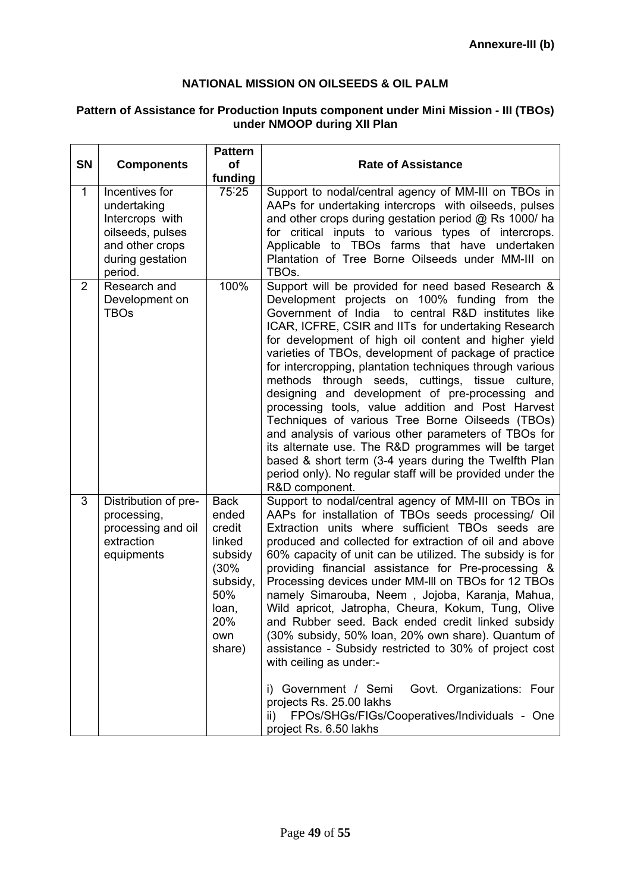**Annexure-III (b)**

# NATIONAL MISSION ON OILSEEDS & OIL PALM

## Pattern of Assistance for Production Inputs component under Mini Mission - III (TBOs) under NMOOP during XII Plan

| SN | Components | Pattern of funding | Rate of Assistance |
|---|---|---|---|
| 1 | Incentives for undertaking Intercrops with oilseeds, pulses and other crops during gestation period. | 75:25 | Support to nodal/central agency of MM-III on TBOs in AAPs for undertaking intercrops with oilseeds, pulses and other crops during gestation period @ Rs 1000/ ha for critical inputs to various types of intercrops. Applicable to TBOs farms that have undertaken Plantation of Tree Borne Oilseeds under MM-III on TBOs. |
| 2 | Research and Development on TBOs | 100% | Support will be provided for need based Research & Development projects on 100% funding from the Government of India to central R&D institutes like ICAR, ICFRE, CSIR and IITs for undertaking Research for development of high oil content and higher yield varieties of TBOs, development of package of practice for intercropping, plantation techniques through various methods through seeds, cuttings, tissue culture, designing and development of pre-processing and processing tools, value addition and Post Harvest Techniques of various Tree Borne Oilseeds (TBOs) and analysis of various other parameters of TBOs for its alternate use. The R&D programmes will be target based & short term (3-4 years during the Twelfth Plan period only). No regular staff will be provided under the R&D component. |
| 3 | Distribution of pre-processing, processing and oil extraction equipments | Back ended credit linked subsidy (30% subsidy, 50% loan, 20% own share) | Support to nodal/central agency of MM-III on TBOs in AAPs for installation of TBOs seeds processing/ Oil Extraction units where sufficient TBOs seeds are produced and collected for extraction of oil and above 60% capacity of unit can be utilized. The subsidy is for providing financial assistance for Pre-processing & Processing devices under MM-lll on TBOs for 12 TBOs namely Simarouba, Neem , Jojoba, Karanja, Mahua, Wild apricot, Jatropha, Cheura, Kokum, Tung, Olive and Rubber seed. Back ended credit linked subsidy (30% subsidy, 50% loan, 20% own share). Quantum of assistance - Subsidy restricted to 30% of project cost with ceiling as under:-<br><br>i) Government / Semi Govt. Organizations: Four projects Rs. 25.00 lakhs<br>ii) FPOs/SHGs/FIGs/Cooperatives/Individuals - One project Rs. 6.50 lakhs |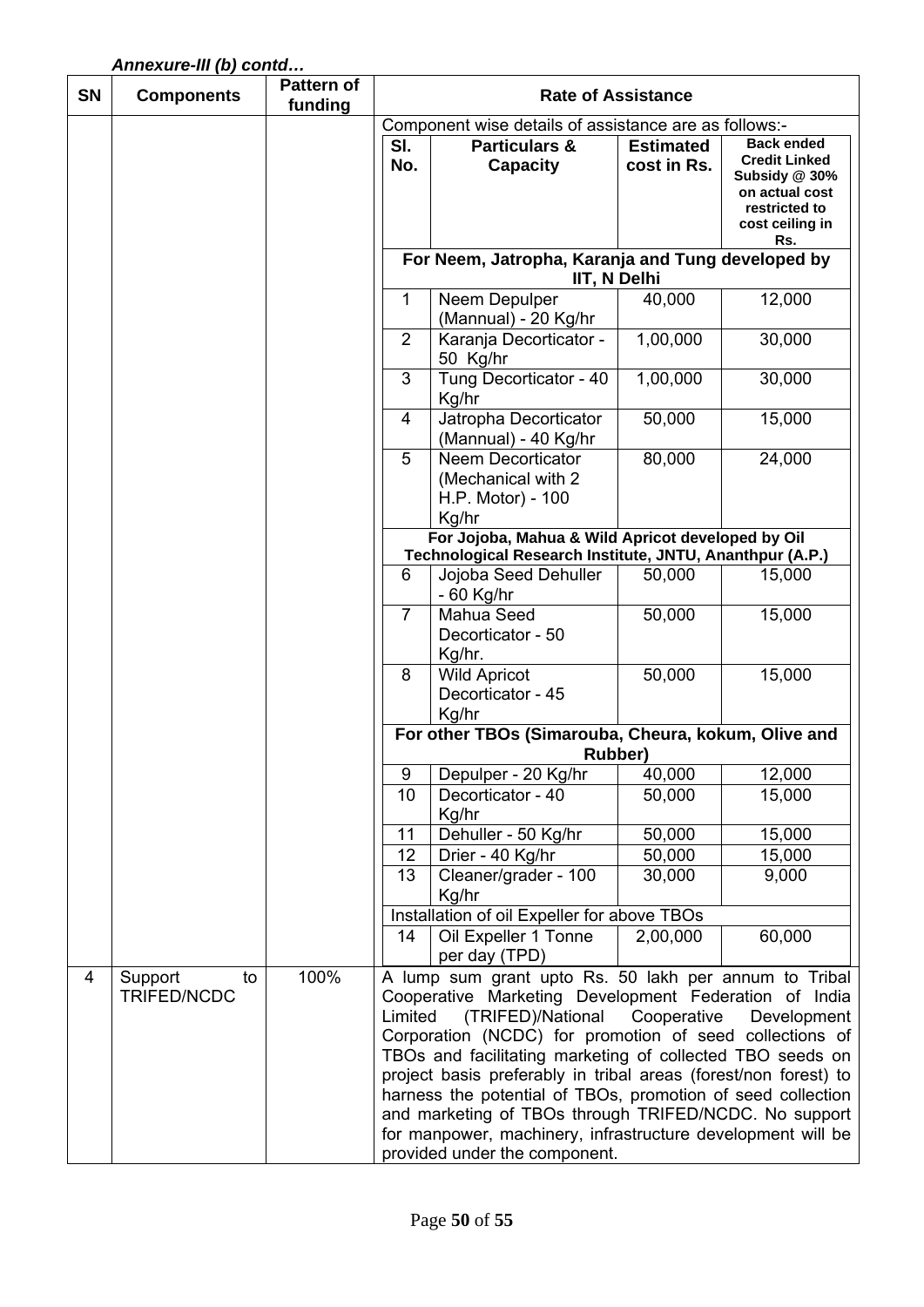*Annexure-III (b) contd…*

| SN | Components | Pattern of funding | Rate of Assistance |
|---|---|---|---|
| | | | Component wise details of assistance are as follows:- |
| 4 | Support to TRIFED/NCDC | 100% | A lump sum grant upto Rs. 50 lakh per annum to Tribal Cooperative Marketing Development Federation of India Limited (TRIFED)/National Cooperative Development Corporation (NCDC) for promotion of seed collections of TBOs and facilitating marketing of collected TBO seeds on project basis preferably in tribal areas (forest/non forest) to harness the potential of TBOs, promotion of seed collection and marketing of TBOs through TRIFED/NCDC. No support for manpower, machinery, infrastructure development will be provided under the component. |

| Sl. No. | Particulars & Capacity | Estimated cost in Rs. | Back ended Credit Linked Subsidy @ 30% on actual cost restricted to cost ceiling in Rs. |
|---|---|---|---|
| **For Neem, Jatropha, Karanja and Tung developed by IIT, N Delhi** | | | |
| 1 | Neem Depulper (Mannual) - 20 Kg/hr | 40,000 | 12,000 |
| 2 | Karanja Decorticator - 50 Kg/hr | 1,00,000 | 30,000 |
| 3 | Tung Decorticator - 40 Kg/hr | 1,00,000 | 30,000 |
| 4 | Jatropha Decorticator (Mannual) - 40 Kg/hr | 50,000 | 15,000 |
| 5 | Neem Decorticator (Mechanical with 2 H.P. Motor) - 100 Kg/hr | 80,000 | 24,000 |
| **For Jojoba, Mahua & Wild Apricot developed by Oil Technological Research Institute, JNTU, Ananthpur (A.P.)** | | | |
| 6 | Jojoba Seed Dehuller - 60 Kg/hr | 50,000 | 15,000 |
| 7 | Mahua Seed Decorticator - 50 Kg/hr. | 50,000 | 15,000 |
| 8 | Wild Apricot Decorticator - 45 Kg/hr | 50,000 | 15,000 |
| **For other TBOs (Simarouba, Cheura, kokum, Olive and Rubber)** | | | |
| 9 | Depulper - 20 Kg/hr | 40,000 | 12,000 |
| 10 | Decorticator - 40 Kg/hr | 50,000 | 15,000 |
| 11 | Dehuller - 50 Kg/hr | 50,000 | 15,000 |
| 12 | Drier - 40 Kg/hr | 50,000 | 15,000 |
| 13 | Cleaner/grader - 100 Kg/hr | 30,000 | 9,000 |
| Installation of oil Expeller for above TBOs | | | |
| 14 | Oil Expeller 1 Tonne per day (TPD) | 2,00,000 | 60,000 |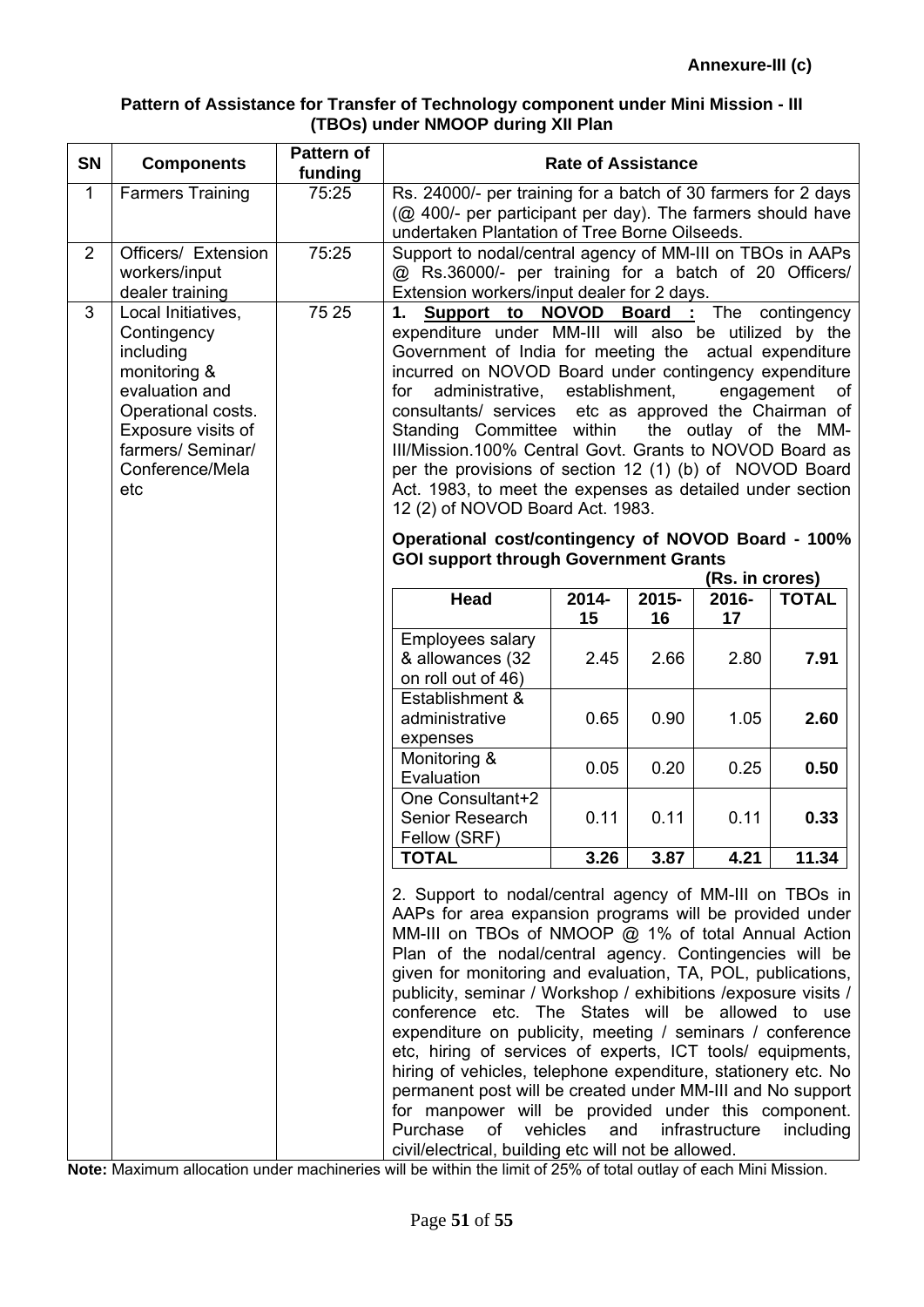**Annexure-III (c)**

**Pattern of Assistance for Transfer of Technology component under Mini Mission - III (TBOs) under NMOOP during XII Plan**

| SN | Components | Pattern of funding | Rate of Assistance |
|---|---|---|---|
| 1 | Farmers Training | 75:25 | Rs. 24000/- per training for a batch of 30 farmers for 2 days (@ 400/- per participant per day). The farmers should have undertaken Plantation of Tree Borne Oilseeds. |
| 2 | Officers/ Extension workers/input dealer training | 75:25 | Support to nodal/central agency of MM-III on TBOs in AAPs @ Rs.36000/- per training for a batch of 20 Officers/ Extension workers/input dealer for 2 days. |
| 3 | Local Initiatives, Contingency including monitoring & evaluation and Operational costs. Exposure visits of farmers/ Seminar/ Conference/Mela etc | 75 25 | 1. **Support to NOVOD Board :** The contingency expenditure under MM-III will also be utilized by the Government of India for meeting the actual expenditure incurred on NOVOD Board under contingency expenditure for administrative, establishment, engagement of consultants/ services etc as approved the Chairman of Standing Committee within the outlay of the MM-III/Mission.100% Central Govt. Grants to NOVOD Board as per the provisions of section 12 (1) (b) of NOVOD Board Act. 1983, to meet the expenses as detailed under section 12 (2) of NOVOD Board Act. 1983. |

**Operational cost/contingency of NOVOD Board - 100% GOI support through Government Grants**

**(Rs. in crores)**

| Head | 2014-15 | 2015-16 | 2016-17 | TOTAL |
|---|---|---|---|---|
| Employees salary & allowances (32 on roll out of 46) | 2.45 | 2.66 | 2.80 | **7.91** |
| Establishment & administrative expenses | 0.65 | 0.90 | 1.05 | **2.60** |
| Monitoring & Evaluation | 0.05 | 0.20 | 0.25 | **0.50** |
| One Consultant+2 Senior Research Fellow (SRF) | 0.11 | 0.11 | 0.11 | **0.33** |
| **TOTAL** | **3.26** | **3.87** | **4.21** | **11.34** |

2. Support to nodal/central agency of MM-III on TBOs in AAPs for area expansion programs will be provided under MM-III on TBOs of NMOOP @ 1% of total Annual Action Plan of the nodal/central agency. Contingencies will be given for monitoring and evaluation, TA, POL, publications, publicity, seminar / Workshop / exhibitions /exposure visits / conference etc. The States will be allowed to use expenditure on publicity, meeting / seminars / conference etc, hiring of services of experts, ICT tools/ equipments, hiring of vehicles, telephone expenditure, stationery etc. No permanent post will be created under MM-III and No support for manpower will be provided under this component. Purchase of vehicles and infrastructure including civil/electrical, building etc will not be allowed.

**Note:** Maximum allocation under machineries will be within the limit of 25% of total outlay of each Mini Mission.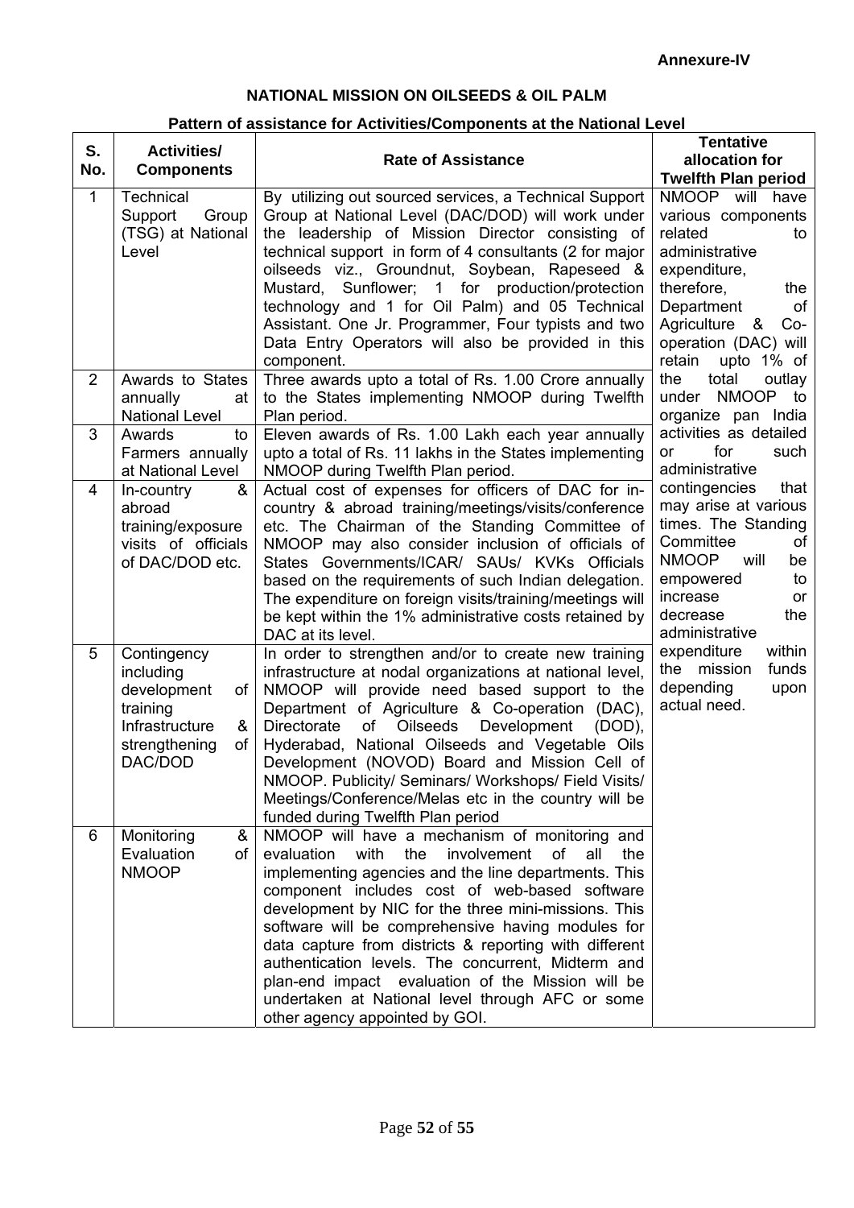**Annexure-IV**

## NATIONAL MISSION ON OILSEEDS & OIL PALM

### Pattern of assistance for Activities/Components at the National Level

| S. No. | Activities/ Components | Rate of Assistance | Tentative allocation for Twelfth Plan period |
|---|---|---|---|
| 1 | Technical Support Group (TSG) at National Level | By utilizing out sourced services, a Technical Support Group at National Level (DAC/DOD) will work under the leadership of Mission Director consisting of technical support in form of 4 consultants (2 for major oilseeds viz., Groundnut, Soybean, Rapeseed & Mustard, Sunflower; 1 for production/protection technology and 1 for Oil Palm) and 05 Technical Assistant. One Jr. Programmer, Four typists and two Data Entry Operators will also be provided in this component. | NMOOP will have various components related to administrative expenditure, therefore, the Department of Agriculture & Co-operation (DAC) will retain upto 1% of the total outlay under NMOOP to organize pan India activities as detailed or for such administrative contingencies that may arise at various times. The Standing Committee of NMOOP will be empowered to increase or decrease the administrative expenditure within the mission funds depending upon actual need. |
| 2 | Awards to States annually at National Level | Three awards upto a total of Rs. 1.00 Crore annually to the States implementing NMOOP during Twelfth Plan period. | |
| 3 | Awards to Farmers annually at National Level | Eleven awards of Rs. 1.00 Lakh each year annually upto a total of Rs. 11 lakhs in the States implementing NMOOP during Twelfth Plan period. | |
| 4 | In-country & abroad training/exposure visits of officials of DAC/DOD etc. | Actual cost of expenses for officers of DAC for in-country & abroad training/meetings/visits/conference etc. The Chairman of the Standing Committee of NMOOP may also consider inclusion of officials of States Governments/ICAR/ SAUs/ KVKs Officials based on the requirements of such Indian delegation. The expenditure on foreign visits/training/meetings will be kept within the 1% administrative costs retained by DAC at its level. | |
| 5 | Contingency including development of training Infrastructure & strengthening of DAC/DOD | In order to strengthen and/or to create new training infrastructure at nodal organizations at national level, NMOOP will provide need based support to the Department of Agriculture & Co-operation (DAC), Directorate of Oilseeds Development (DOD), Hyderabad, National Oilseeds and Vegetable Oils Development (NOVOD) Board and Mission Cell of NMOOP. Publicity/ Seminars/ Workshops/ Field Visits/ Meetings/Conference/Melas etc in the country will be funded during Twelfth Plan period | |
| 6 | Monitoring & Evaluation of NMOOP | NMOOP will have a mechanism of monitoring and evaluation with the involvement of all the implementing agencies and the line departments. This component includes cost of web-based software development by NIC for the three mini-missions. This software will be comprehensive having modules for data capture from districts & reporting with different authentication levels. The concurrent, Midterm and plan-end impact evaluation of the Mission will be undertaken at National level through AFC or some other agency appointed by GOI. | |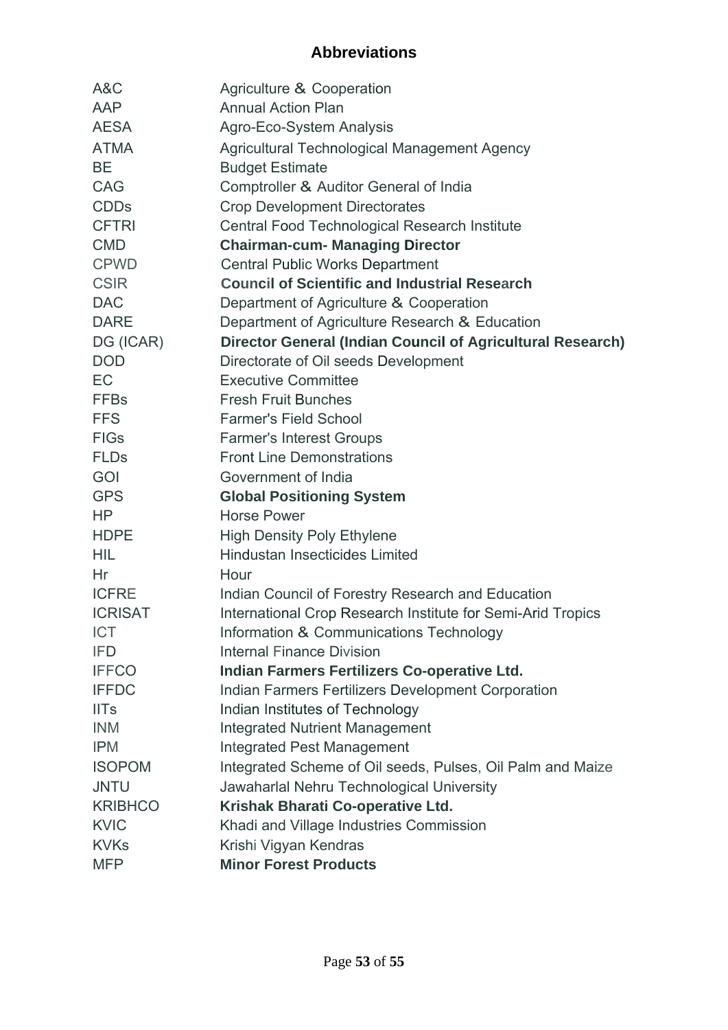## Abbreviations

| | |
|---|---|
| A&C | Agriculture & Cooperation |
| AAP | Annual Action Plan |
| AESA | Agro-Eco-System Analysis |
| ATMA | Agricultural Technological Management Agency |
| BE | Budget Estimate |
| CAG | Comptroller & Auditor General of India |
| CDDs | Crop Development Directorates |
| CFTRI | Central Food Technological Research Institute |
| CMD | **Chairman-cum- Managing Director** |
| CPWD | Central Public Works Department |
| CSIR | **Council of Scientific and Industrial Research** |
| DAC | Department of Agriculture & Cooperation |
| DARE | Department of Agriculture Research & Education |
| DG (ICAR) | **Director General (Indian Council of Agricultural Research)** |
| DOD | Directorate of Oil seeds Development |
| EC | Executive Committee |
| FFBs | Fresh Fruit Bunches |
| FFS | Farmer's Field School |
| FIGs | Farmer's Interest Groups |
| FLDs | Front Line Demonstrations |
| GOI | Government of India |
| GPS | **Global Positioning System** |
| HP | Horse Power |
| HDPE | High Density Poly Ethylene |
| HIL | Hindustan Insecticides Limited |
| Hr | Hour |
| ICFRE | Indian Council of Forestry Research and Education |
| ICRISAT | International Crop Research Institute for Semi-Arid Tropics |
| ICT | Information & Communications Technology |
| IFD | Internal Finance Division |
| IFFCO | **Indian Farmers Fertilizers Co-operative Ltd.** |
| IFFDC | Indian Farmers Fertilizers Development Corporation |
| IITs | Indian Institutes of Technology |
| INM | Integrated Nutrient Management |
| IPM | Integrated Pest Management |
| ISOPOM | Integrated Scheme of Oil seeds, Pulses, Oil Palm and Maize |
| JNTU | Jawaharlal Nehru Technological University |
| KRIBHCO | **Krishak Bharati Co-operative Ltd.** |
| KVIC | Khadi and Village Industries Commission |
| KVKs | Krishi Vigyan Kendras |
| MFP | **Minor Forest Products** |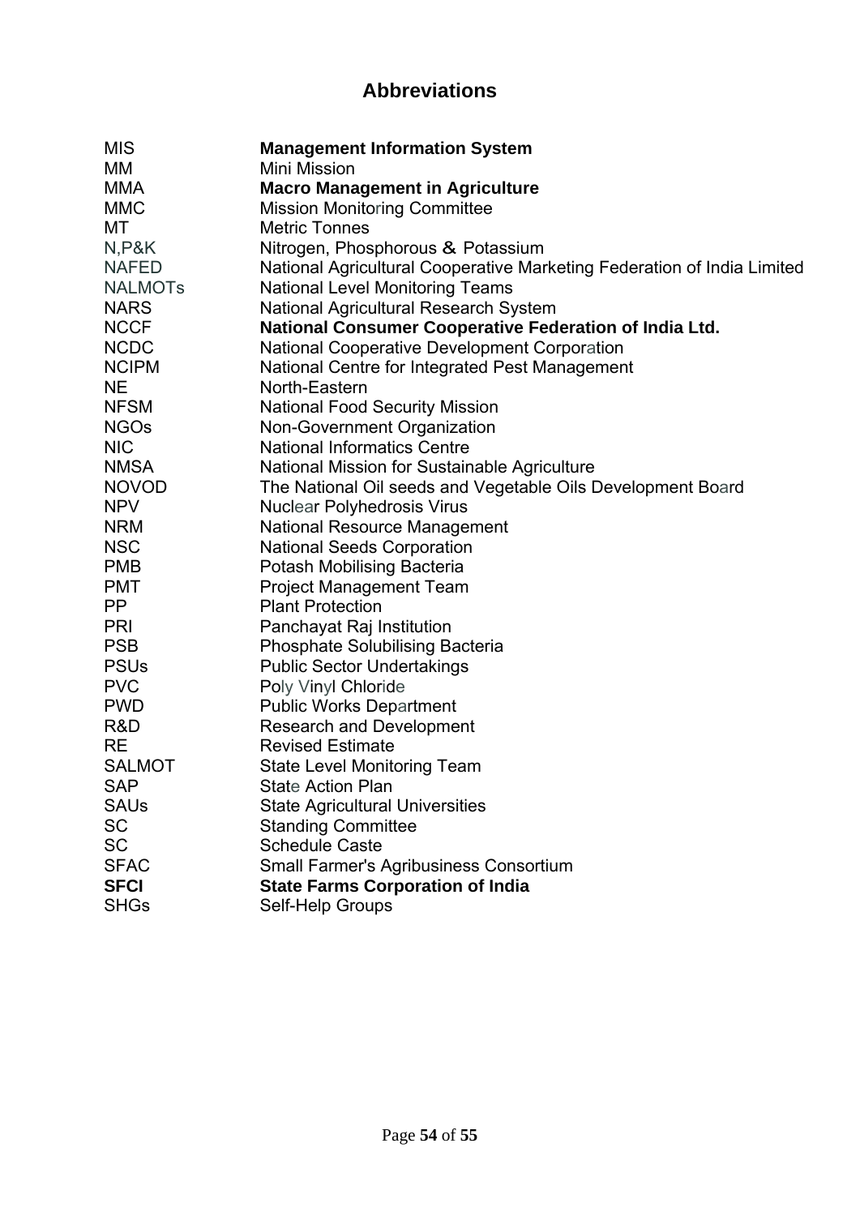# Abbreviations

| | |
|---|---|
| MIS | **Management Information System** |
| MM | Mini Mission |
| MMA | **Macro Management in Agriculture** |
| MMC | Mission Monitoring Committee |
| MT | Metric Tonnes |
| N,P&K | Nitrogen, Phosphorous & Potassium |
| NAFED | National Agricultural Cooperative Marketing Federation of India Limited |
| NALMOTs | National Level Monitoring Teams |
| NARS | National Agricultural Research System |
| NCCF | **National Consumer Cooperative Federation of India Ltd.** |
| NCDC | National Cooperative Development Corporation |
| NCIPM | National Centre for Integrated Pest Management |
| NE | North-Eastern |
| NFSM | National Food Security Mission |
| NGOs | Non-Government Organization |
| NIC | National Informatics Centre |
| NMSA | National Mission for Sustainable Agriculture |
| NOVOD | The National Oil seeds and Vegetable Oils Development Board |
| NPV | Nuclear Polyhedrosis Virus |
| NRM | National Resource Management |
| NSC | National Seeds Corporation |
| PMB | Potash Mobilising Bacteria |
| PMT | Project Management Team |
| PP | Plant Protection |
| PRI | Panchayat Raj Institution |
| PSB | Phosphate Solubilising Bacteria |
| PSUs | Public Sector Undertakings |
| PVC | Poly Vinyl Chloride |
| PWD | Public Works Department |
| R&D | Research and Development |
| RE | Revised Estimate |
| SALMOT | State Level Monitoring Team |
| SAP | State Action Plan |
| SAUs | State Agricultural Universities |
| SC | Standing Committee |
| SC | Schedule Caste |
| SFAC | Small Farmer's Agribusiness Consortium |
| **SFCI** | **State Farms Corporation of India** |
| SHGs | Self-Help Groups |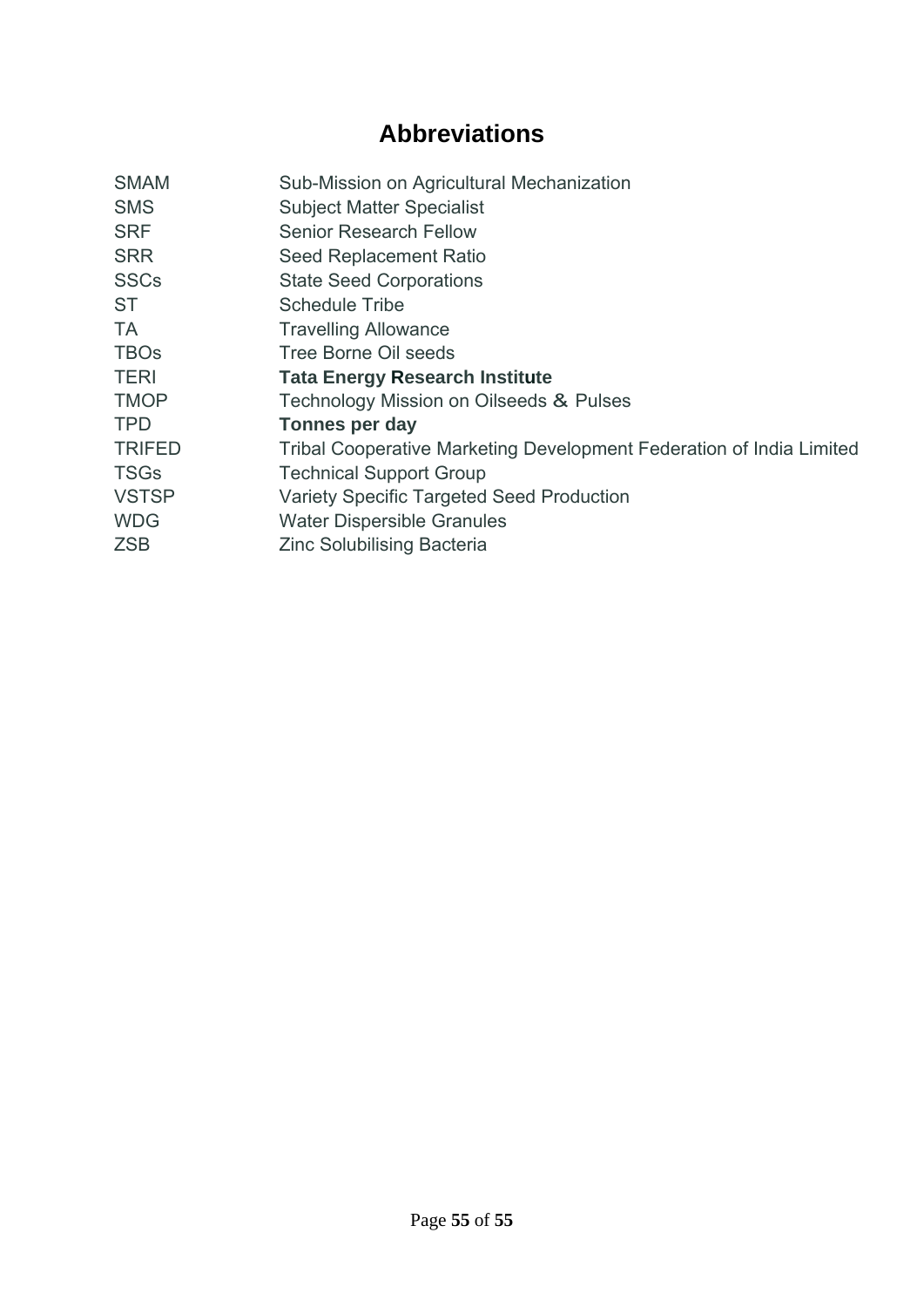# Abbreviations

| | |
|---|---|
| SMAM | Sub-Mission on Agricultural Mechanization |
| SMS | Subject Matter Specialist |
| SRF | Senior Research Fellow |
| SRR | Seed Replacement Ratio |
| SSCs | State Seed Corporations |
| ST | Schedule Tribe |
| TA | Travelling Allowance |
| TBOs | Tree Borne Oil seeds |
| TERI | **Tata Energy Research Institute** |
| TMOP | Technology Mission on Oilseeds & Pulses |
| TPD | **Tonnes per day** |
| TRIFED | Tribal Cooperative Marketing Development Federation of India Limited |
| TSGs | Technical Support Group |
| VSTSP | Variety Specific Targeted Seed Production |
| WDG | Water Dispersible Granules |
| ZSB | Zinc Solubilising Bacteria |